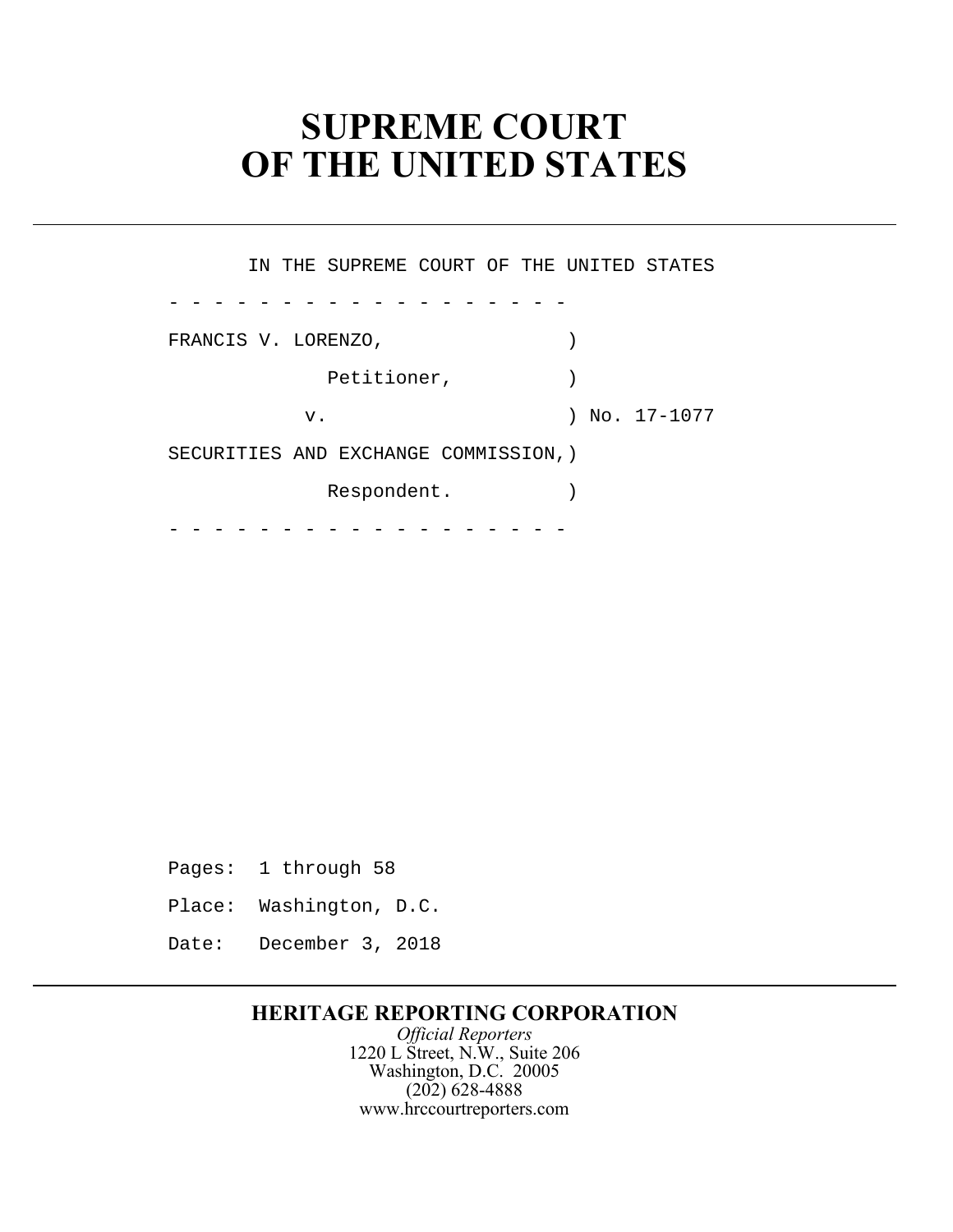# SUPREME COURT OF THE UNITED STATES

IN THE SUPREME COURT OF THE UNITED STATES

\- - - - - - - - - - - - - - - - - - -

FRANCIS V. LORENZO, )

Petitioner, )

v. ) No. 17-1077

SECURITIES AND EXCHANGE COMMISSION,)

Respondent. )

\- - - - - - - - - - - - - - - - - - -

Pages: 1 through 58

Place: Washington, D.C.

Date: December 3, 2018

**HERITAGE REPORTING CORPORATION**

*Official Reporters*

1220 L Street, N.W., Suite 206

Washington, D.C. 20005

(202) 628-4888

www.hrccourtreporters.com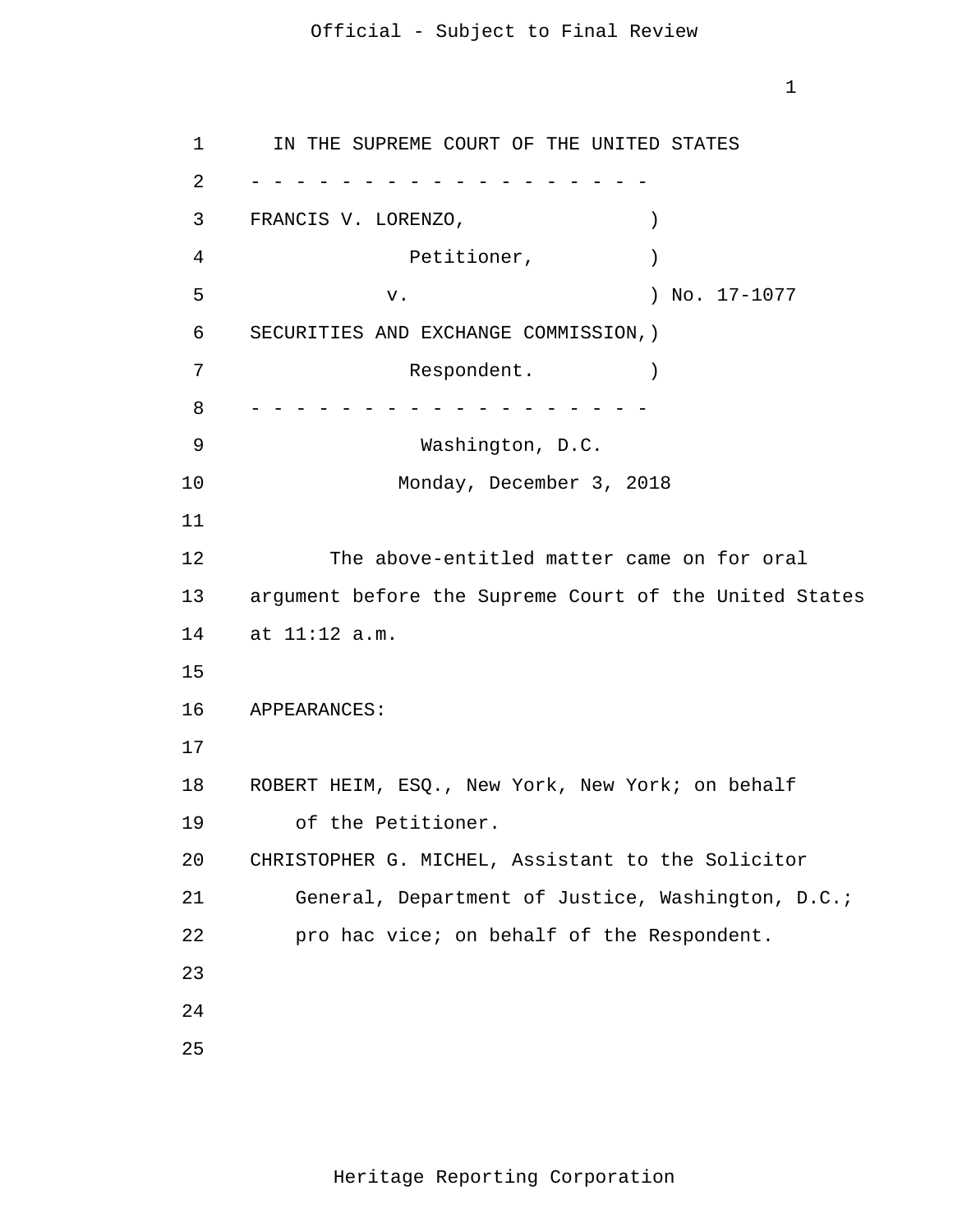IN THE SUPREME COURT OF THE UNITED STATES

\- - - - - - - - - - - - - - - - - -

FRANCIS V. LORENZO, )

Petitioner, )

v. ) No. 17-1077

SECURITIES AND EXCHANGE COMMISSION,)

Respondent. )

\- - - - - - - - - - - - - - - - - -

Washington, D.C.

Monday, December 3, 2018

The above-entitled matter came on for oral argument before the Supreme Court of the United States at 11:12 a.m.

APPEARANCES:

ROBERT HEIM, ESQ., New York, New York; on behalf of the Petitioner.

CHRISTOPHER G. MICHEL, Assistant to the Solicitor General, Department of Justice, Washington, D.C.; pro hac vice; on behalf of the Respondent.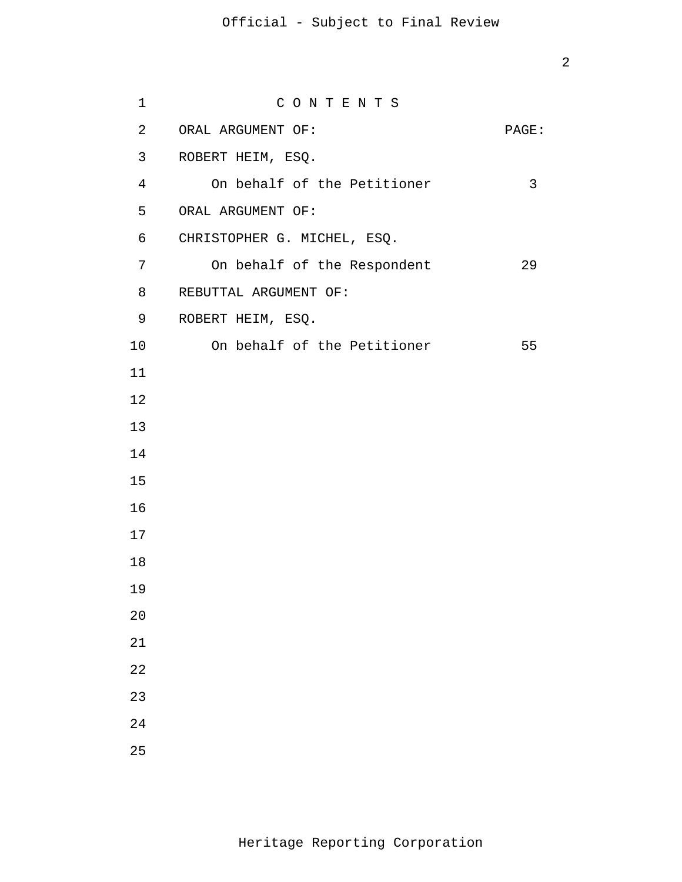C O N T E N T S

| ORAL ARGUMENT OF: | PAGE: |
| --- | --- |
| ROBERT HEIM, ESQ. | |
| On behalf of the Petitioner | 3 |
| ORAL ARGUMENT OF: | |
| CHRISTOPHER G. MICHEL, ESQ. | |
| On behalf of the Respondent | 29 |
| REBUTTAL ARGUMENT OF: | |
| ROBERT HEIM, ESQ. | |
| On behalf of the Petitioner | 55 |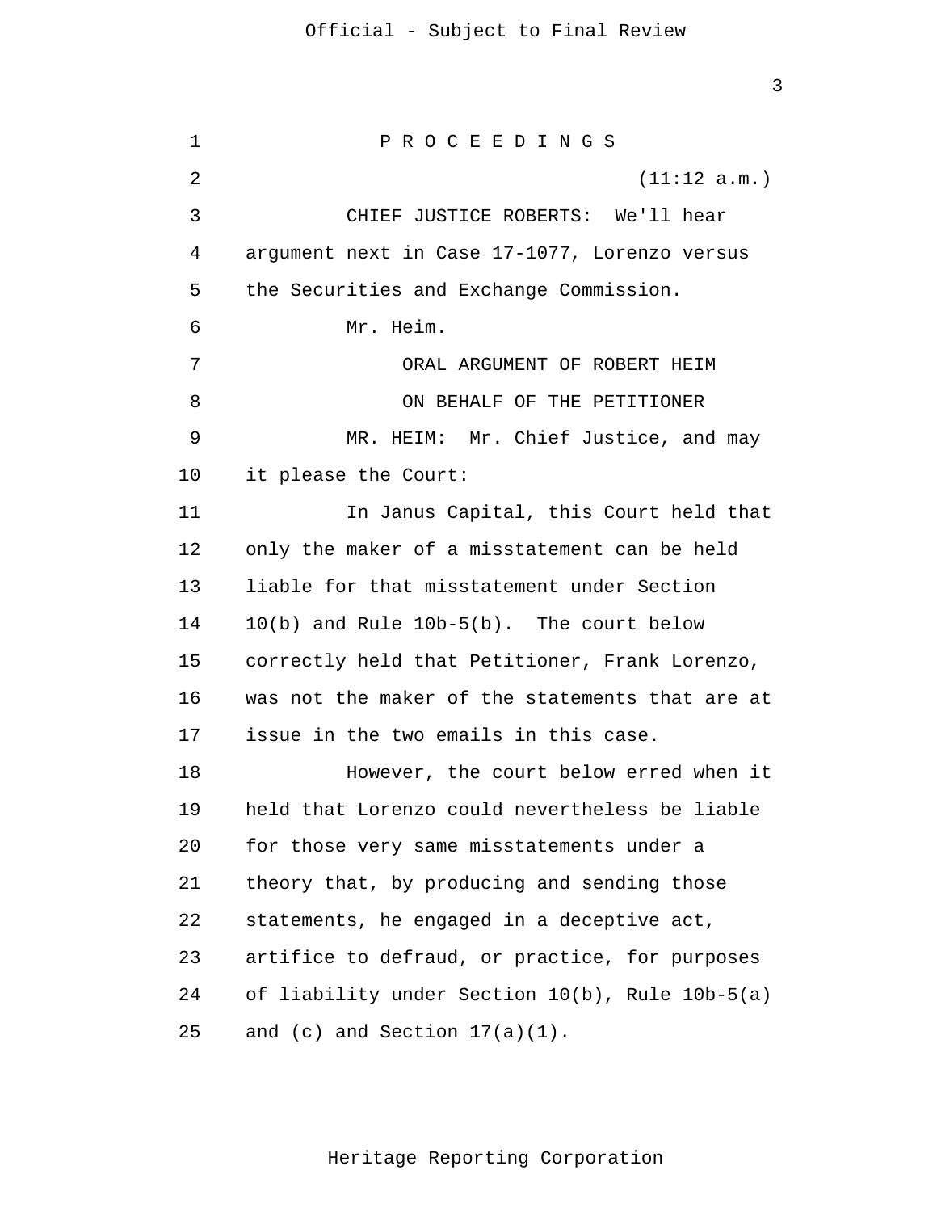P R O C E E D I N G S

(11:12 a.m.)

CHIEF JUSTICE ROBERTS: We'll hear argument next in Case 17-1077, Lorenzo versus the Securities and Exchange Commission.

Mr. Heim.

ORAL ARGUMENT OF ROBERT HEIM

ON BEHALF OF THE PETITIONER

MR. HEIM: Mr. Chief Justice, and may it please the Court:

In Janus Capital, this Court held that only the maker of a misstatement can be held liable for that misstatement under Section 10(b) and Rule 10b-5(b). The court below correctly held that Petitioner, Frank Lorenzo, was not the maker of the statements that are at issue in the two emails in this case.

However, the court below erred when it held that Lorenzo could nevertheless be liable for those very same misstatements under a theory that, by producing and sending those statements, he engaged in a deceptive act, artifice to defraud, or practice, for purposes of liability under Section 10(b), Rule 10b-5(a) and (c) and Section 17(a)(1).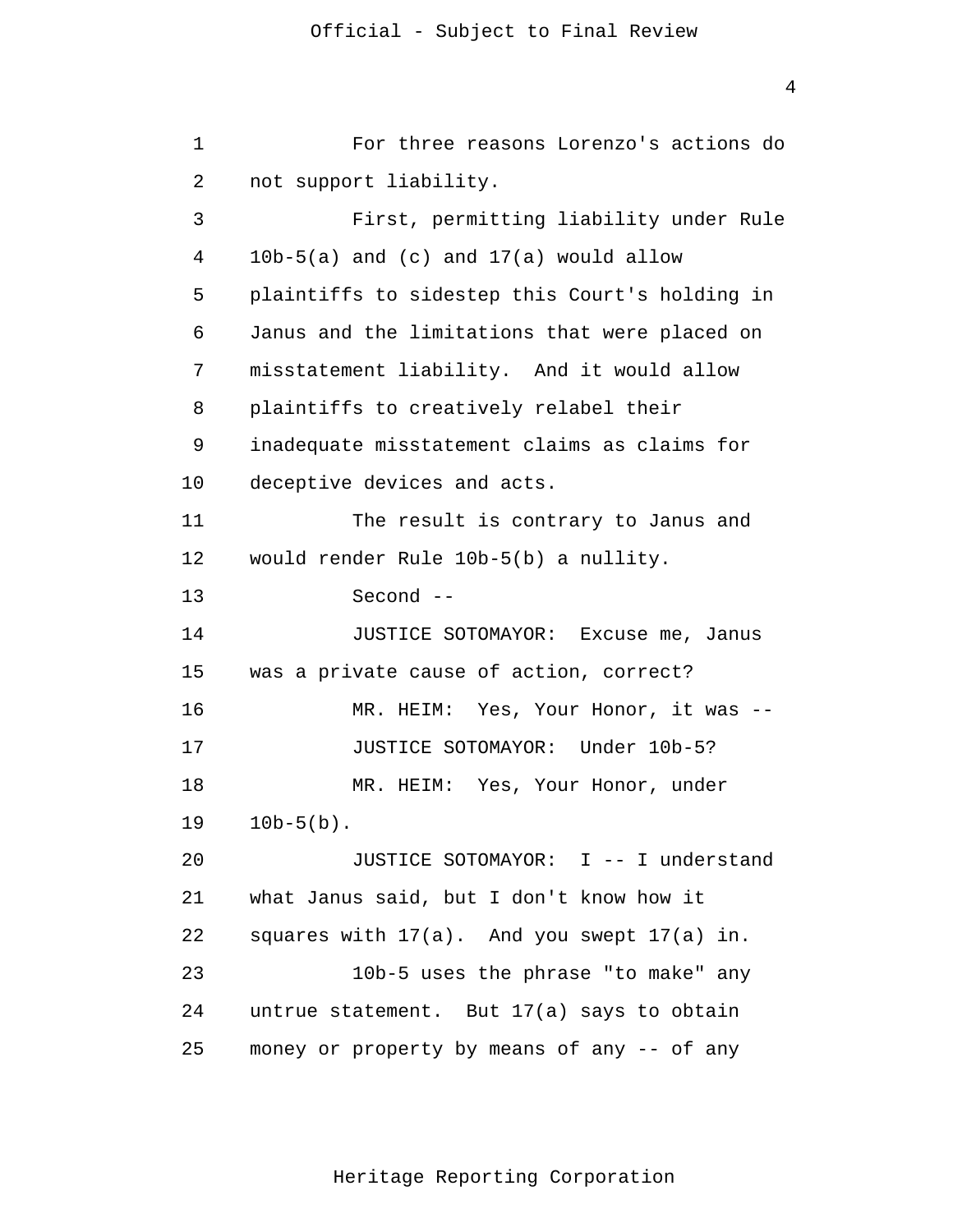For three reasons Lorenzo's actions do not support liability.

First, permitting liability under Rule 10b-5(a) and (c) and 17(a) would allow plaintiffs to sidestep this Court's holding in Janus and the limitations that were placed on misstatement liability. And it would allow plaintiffs to creatively relabel their inadequate misstatement claims as claims for deceptive devices and acts.

The result is contrary to Janus and would render Rule 10b-5(b) a nullity.

Second --

JUSTICE SOTOMAYOR: Excuse me, Janus was a private cause of action, correct?

MR. HEIM: Yes, Your Honor, it was --

JUSTICE SOTOMAYOR: Under 10b-5?

MR. HEIM: Yes, Your Honor, under 10b-5(b).

JUSTICE SOTOMAYOR: I -- I understand what Janus said, but I don't know how it squares with 17(a). And you swept 17(a) in.

10b-5 uses the phrase "to make" any untrue statement. But 17(a) says to obtain money or property by means of any -- of any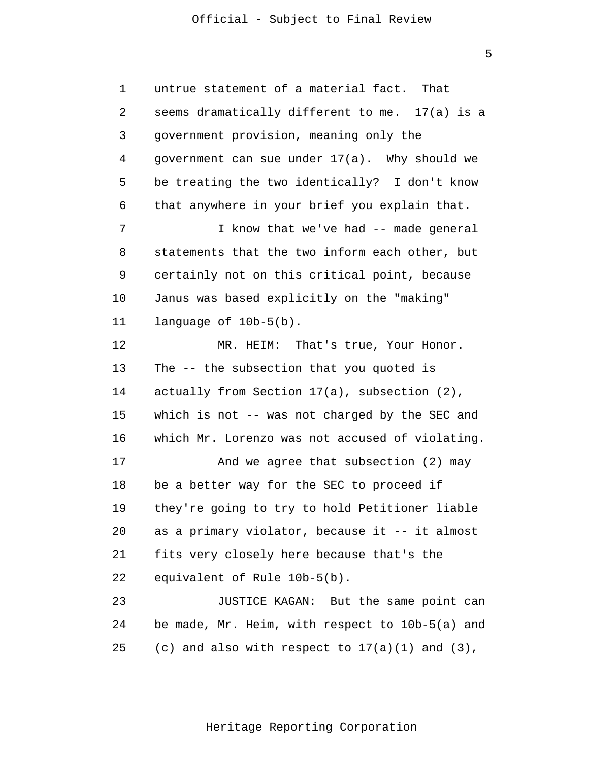untrue statement of a material fact. That seems dramatically different to me. 17(a) is a government provision, meaning only the government can sue under 17(a). Why should we be treating the two identically? I don't know that anywhere in your brief you explain that.

I know that we've had -- made general statements that the two inform each other, but certainly not on this critical point, because Janus was based explicitly on the "making" language of 10b-5(b).

MR. HEIM: That's true, Your Honor. The -- the subsection that you quoted is actually from Section 17(a), subsection (2), which is not -- was not charged by the SEC and which Mr. Lorenzo was not accused of violating.

And we agree that subsection (2) may be a better way for the SEC to proceed if they're going to try to hold Petitioner liable as a primary violator, because it -- it almost fits very closely here because that's the equivalent of Rule 10b-5(b).

JUSTICE KAGAN: But the same point can be made, Mr. Heim, with respect to 10b-5(a) and (c) and also with respect to 17(a)(1) and (3),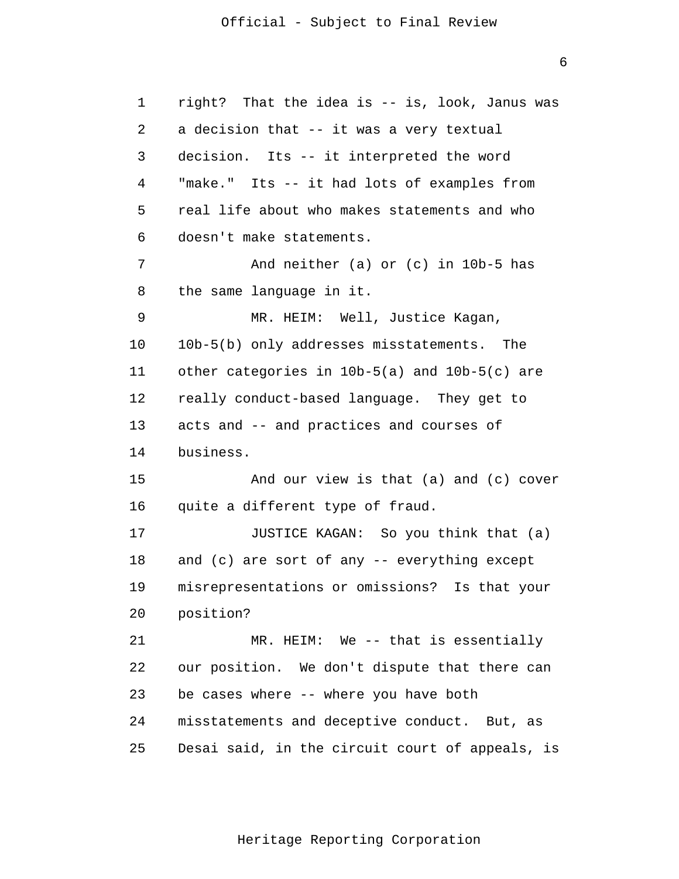right? That the idea is -- is, look, Janus was a decision that -- it was a very textual decision. Its -- it interpreted the word "make." Its -- it had lots of examples from real life about who makes statements and who doesn't make statements.

And neither (a) or (c) in 10b-5 has the same language in it.

MR. HEIM: Well, Justice Kagan, 10b-5(b) only addresses misstatements. The other categories in 10b-5(a) and 10b-5(c) are really conduct-based language. They get to acts and -- and practices and courses of business.

And our view is that (a) and (c) cover quite a different type of fraud.

JUSTICE KAGAN: So you think that (a) and (c) are sort of any -- everything except misrepresentations or omissions? Is that your position?

MR. HEIM: We -- that is essentially our position. We don't dispute that there can be cases where -- where you have both misstatements and deceptive conduct. But, as Desai said, in the circuit court of appeals, is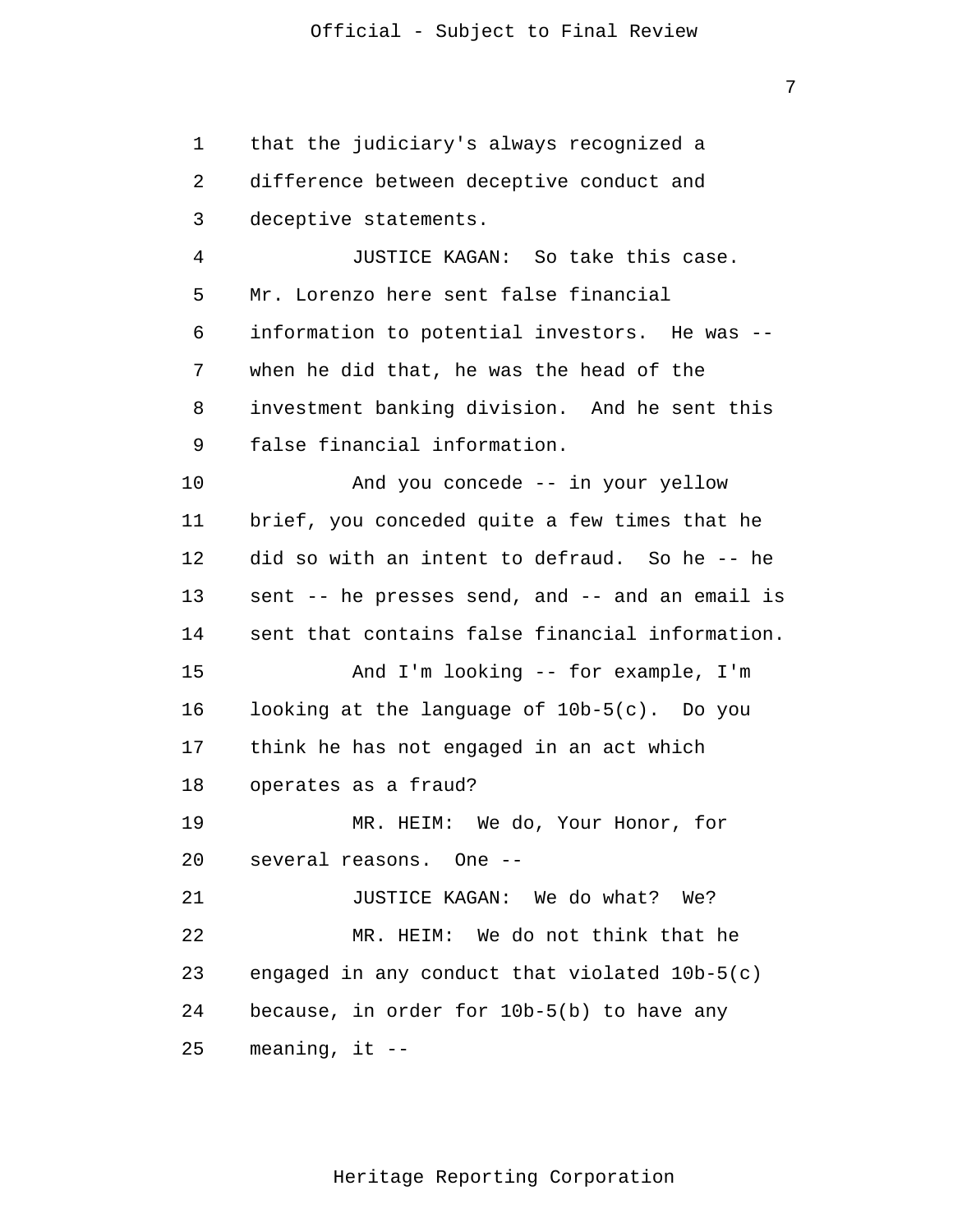that the judiciary's always recognized a difference between deceptive conduct and deceptive statements.

JUSTICE KAGAN: So take this case. Mr. Lorenzo here sent false financial information to potential investors. He was -- when he did that, he was the head of the investment banking division. And he sent this false financial information.

And you concede -- in your yellow brief, you conceded quite a few times that he did so with an intent to defraud. So he -- he sent -- he presses send, and -- and an email is sent that contains false financial information.

And I'm looking -- for example, I'm looking at the language of 10b-5(c). Do you think he has not engaged in an act which operates as a fraud?

MR. HEIM: We do, Your Honor, for several reasons. One --

JUSTICE KAGAN: We do what? We?

MR. HEIM: We do not think that he engaged in any conduct that violated 10b-5(c) because, in order for 10b-5(b) to have any meaning, it --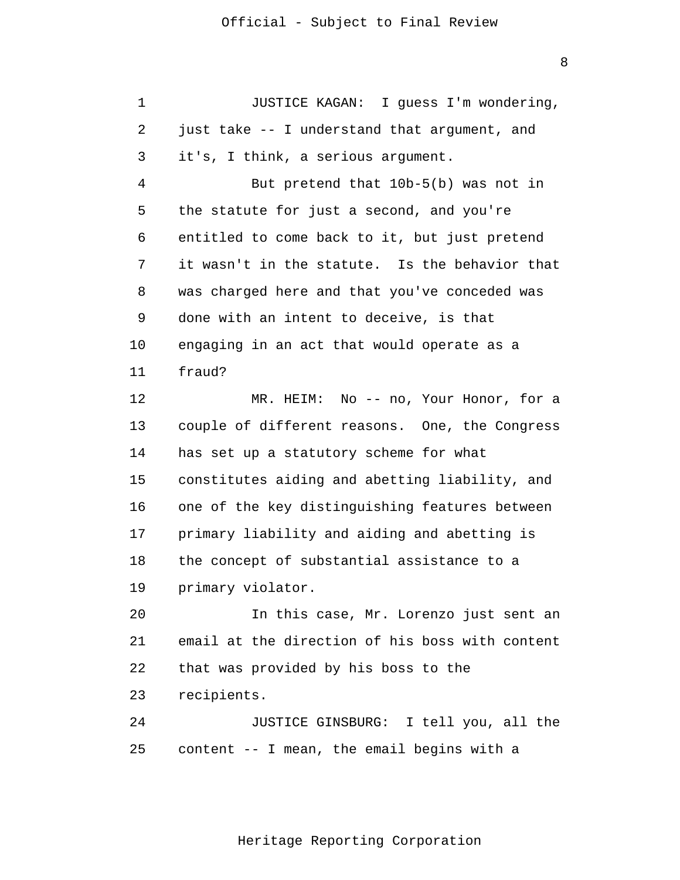JUSTICE KAGAN: I guess I'm wondering, just take -- I understand that argument, and it's, I think, a serious argument.

But pretend that 10b-5(b) was not in the statute for just a second, and you're entitled to come back to it, but just pretend it wasn't in the statute. Is the behavior that was charged here and that you've conceded was done with an intent to deceive, is that engaging in an act that would operate as a fraud?

MR. HEIM: No -- no, Your Honor, for a couple of different reasons. One, the Congress has set up a statutory scheme for what constitutes aiding and abetting liability, and one of the key distinguishing features between primary liability and aiding and abetting is the concept of substantial assistance to a primary violator.

In this case, Mr. Lorenzo just sent an email at the direction of his boss with content that was provided by his boss to the recipients.

JUSTICE GINSBURG: I tell you, all the content -- I mean, the email begins with a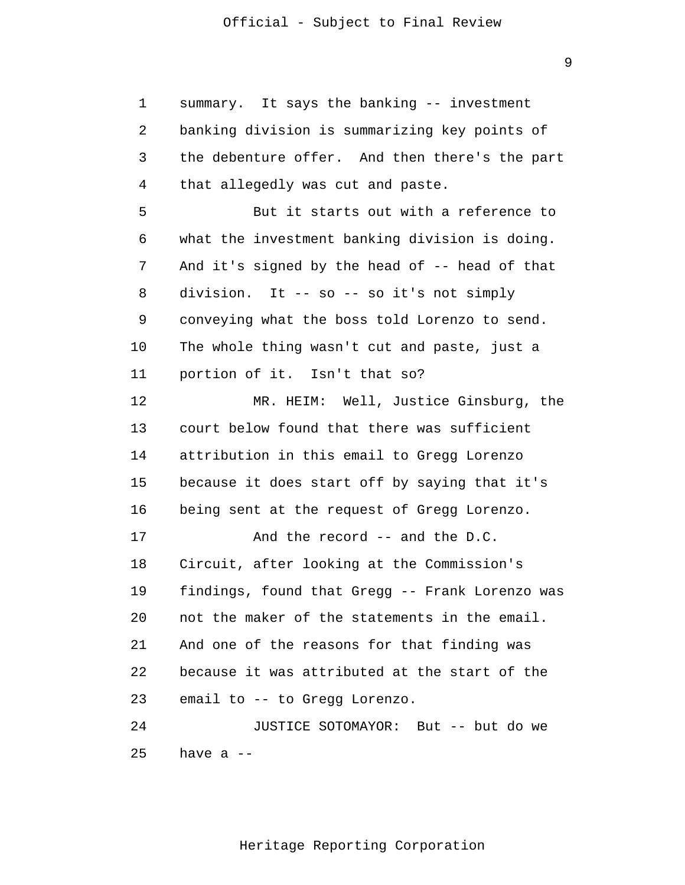summary. It says the banking -- investment banking division is summarizing key points of the debenture offer. And then there's the part that allegedly was cut and paste.

But it starts out with a reference to what the investment banking division is doing. And it's signed by the head of -- head of that division. It -- so -- so it's not simply conveying what the boss told Lorenzo to send. The whole thing wasn't cut and paste, just a portion of it. Isn't that so?

MR. HEIM: Well, Justice Ginsburg, the court below found that there was sufficient attribution in this email to Gregg Lorenzo because it does start off by saying that it's being sent at the request of Gregg Lorenzo.

And the record -- and the D.C. Circuit, after looking at the Commission's findings, found that Gregg -- Frank Lorenzo was not the maker of the statements in the email. And one of the reasons for that finding was because it was attributed at the start of the email to -- to Gregg Lorenzo.

JUSTICE SOTOMAYOR: But -- but do we have a --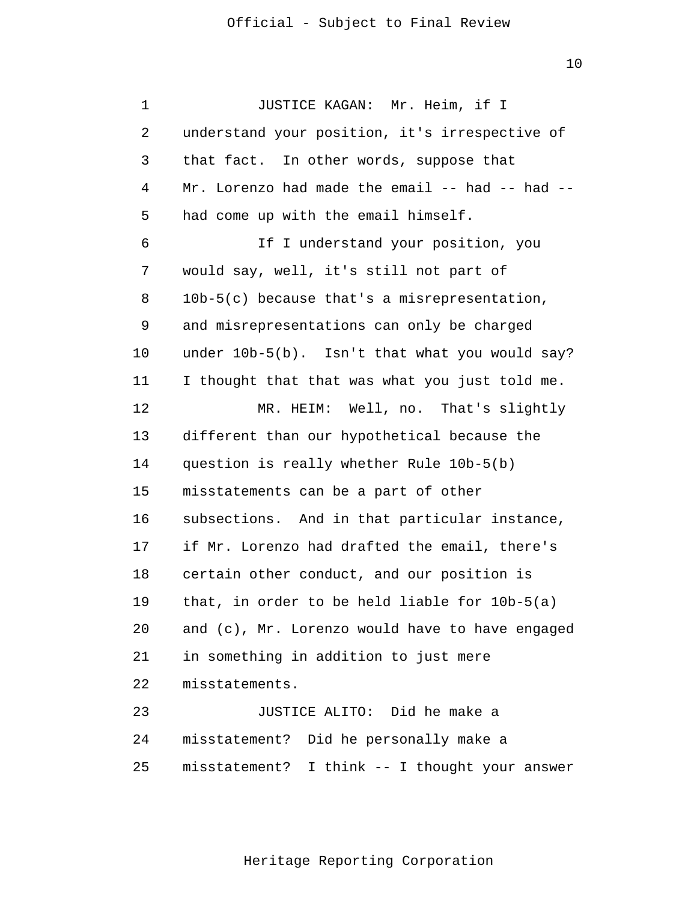JUSTICE KAGAN: Mr. Heim, if I understand your position, it's irrespective of that fact. In other words, suppose that Mr. Lorenzo had made the email -- had -- had -- had come up with the email himself.

If I understand your position, you would say, well, it's still not part of 10b-5(c) because that's a misrepresentation, and misrepresentations can only be charged under 10b-5(b). Isn't that what you would say? I thought that that was what you just told me.

MR. HEIM: Well, no. That's slightly different than our hypothetical because the question is really whether Rule 10b-5(b) misstatements can be a part of other subsections. And in that particular instance, if Mr. Lorenzo had drafted the email, there's certain other conduct, and our position is that, in order to be held liable for 10b-5(a) and (c), Mr. Lorenzo would have to have engaged in something in addition to just mere misstatements.

JUSTICE ALITO: Did he make a misstatement? Did he personally make a misstatement? I think -- I thought your answer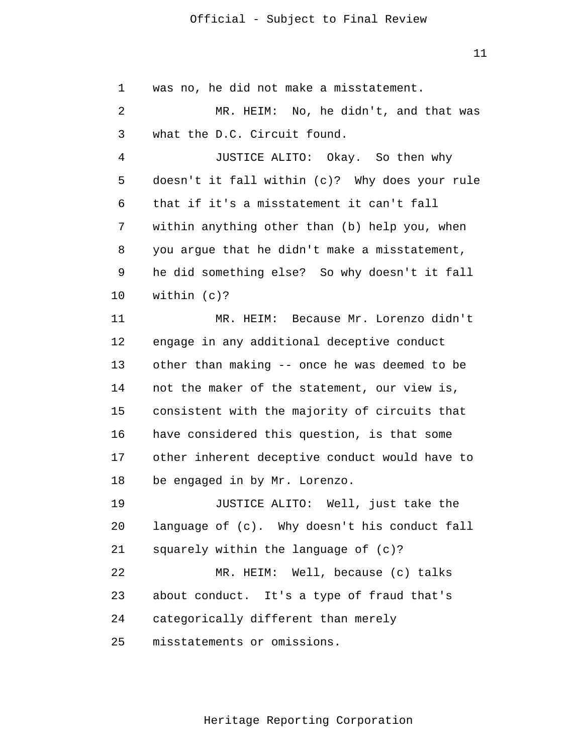was no, he did not make a misstatement.

MR. HEIM: No, he didn't, and that was what the D.C. Circuit found.

JUSTICE ALITO: Okay. So then why doesn't it fall within (c)? Why does your rule that if it's a misstatement it can't fall within anything other than (b) help you, when you argue that he didn't make a misstatement, he did something else? So why doesn't it fall within (c)?

MR. HEIM: Because Mr. Lorenzo didn't engage in any additional deceptive conduct other than making -- once he was deemed to be not the maker of the statement, our view is, consistent with the majority of circuits that have considered this question, is that some other inherent deceptive conduct would have to be engaged in by Mr. Lorenzo.

JUSTICE ALITO: Well, just take the language of (c). Why doesn't his conduct fall squarely within the language of (c)?

MR. HEIM: Well, because (c) talks about conduct. It's a type of fraud that's categorically different than merely misstatements or omissions.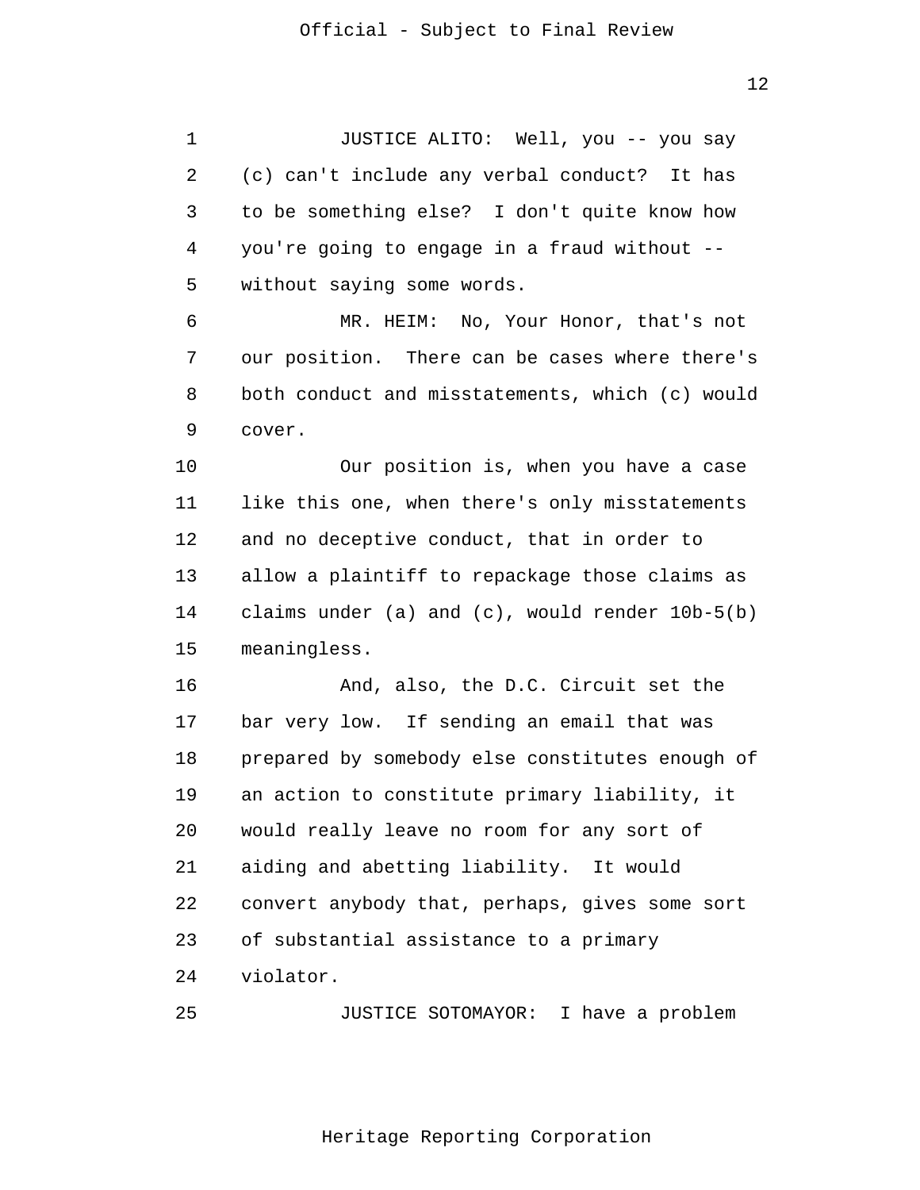JUSTICE ALITO: Well, you -- you say (c) can't include any verbal conduct? It has to be something else? I don't quite know how you're going to engage in a fraud without -- without saying some words.

MR. HEIM: No, Your Honor, that's not our position. There can be cases where there's both conduct and misstatements, which (c) would cover.

Our position is, when you have a case like this one, when there's only misstatements and no deceptive conduct, that in order to allow a plaintiff to repackage those claims as claims under (a) and (c), would render 10b-5(b) meaningless.

And, also, the D.C. Circuit set the bar very low. If sending an email that was prepared by somebody else constitutes enough of an action to constitute primary liability, it would really leave no room for any sort of aiding and abetting liability. It would convert anybody that, perhaps, gives some sort of substantial assistance to a primary violator.

JUSTICE SOTOMAYOR: I have a problem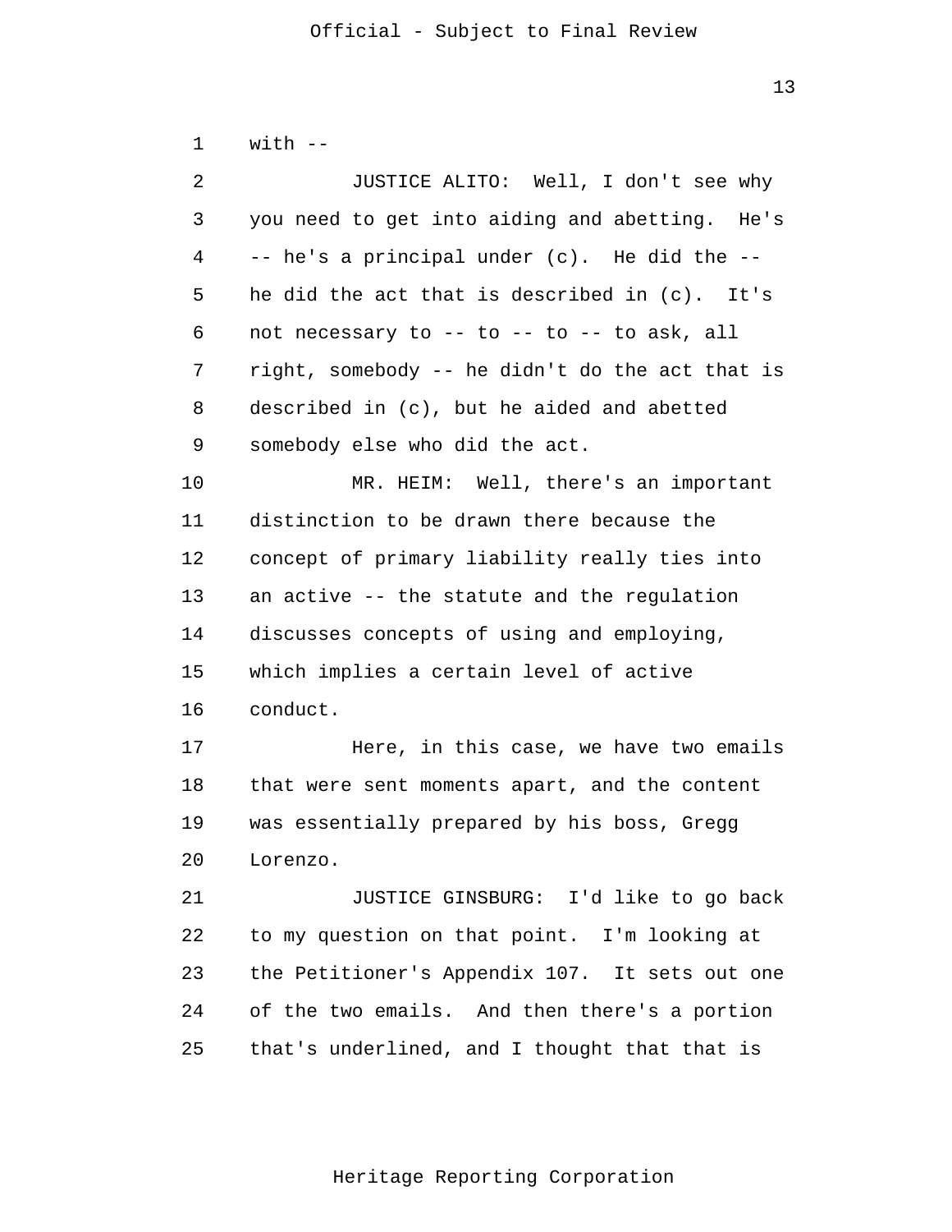with --

JUSTICE ALITO: Well, I don't see why you need to get into aiding and abetting. He's -- he's a principal under (c). He did the -- he did the act that is described in (c). It's not necessary to -- to -- to -- to ask, all right, somebody -- he didn't do the act that is described in (c), but he aided and abetted somebody else who did the act.

MR. HEIM: Well, there's an important distinction to be drawn there because the concept of primary liability really ties into an active -- the statute and the regulation discusses concepts of using and employing, which implies a certain level of active conduct.

Here, in this case, we have two emails that were sent moments apart, and the content was essentially prepared by his boss, Gregg Lorenzo.

JUSTICE GINSBURG: I'd like to go back to my question on that point. I'm looking at the Petitioner's Appendix 107. It sets out one of the two emails. And then there's a portion that's underlined, and I thought that that is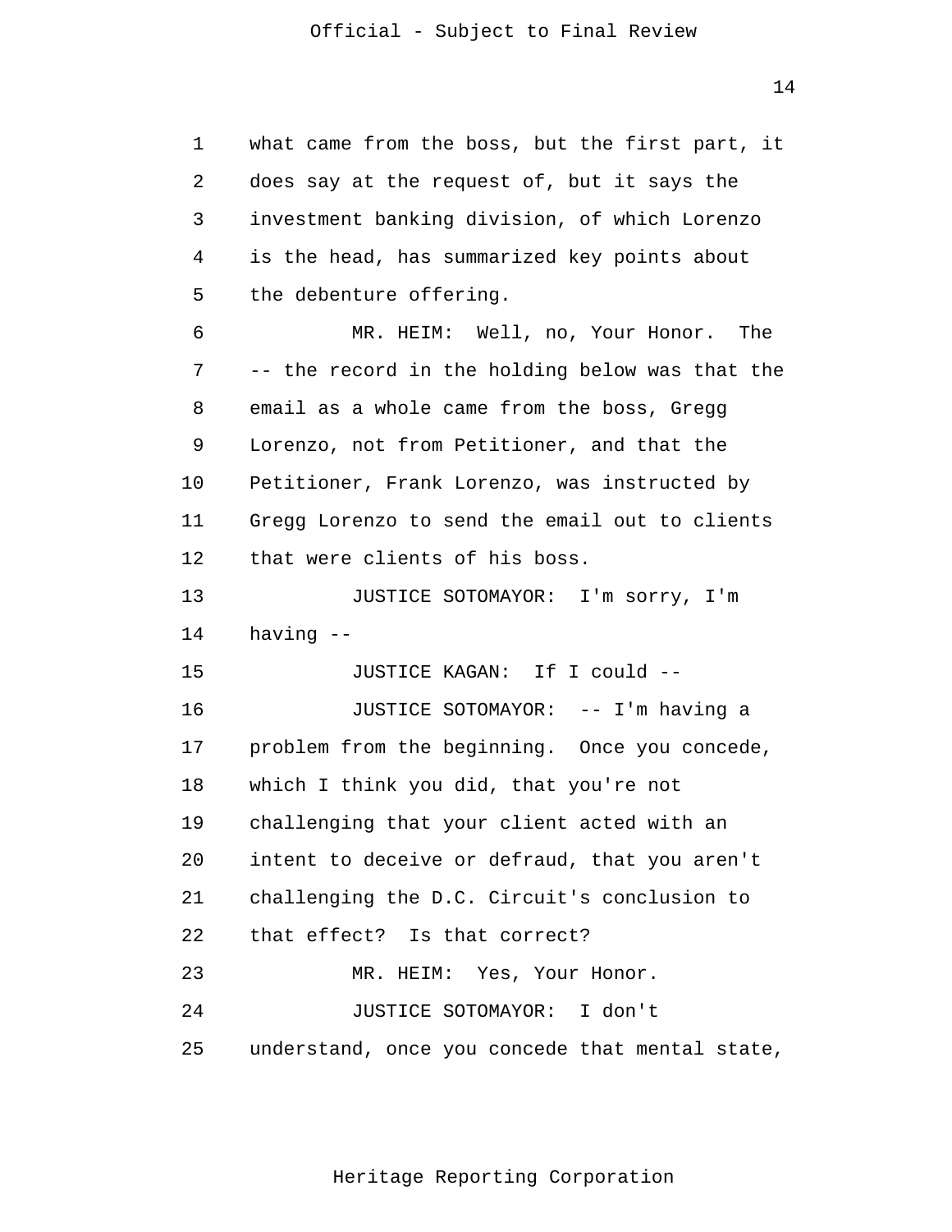what came from the boss, but the first part, it does say at the request of, but it says the investment banking division, of which Lorenzo is the head, has summarized key points about the debenture offering.

MR. HEIM: Well, no, Your Honor. The -- the record in the holding below was that the email as a whole came from the boss, Gregg Lorenzo, not from Petitioner, and that the Petitioner, Frank Lorenzo, was instructed by Gregg Lorenzo to send the email out to clients that were clients of his boss.

JUSTICE SOTOMAYOR: I'm sorry, I'm having --

JUSTICE KAGAN: If I could --

JUSTICE SOTOMAYOR: -- I'm having a problem from the beginning. Once you concede, which I think you did, that you're not challenging that your client acted with an intent to deceive or defraud, that you aren't challenging the D.C. Circuit's conclusion to that effect? Is that correct?

MR. HEIM: Yes, Your Honor.

JUSTICE SOTOMAYOR: I don't understand, once you concede that mental state,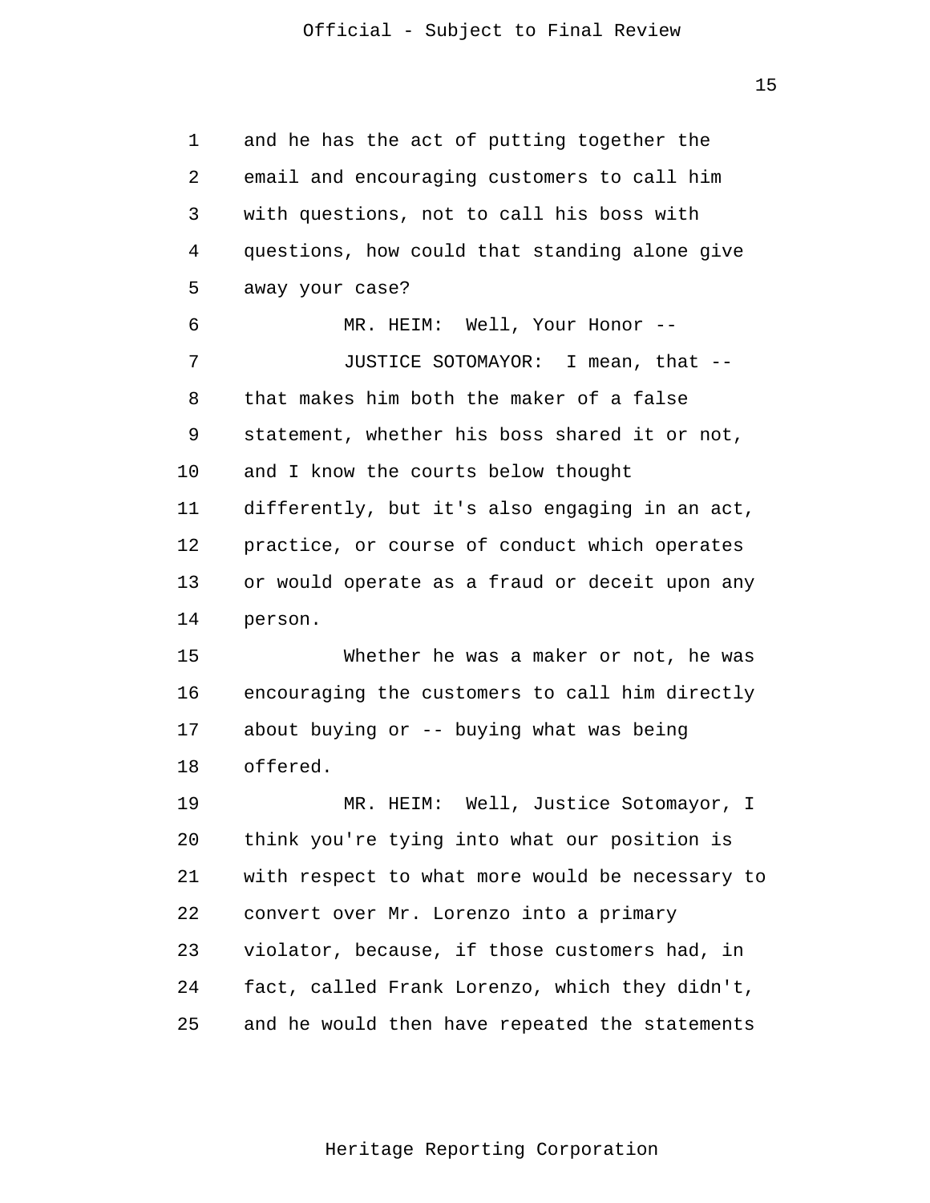and he has the act of putting together the email and encouraging customers to call him with questions, not to call his boss with questions, how could that standing alone give away your case?

MR. HEIM: Well, Your Honor --

JUSTICE SOTOMAYOR: I mean, that -- that makes him both the maker of a false statement, whether his boss shared it or not, and I know the courts below thought differently, but it's also engaging in an act, practice, or course of conduct which operates or would operate as a fraud or deceit upon any person.

Whether he was a maker or not, he was encouraging the customers to call him directly about buying or -- buying what was being offered.

MR. HEIM: Well, Justice Sotomayor, I think you're tying into what our position is with respect to what more would be necessary to convert over Mr. Lorenzo into a primary violator, because, if those customers had, in fact, called Frank Lorenzo, which they didn't, and he would then have repeated the statements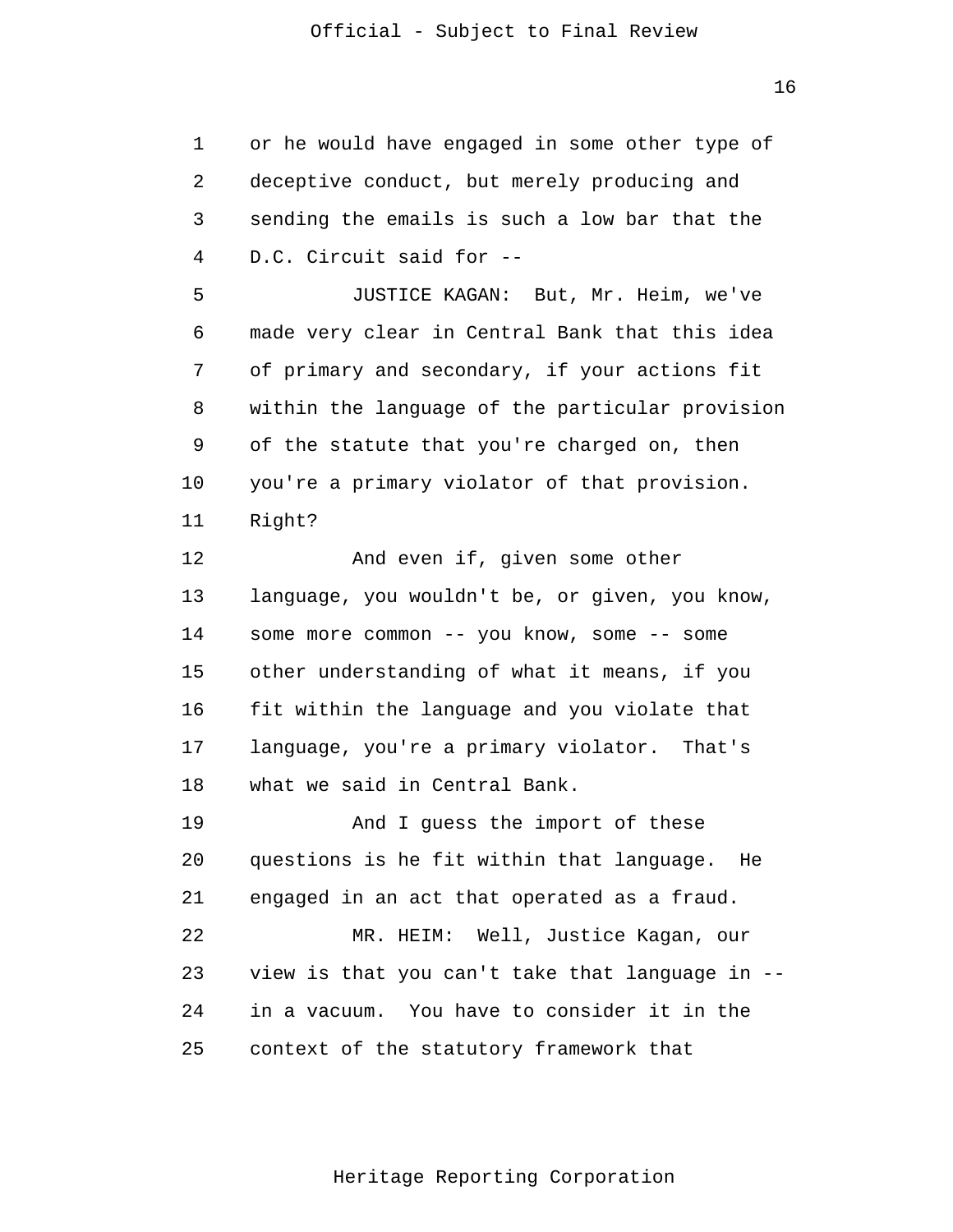or he would have engaged in some other type of deceptive conduct, but merely producing and sending the emails is such a low bar that the D.C. Circuit said for --

JUSTICE KAGAN: But, Mr. Heim, we've made very clear in Central Bank that this idea of primary and secondary, if your actions fit within the language of the particular provision of the statute that you're charged on, then you're a primary violator of that provision. Right?

And even if, given some other language, you wouldn't be, or given, you know, some more common -- you know, some -- some other understanding of what it means, if you fit within the language and you violate that language, you're a primary violator. That's what we said in Central Bank.

And I guess the import of these questions is he fit within that language. He engaged in an act that operated as a fraud.

MR. HEIM: Well, Justice Kagan, our view is that you can't take that language in -- in a vacuum. You have to consider it in the context of the statutory framework that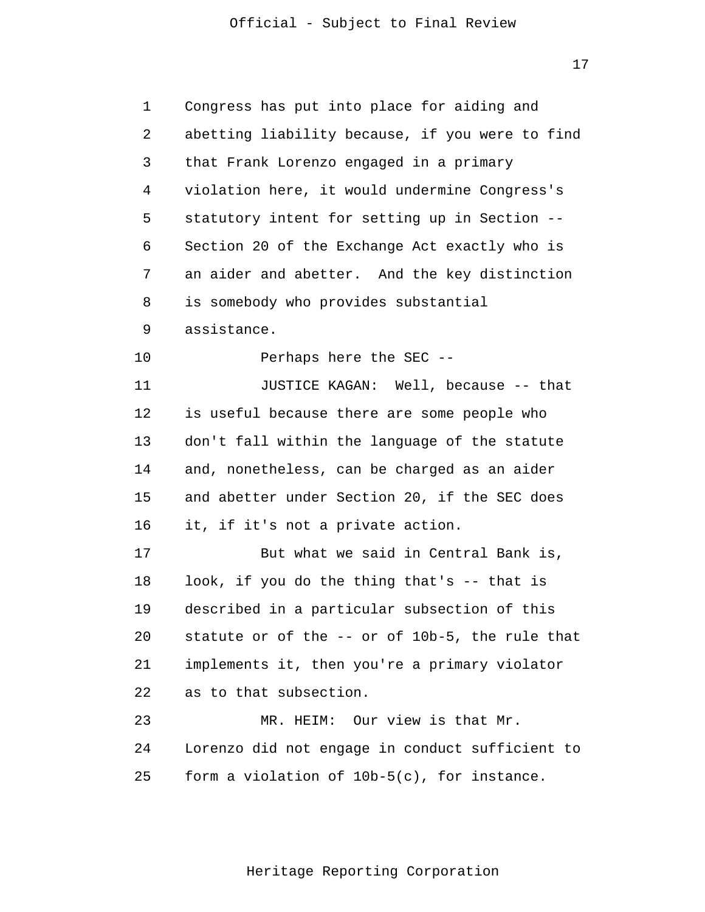Congress has put into place for aiding and abetting liability because, if you were to find that Frank Lorenzo engaged in a primary violation here, it would undermine Congress's statutory intent for setting up in Section -- Section 20 of the Exchange Act exactly who is an aider and abetter. And the key distinction is somebody who provides substantial assistance.

Perhaps here the SEC --

JUSTICE KAGAN: Well, because -- that is useful because there are some people who don't fall within the language of the statute and, nonetheless, can be charged as an aider and abetter under Section 20, if the SEC does it, if it's not a private action.

But what we said in Central Bank is, look, if you do the thing that's -- that is described in a particular subsection of this statute or of the -- or of 10b-5, the rule that implements it, then you're a primary violator as to that subsection.

MR. HEIM: Our view is that Mr. Lorenzo did not engage in conduct sufficient to form a violation of 10b-5(c), for instance.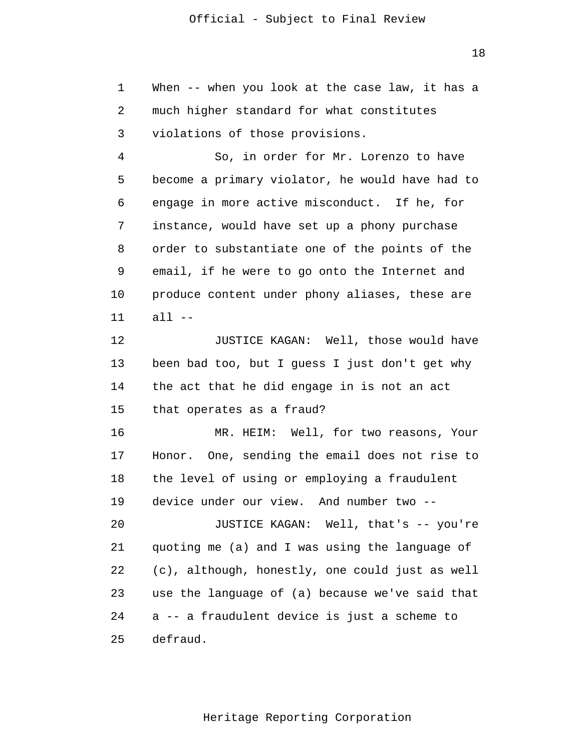When -- when you look at the case law, it has a much higher standard for what constitutes violations of those provisions.

So, in order for Mr. Lorenzo to have become a primary violator, he would have had to engage in more active misconduct. If he, for instance, would have set up a phony purchase order to substantiate one of the points of the email, if he were to go onto the Internet and produce content under phony aliases, these are all --

JUSTICE KAGAN: Well, those would have been bad too, but I guess I just don't get why the act that he did engage in is not an act that operates as a fraud?

MR. HEIM: Well, for two reasons, Your Honor. One, sending the email does not rise to the level of using or employing a fraudulent device under our view. And number two --

JUSTICE KAGAN: Well, that's -- you're quoting me (a) and I was using the language of (c), although, honestly, one could just as well use the language of (a) because we've said that a -- a fraudulent device is just a scheme to defraud.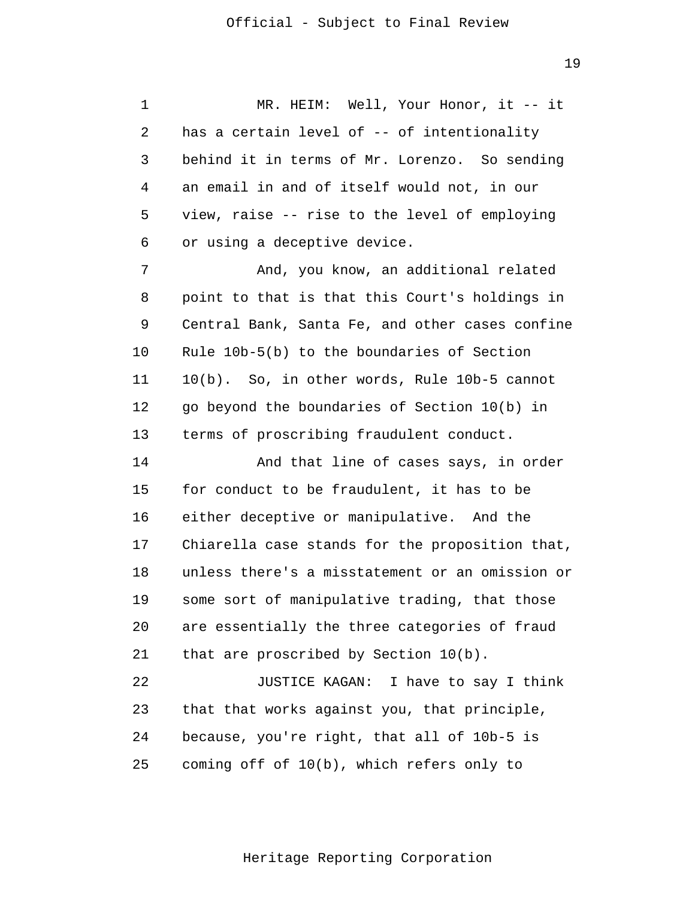MR. HEIM: Well, Your Honor, it -- it has a certain level of -- of intentionality behind it in terms of Mr. Lorenzo. So sending an email in and of itself would not, in our view, raise -- rise to the level of employing or using a deceptive device.

And, you know, an additional related point to that is that this Court's holdings in Central Bank, Santa Fe, and other cases confine Rule 10b-5(b) to the boundaries of Section 10(b). So, in other words, Rule 10b-5 cannot go beyond the boundaries of Section 10(b) in terms of proscribing fraudulent conduct.

And that line of cases says, in order for conduct to be fraudulent, it has to be either deceptive or manipulative. And the Chiarella case stands for the proposition that, unless there's a misstatement or an omission or some sort of manipulative trading, that those are essentially the three categories of fraud that are proscribed by Section 10(b).

JUSTICE KAGAN: I have to say I think that that works against you, that principle, because, you're right, that all of 10b-5 is coming off of 10(b), which refers only to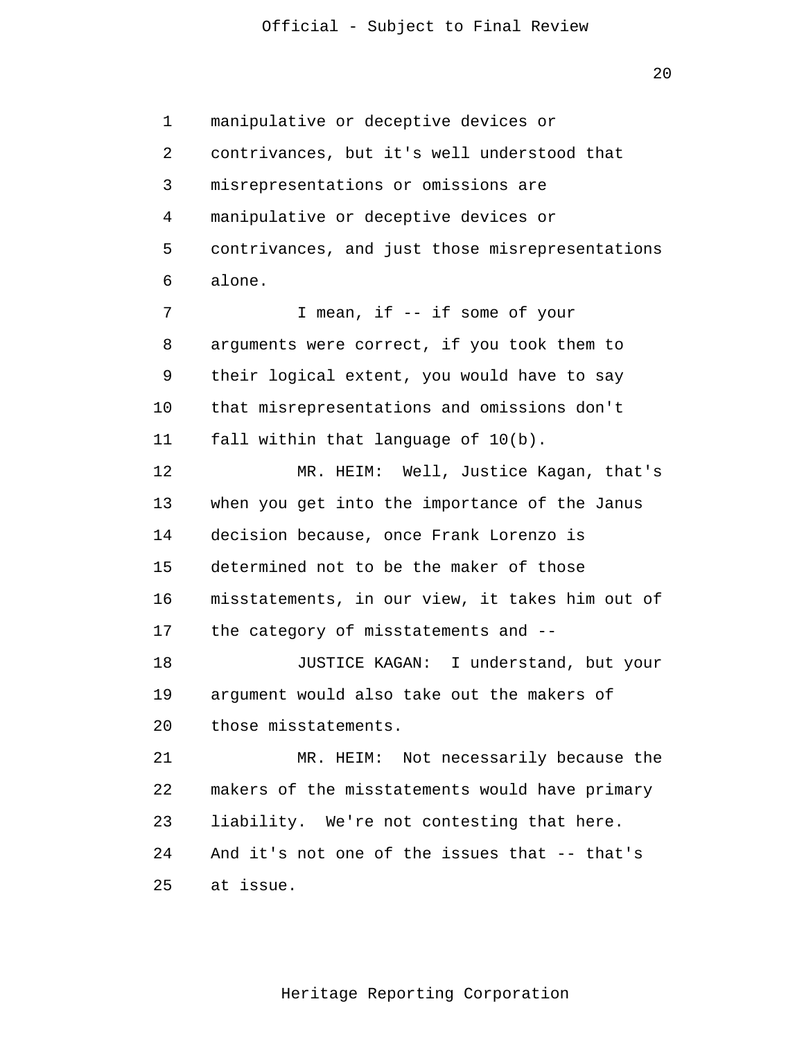manipulative or deceptive devices or contrivances, but it's well understood that misrepresentations or omissions are manipulative or deceptive devices or contrivances, and just those misrepresentations alone.

I mean, if -- if some of your arguments were correct, if you took them to their logical extent, you would have to say that misrepresentations and omissions don't fall within that language of 10(b).

MR. HEIM: Well, Justice Kagan, that's when you get into the importance of the Janus decision because, once Frank Lorenzo is determined not to be the maker of those misstatements, in our view, it takes him out of the category of misstatements and --

JUSTICE KAGAN: I understand, but your argument would also take out the makers of those misstatements.

MR. HEIM: Not necessarily because the makers of the misstatements would have primary liability. We're not contesting that here. And it's not one of the issues that -- that's at issue.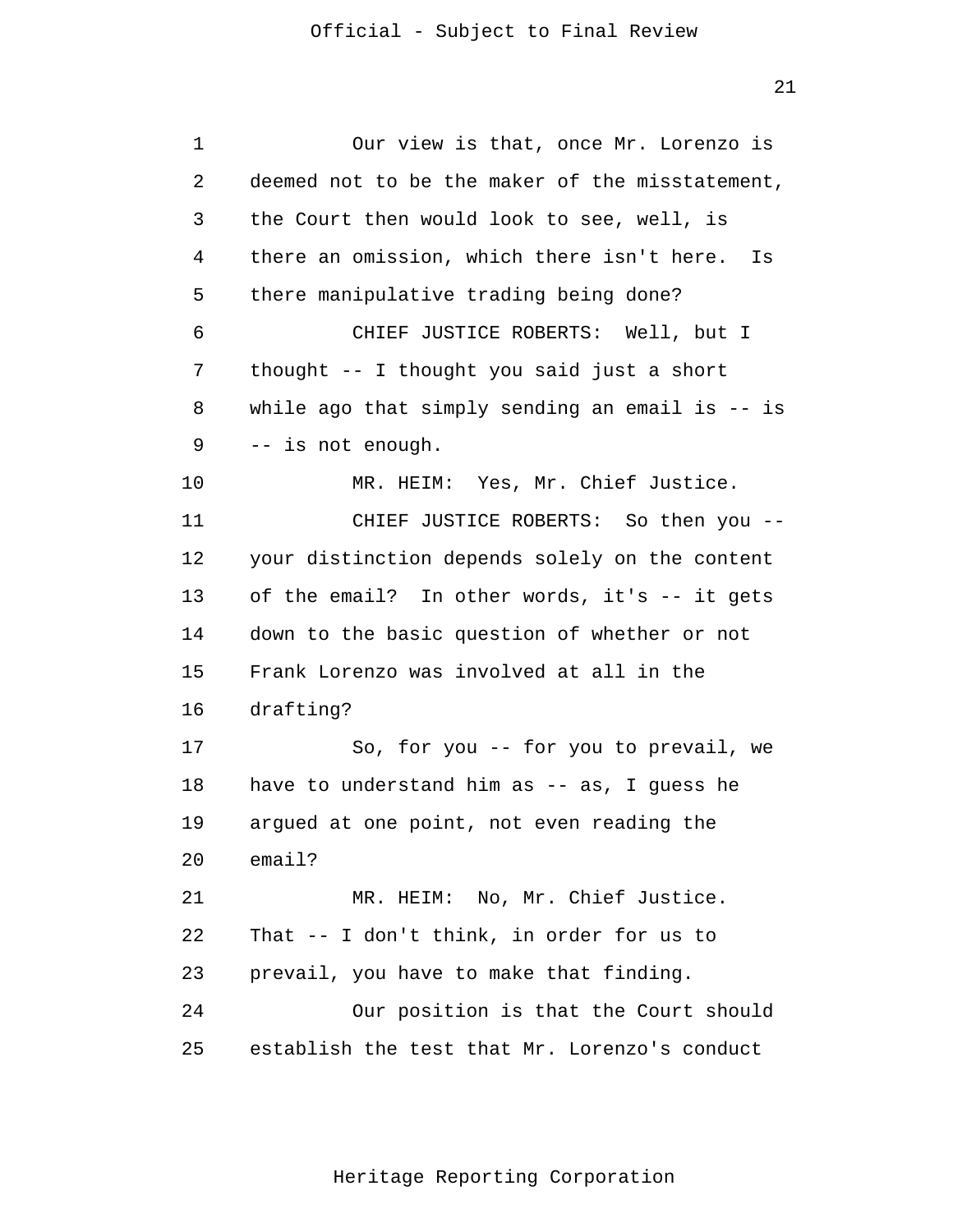Our view is that, once Mr. Lorenzo is deemed not to be the maker of the misstatement, the Court then would look to see, well, is there an omission, which there isn't here. Is there manipulative trading being done?

CHIEF JUSTICE ROBERTS: Well, but I thought -- I thought you said just a short while ago that simply sending an email is -- is -- is not enough.

MR. HEIM: Yes, Mr. Chief Justice.

CHIEF JUSTICE ROBERTS: So then you -- your distinction depends solely on the content of the email? In other words, it's -- it gets down to the basic question of whether or not Frank Lorenzo was involved at all in the drafting?

So, for you -- for you to prevail, we have to understand him as -- as, I guess he argued at one point, not even reading the email?

MR. HEIM: No, Mr. Chief Justice. That -- I don't think, in order for us to prevail, you have to make that finding.

Our position is that the Court should establish the test that Mr. Lorenzo's conduct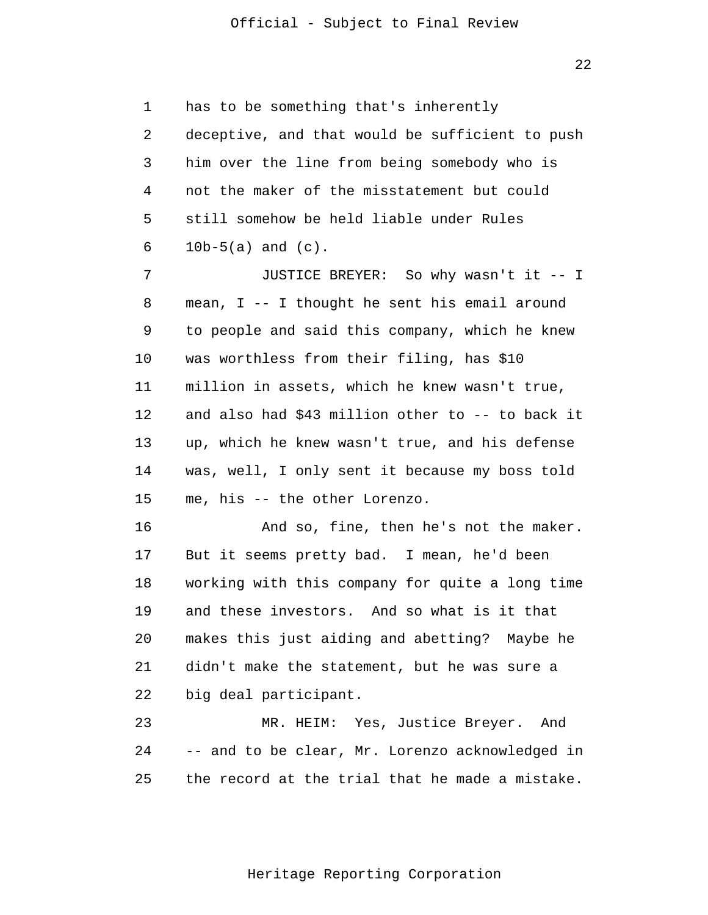has to be something that's inherently deceptive, and that would be sufficient to push him over the line from being somebody who is not the maker of the misstatement but could still somehow be held liable under Rules 10b-5(a) and (c).

JUSTICE BREYER: So why wasn't it -- I mean, I -- I thought he sent his email around to people and said this company, which he knew was worthless from their filing, has $10 million in assets, which he knew wasn't true, and also had $43 million other to -- to back it up, which he knew wasn't true, and his defense was, well, I only sent it because my boss told me, his -- the other Lorenzo.

And so, fine, then he's not the maker. But it seems pretty bad. I mean, he'd been working with this company for quite a long time and these investors. And so what is it that makes this just aiding and abetting? Maybe he didn't make the statement, but he was sure a big deal participant.

MR. HEIM: Yes, Justice Breyer. And -- and to be clear, Mr. Lorenzo acknowledged in the record at the trial that he made a mistake.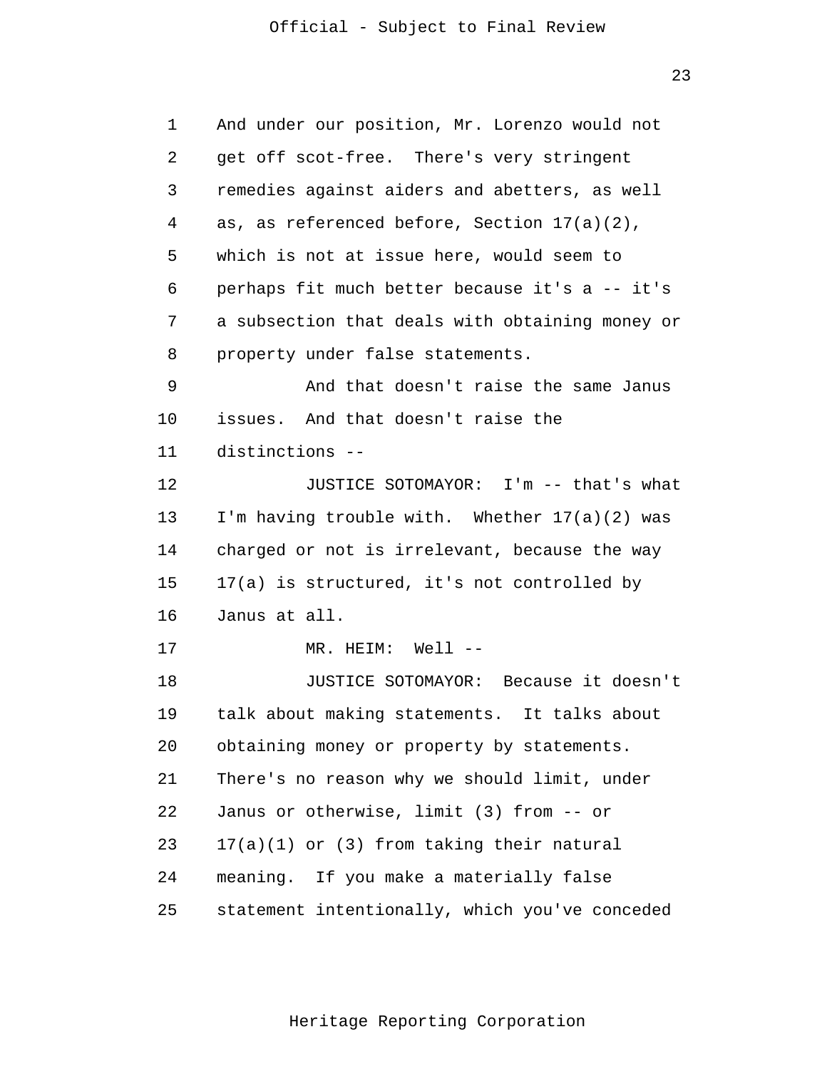And under our position, Mr. Lorenzo would not get off scot-free. There's very stringent remedies against aiders and abetters, as well as, as referenced before, Section 17(a)(2), which is not at issue here, would seem to perhaps fit much better because it's a -- it's a subsection that deals with obtaining money or property under false statements.

And that doesn't raise the same Janus issues. And that doesn't raise the distinctions --

JUSTICE SOTOMAYOR: I'm -- that's what I'm having trouble with. Whether 17(a)(2) was charged or not is irrelevant, because the way 17(a) is structured, it's not controlled by Janus at all.

MR. HEIM: Well --

JUSTICE SOTOMAYOR: Because it doesn't talk about making statements. It talks about obtaining money or property by statements. There's no reason why we should limit, under Janus or otherwise, limit (3) from -- or 17(a)(1) or (3) from taking their natural meaning. If you make a materially false statement intentionally, which you've conceded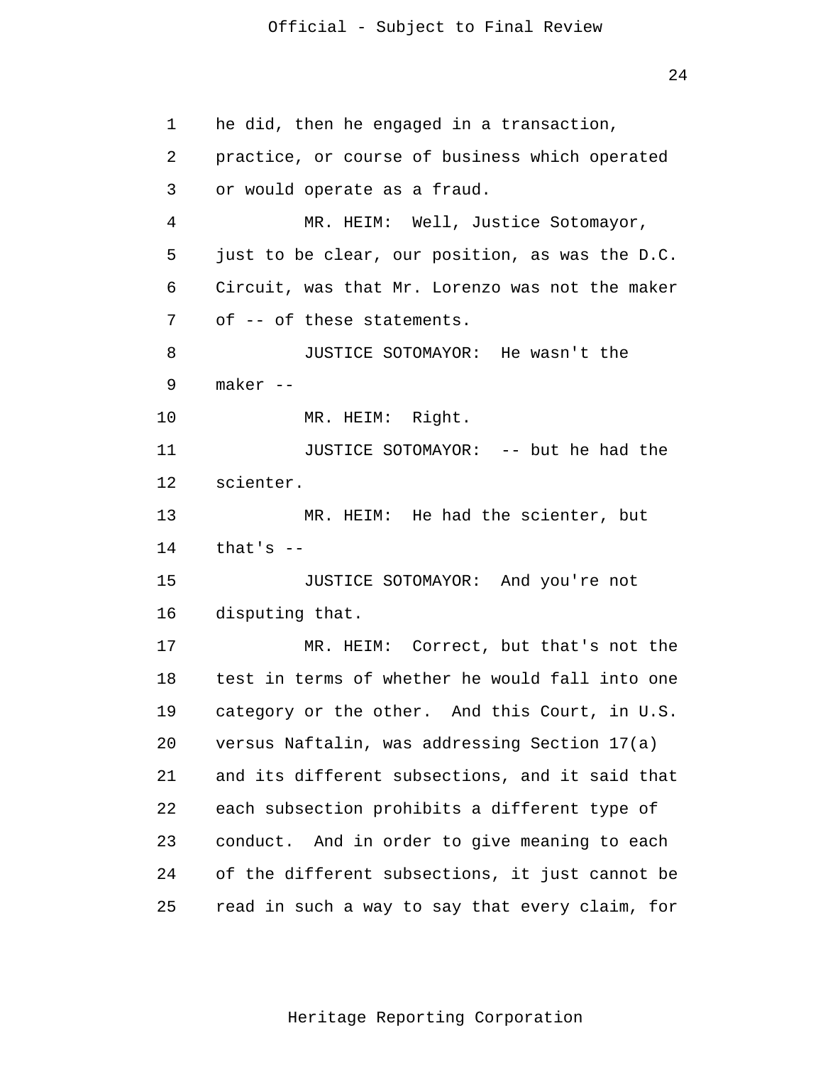he did, then he engaged in a transaction, practice, or course of business which operated or would operate as a fraud.

MR. HEIM: Well, Justice Sotomayor, just to be clear, our position, as was the D.C. Circuit, was that Mr. Lorenzo was not the maker of -- of these statements.

JUSTICE SOTOMAYOR: He wasn't the maker --

MR. HEIM: Right.

JUSTICE SOTOMAYOR: -- but he had the scienter.

MR. HEIM: He had the scienter, but that's --

JUSTICE SOTOMAYOR: And you're not disputing that.

MR. HEIM: Correct, but that's not the test in terms of whether he would fall into one category or the other. And this Court, in U.S. versus Naftalin, was addressing Section 17(a) and its different subsections, and it said that each subsection prohibits a different type of conduct. And in order to give meaning to each of the different subsections, it just cannot be read in such a way to say that every claim, for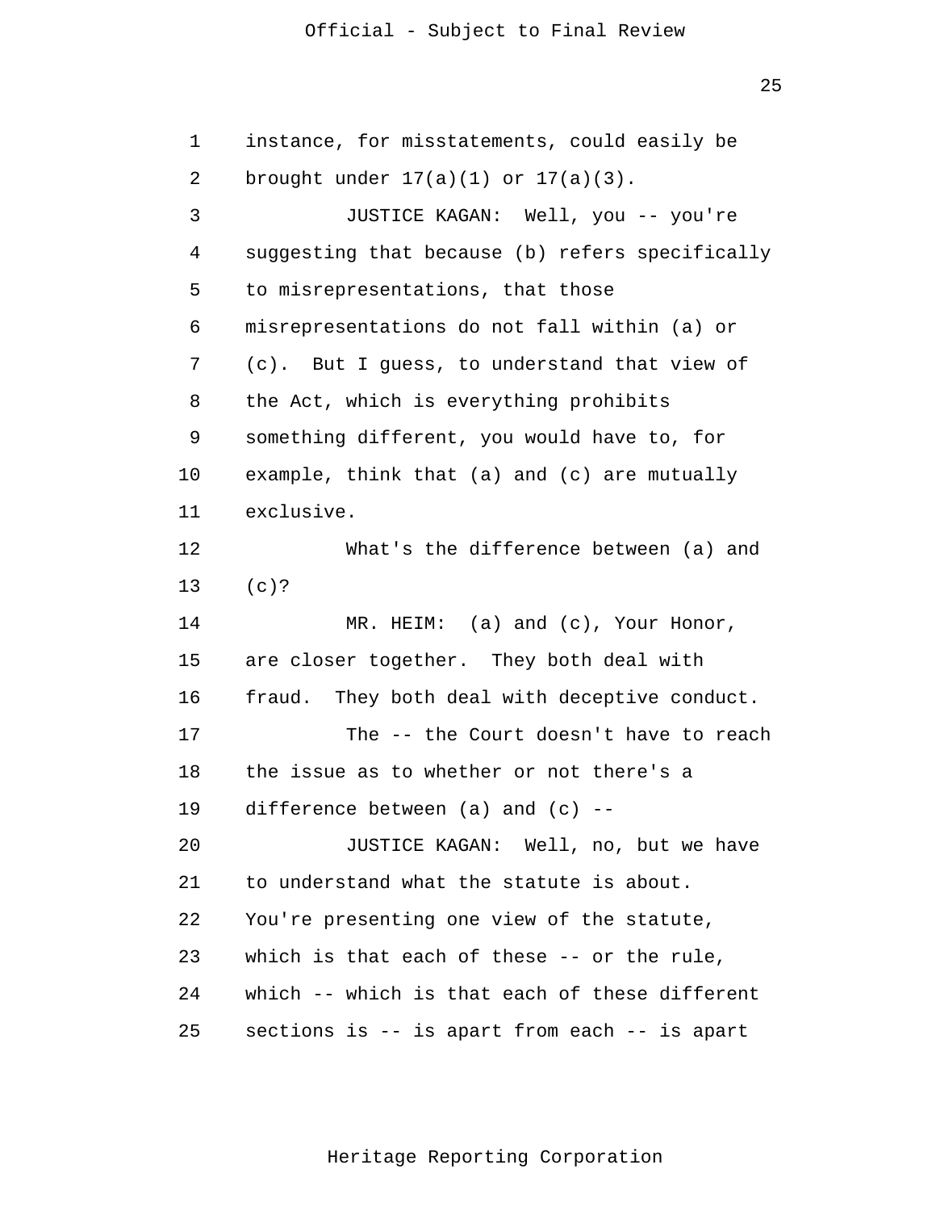instance, for misstatements, could easily be brought under 17(a)(1) or 17(a)(3).

JUSTICE KAGAN: Well, you -- you're suggesting that because (b) refers specifically to misrepresentations, that those misrepresentations do not fall within (a) or (c). But I guess, to understand that view of the Act, which is everything prohibits something different, you would have to, for example, think that (a) and (c) are mutually exclusive.

What's the difference between (a) and (c)?

MR. HEIM: (a) and (c), Your Honor, are closer together. They both deal with fraud. They both deal with deceptive conduct.

The -- the Court doesn't have to reach the issue as to whether or not there's a difference between (a) and (c) --

JUSTICE KAGAN: Well, no, but we have to understand what the statute is about. You're presenting one view of the statute, which is that each of these -- or the rule, which -- which is that each of these different sections is -- is apart from each -- is apart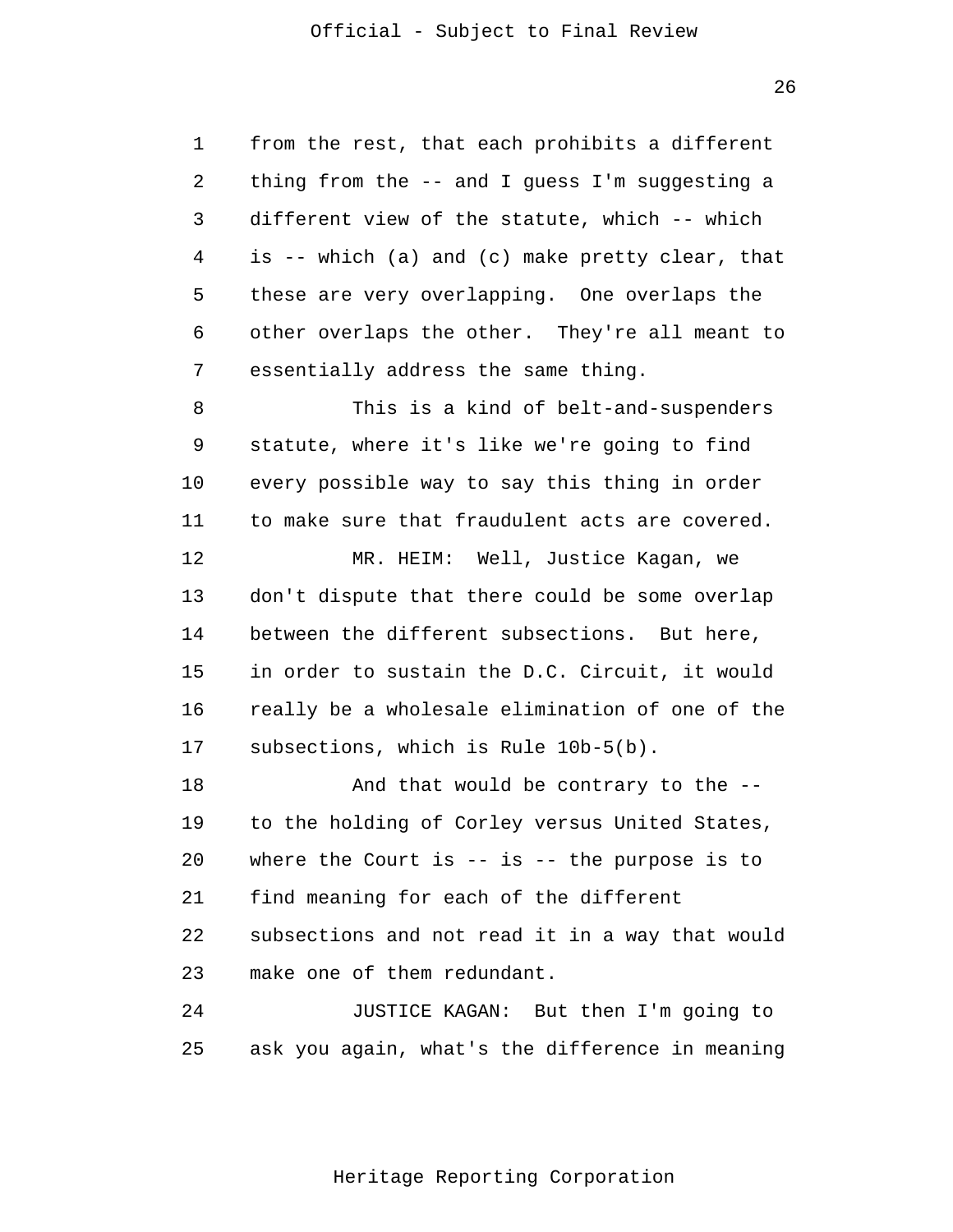from the rest, that each prohibits a different thing from the -- and I guess I'm suggesting a different view of the statute, which -- which is -- which (a) and (c) make pretty clear, that these are very overlapping. One overlaps the other overlaps the other. They're all meant to essentially address the same thing.

This is a kind of belt-and-suspenders statute, where it's like we're going to find every possible way to say this thing in order to make sure that fraudulent acts are covered.

MR. HEIM: Well, Justice Kagan, we don't dispute that there could be some overlap between the different subsections. But here, in order to sustain the D.C. Circuit, it would really be a wholesale elimination of one of the subsections, which is Rule 10b-5(b).

And that would be contrary to the -- to the holding of Corley versus United States, where the Court is -- is -- the purpose is to find meaning for each of the different subsections and not read it in a way that would make one of them redundant.

JUSTICE KAGAN: But then I'm going to ask you again, what's the difference in meaning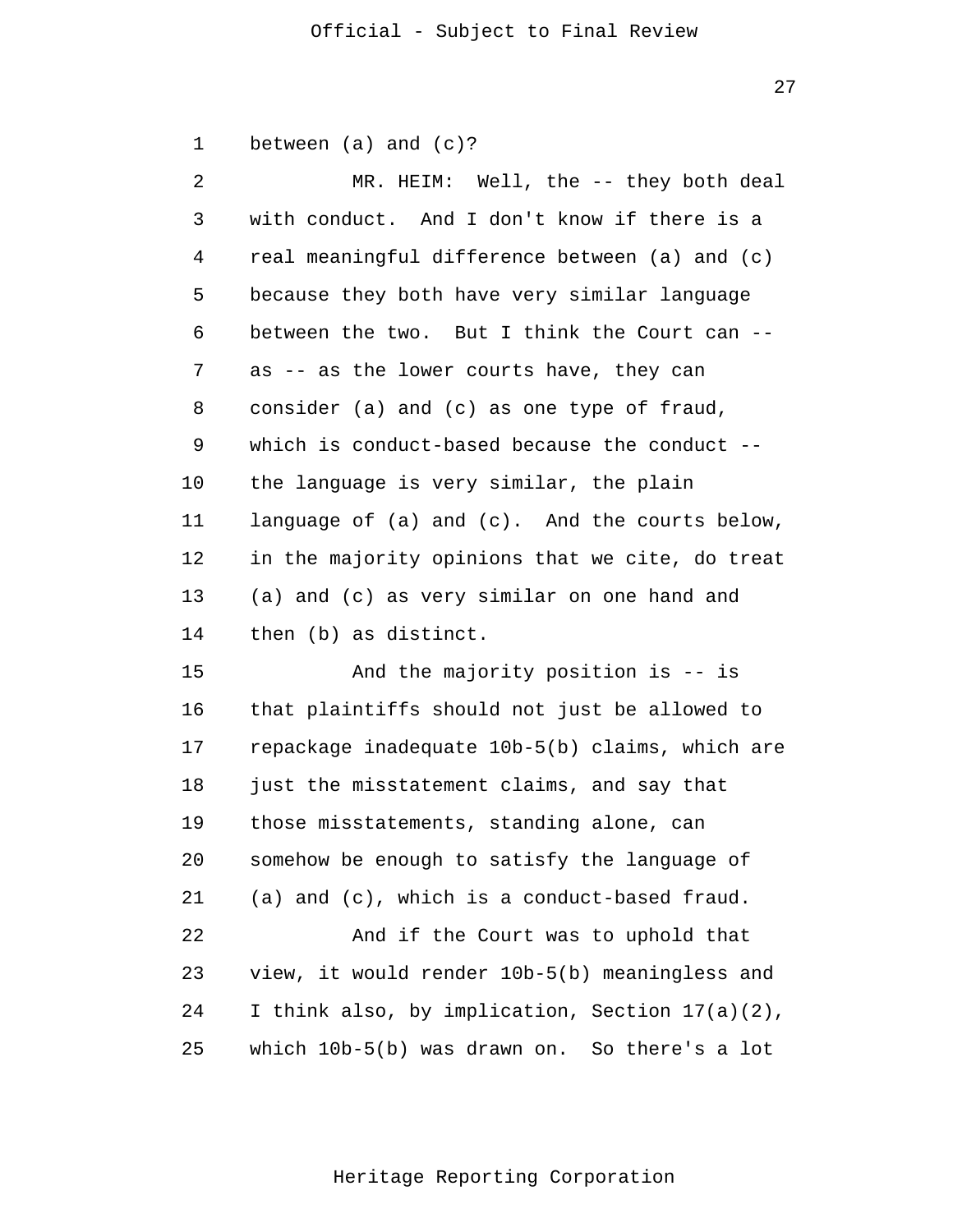between (a) and (c)?

MR. HEIM: Well, the -- they both deal with conduct. And I don't know if there is a real meaningful difference between (a) and (c) because they both have very similar language between the two. But I think the Court can -- as -- as the lower courts have, they can consider (a) and (c) as one type of fraud, which is conduct-based because the conduct -- the language is very similar, the plain language of (a) and (c). And the courts below, in the majority opinions that we cite, do treat (a) and (c) as very similar on one hand and then (b) as distinct.

And the majority position is -- is that plaintiffs should not just be allowed to repackage inadequate 10b-5(b) claims, which are just the misstatement claims, and say that those misstatements, standing alone, can somehow be enough to satisfy the language of (a) and (c), which is a conduct-based fraud.

And if the Court was to uphold that view, it would render 10b-5(b) meaningless and I think also, by implication, Section 17(a)(2), which 10b-5(b) was drawn on. So there's a lot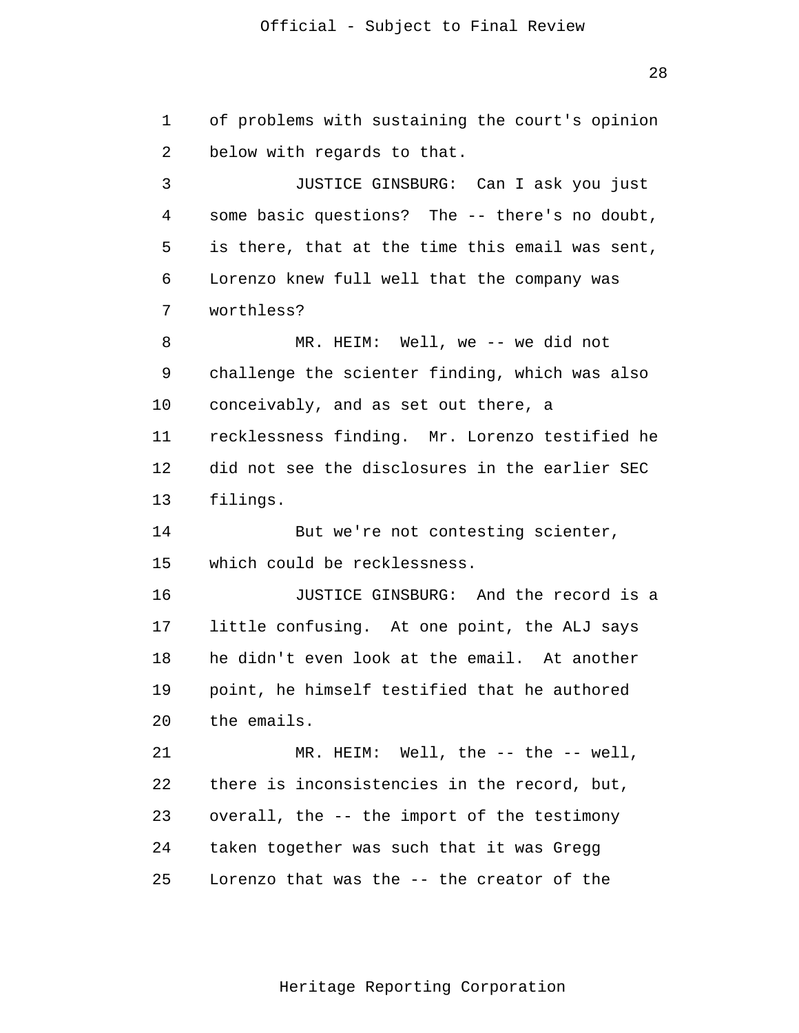of problems with sustaining the court's opinion below with regards to that.

JUSTICE GINSBURG: Can I ask you just some basic questions? The -- there's no doubt, is there, that at the time this email was sent, Lorenzo knew full well that the company was worthless?

MR. HEIM: Well, we -- we did not challenge the scienter finding, which was also conceivably, and as set out there, a recklessness finding. Mr. Lorenzo testified he did not see the disclosures in the earlier SEC filings.

But we're not contesting scienter, which could be recklessness.

JUSTICE GINSBURG: And the record is a little confusing. At one point, the ALJ says he didn't even look at the email. At another point, he himself testified that he authored the emails.

MR. HEIM: Well, the -- the -- well, there is inconsistencies in the record, but, overall, the -- the import of the testimony taken together was such that it was Gregg Lorenzo that was the -- the creator of the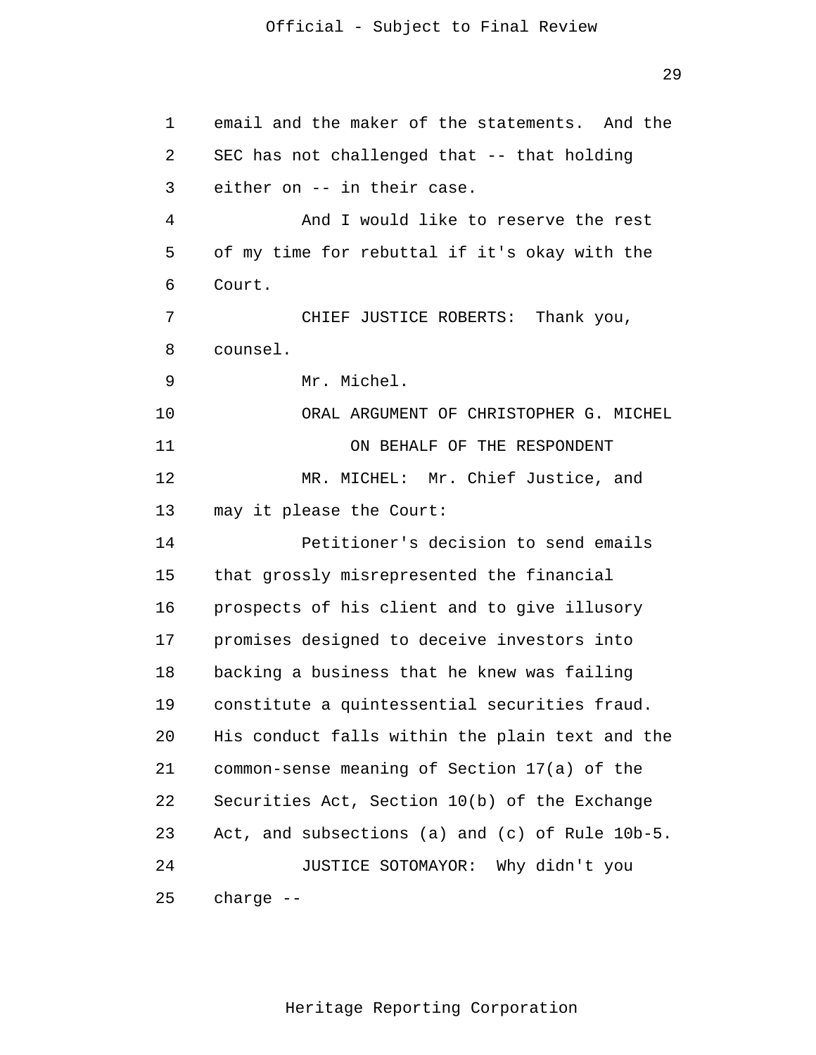email and the maker of the statements. And the SEC has not challenged that -- that holding either on -- in their case.

And I would like to reserve the rest of my time for rebuttal if it's okay with the Court.

CHIEF JUSTICE ROBERTS: Thank you, counsel.

Mr. Michel.

ORAL ARGUMENT OF CHRISTOPHER G. MICHEL

ON BEHALF OF THE RESPONDENT

MR. MICHEL: Mr. Chief Justice, and may it please the Court:

Petitioner's decision to send emails that grossly misrepresented the financial prospects of his client and to give illusory promises designed to deceive investors into backing a business that he knew was failing constitute a quintessential securities fraud. His conduct falls within the plain text and the common-sense meaning of Section 17(a) of the Securities Act, Section 10(b) of the Exchange Act, and subsections (a) and (c) of Rule 10b-5.

JUSTICE SOTOMAYOR: Why didn't you charge --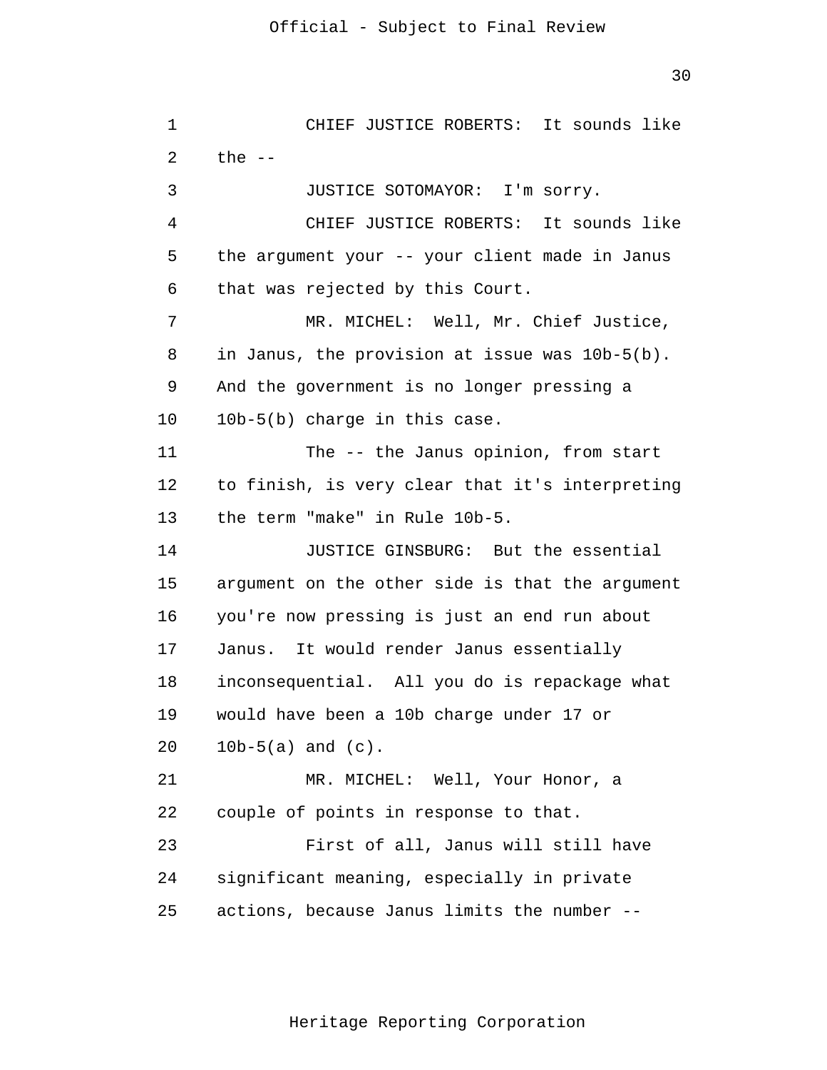CHIEF JUSTICE ROBERTS: It sounds like the --

JUSTICE SOTOMAYOR: I'm sorry.

CHIEF JUSTICE ROBERTS: It sounds like the argument your -- your client made in Janus that was rejected by this Court.

MR. MICHEL: Well, Mr. Chief Justice, in Janus, the provision at issue was 10b-5(b). And the government is no longer pressing a 10b-5(b) charge in this case.

The -- the Janus opinion, from start to finish, is very clear that it's interpreting the term "make" in Rule 10b-5.

JUSTICE GINSBURG: But the essential argument on the other side is that the argument you're now pressing is just an end run about Janus. It would render Janus essentially inconsequential. All you do is repackage what would have been a 10b charge under 17 or 10b-5(a) and (c).

MR. MICHEL: Well, Your Honor, a couple of points in response to that.

First of all, Janus will still have significant meaning, especially in private actions, because Janus limits the number --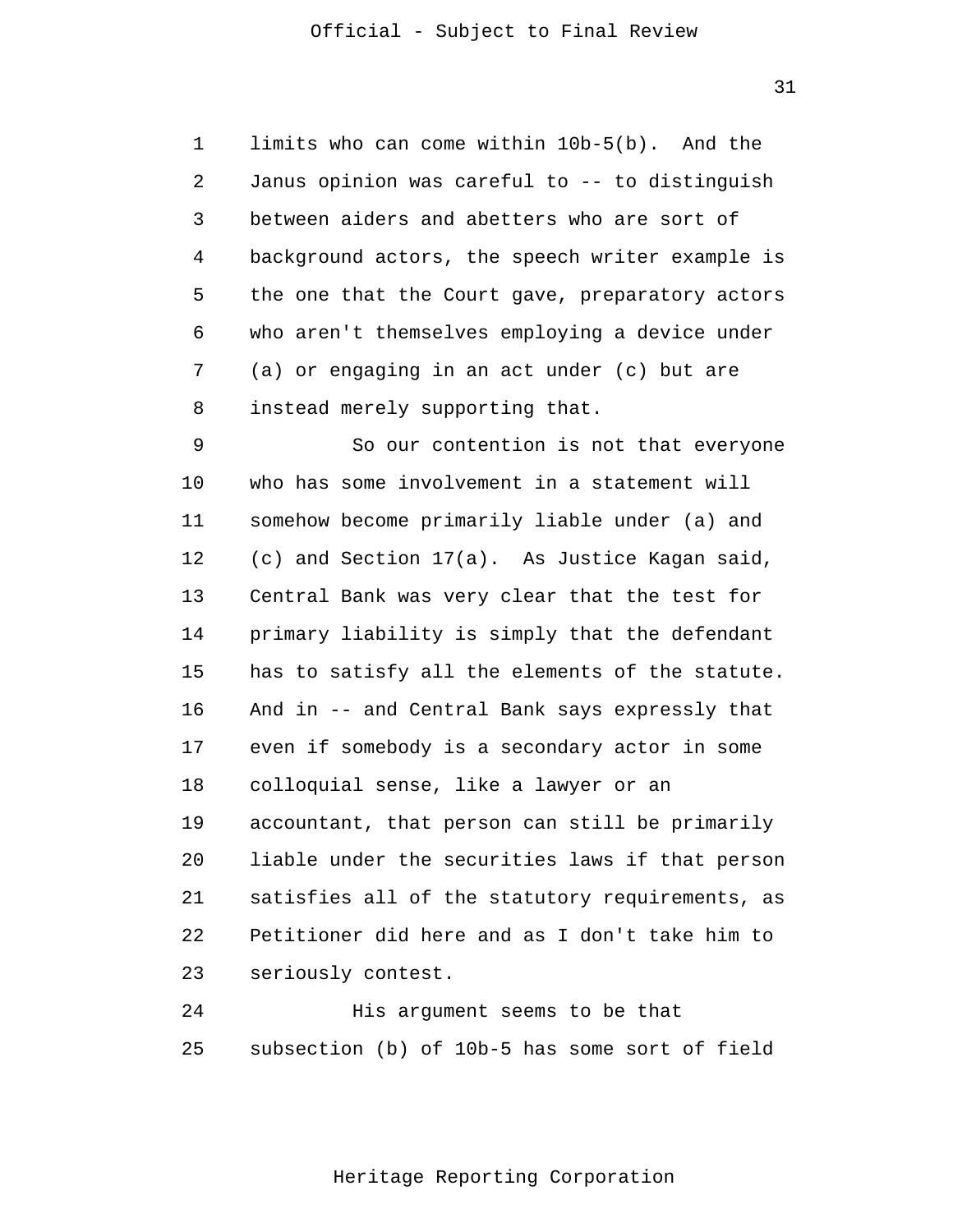limits who can come within 10b-5(b). And the Janus opinion was careful to -- to distinguish between aiders and abetters who are sort of background actors, the speech writer example is the one that the Court gave, preparatory actors who aren't themselves employing a device under (a) or engaging in an act under (c) but are instead merely supporting that.

So our contention is not that everyone who has some involvement in a statement will somehow become primarily liable under (a) and (c) and Section 17(a). As Justice Kagan said, Central Bank was very clear that the test for primary liability is simply that the defendant has to satisfy all the elements of the statute. And in -- and Central Bank says expressly that even if somebody is a secondary actor in some colloquial sense, like a lawyer or an accountant, that person can still be primarily liable under the securities laws if that person satisfies all of the statutory requirements, as Petitioner did here and as I don't take him to seriously contest.

His argument seems to be that subsection (b) of 10b-5 has some sort of field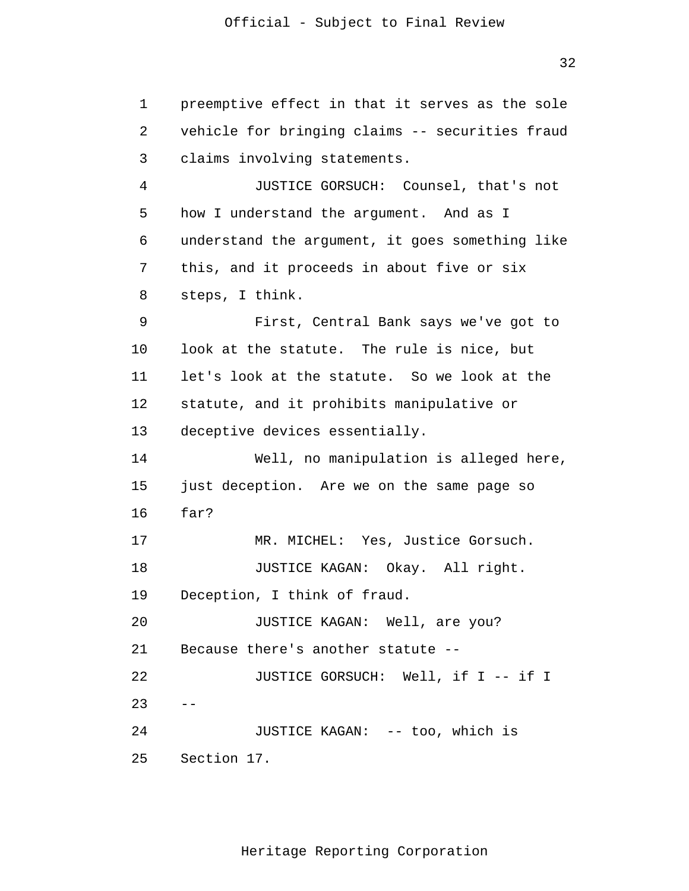preemptive effect in that it serves as the sole vehicle for bringing claims -- securities fraud claims involving statements.

JUSTICE GORSUCH: Counsel, that's not how I understand the argument. And as I understand the argument, it goes something like this, and it proceeds in about five or six steps, I think.

First, Central Bank says we've got to look at the statute. The rule is nice, but let's look at the statute. So we look at the statute, and it prohibits manipulative or deceptive devices essentially.

Well, no manipulation is alleged here, just deception. Are we on the same page so far?

MR. MICHEL: Yes, Justice Gorsuch.

JUSTICE KAGAN: Okay. All right. Deception, I think of fraud.

JUSTICE KAGAN: Well, are you? Because there's another statute --

JUSTICE GORSUCH: Well, if I -- if I --

JUSTICE KAGAN: -- too, which is Section 17.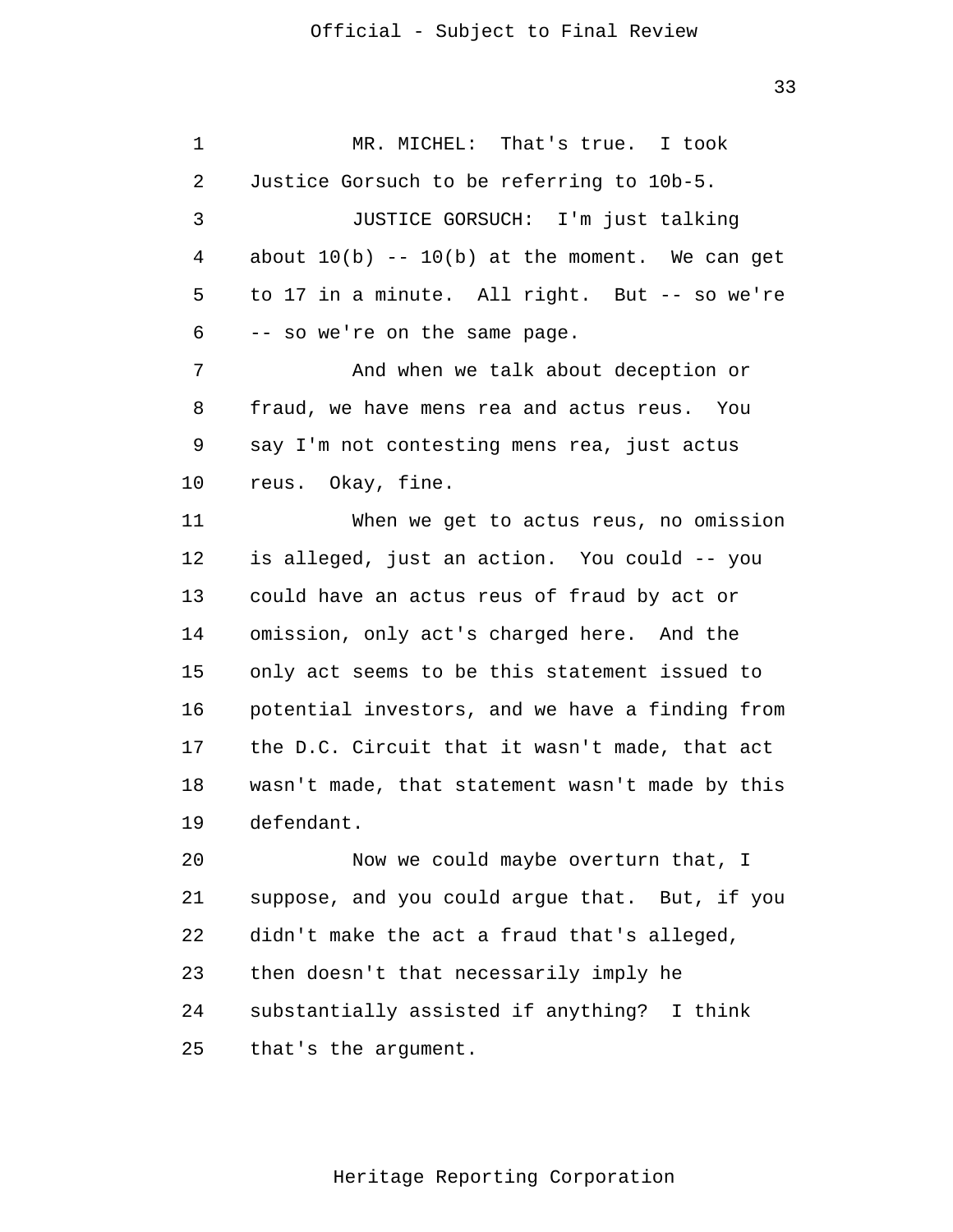MR. MICHEL: That's true. I took Justice Gorsuch to be referring to 10b-5.

JUSTICE GORSUCH: I'm just talking about 10(b) -- 10(b) at the moment. We can get to 17 in a minute. All right. But -- so we're -- so we're on the same page.

And when we talk about deception or fraud, we have mens rea and actus reus. You say I'm not contesting mens rea, just actus reus. Okay, fine.

When we get to actus reus, no omission is alleged, just an action. You could -- you could have an actus reus of fraud by act or omission, only act's charged here. And the only act seems to be this statement issued to potential investors, and we have a finding from the D.C. Circuit that it wasn't made, that act wasn't made, that statement wasn't made by this defendant.

Now we could maybe overturn that, I suppose, and you could argue that. But, if you didn't make the act a fraud that's alleged, then doesn't that necessarily imply he substantially assisted if anything? I think that's the argument.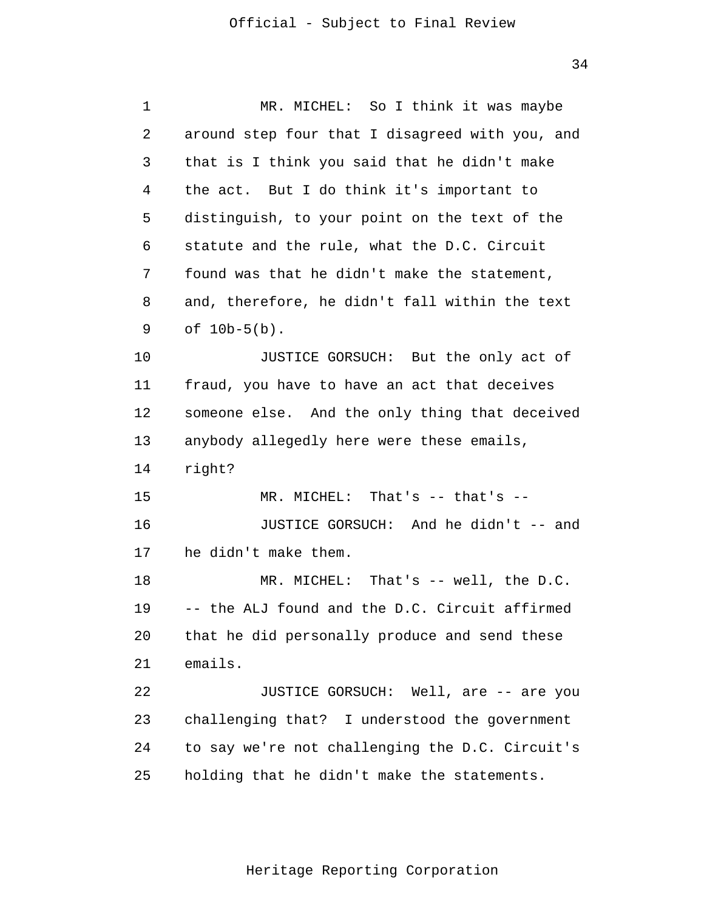MR. MICHEL: So I think it was maybe around step four that I disagreed with you, and that is I think you said that he didn't make the act. But I do think it's important to distinguish, to your point on the text of the statute and the rule, what the D.C. Circuit found was that he didn't make the statement, and, therefore, he didn't fall within the text of 10b-5(b).

JUSTICE GORSUCH: But the only act of fraud, you have to have an act that deceives someone else. And the only thing that deceived anybody allegedly here were these emails, right?

MR. MICHEL: That's -- that's --

JUSTICE GORSUCH: And he didn't -- and he didn't make them.

MR. MICHEL: That's -- well, the D.C. -- the ALJ found and the D.C. Circuit affirmed that he did personally produce and send these emails.

JUSTICE GORSUCH: Well, are -- are you challenging that? I understood the government to say we're not challenging the D.C. Circuit's holding that he didn't make the statements.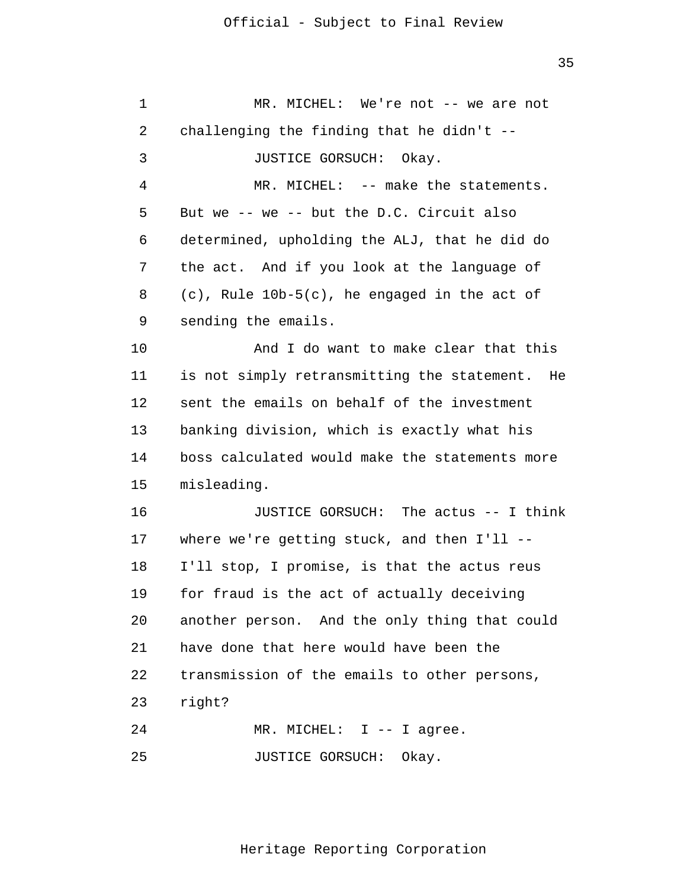MR. MICHEL: We're not -- we are not challenging the finding that he didn't --

JUSTICE GORSUCH: Okay.

MR. MICHEL: -- make the statements. But we -- we -- but the D.C. Circuit also determined, upholding the ALJ, that he did do the act. And if you look at the language of (c), Rule 10b-5(c), he engaged in the act of sending the emails.

And I do want to make clear that this is not simply retransmitting the statement. He sent the emails on behalf of the investment banking division, which is exactly what his boss calculated would make the statements more misleading.

JUSTICE GORSUCH: The actus -- I think where we're getting stuck, and then I'll -- I'll stop, I promise, is that the actus reus for fraud is the act of actually deceiving another person. And the only thing that could have done that here would have been the transmission of the emails to other persons, right?

MR. MICHEL: I -- I agree.

JUSTICE GORSUCH: Okay.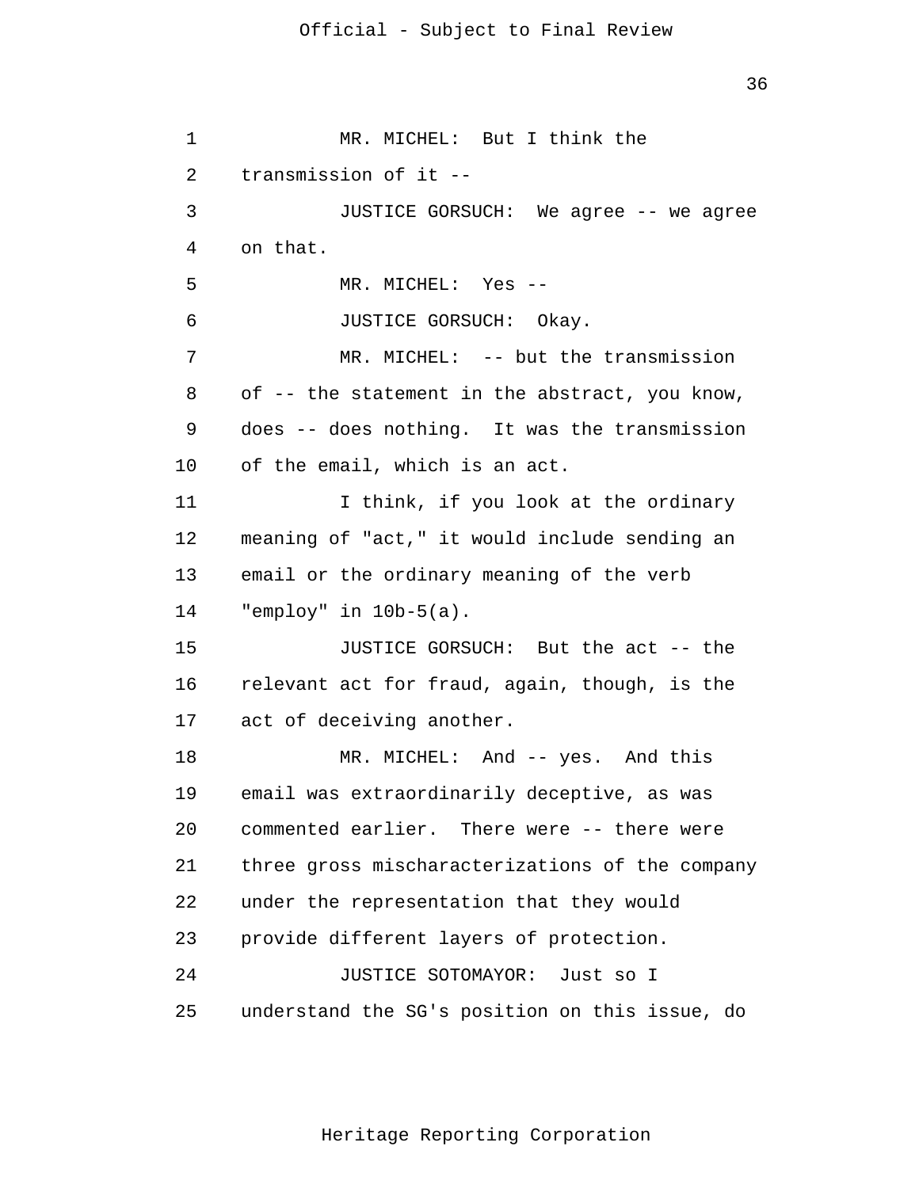MR. MICHEL: But I think the transmission of it --

JUSTICE GORSUCH: We agree -- we agree on that.

MR. MICHEL: Yes --

JUSTICE GORSUCH: Okay.

MR. MICHEL: -- but the transmission of -- the statement in the abstract, you know, does -- does nothing. It was the transmission of the email, which is an act.

I think, if you look at the ordinary meaning of "act," it would include sending an email or the ordinary meaning of the verb "employ" in 10b-5(a).

JUSTICE GORSUCH: But the act -- the relevant act for fraud, again, though, is the act of deceiving another.

MR. MICHEL: And -- yes. And this email was extraordinarily deceptive, as was commented earlier. There were -- there were three gross mischaracterizations of the company under the representation that they would provide different layers of protection.

JUSTICE SOTOMAYOR: Just so I understand the SG's position on this issue, do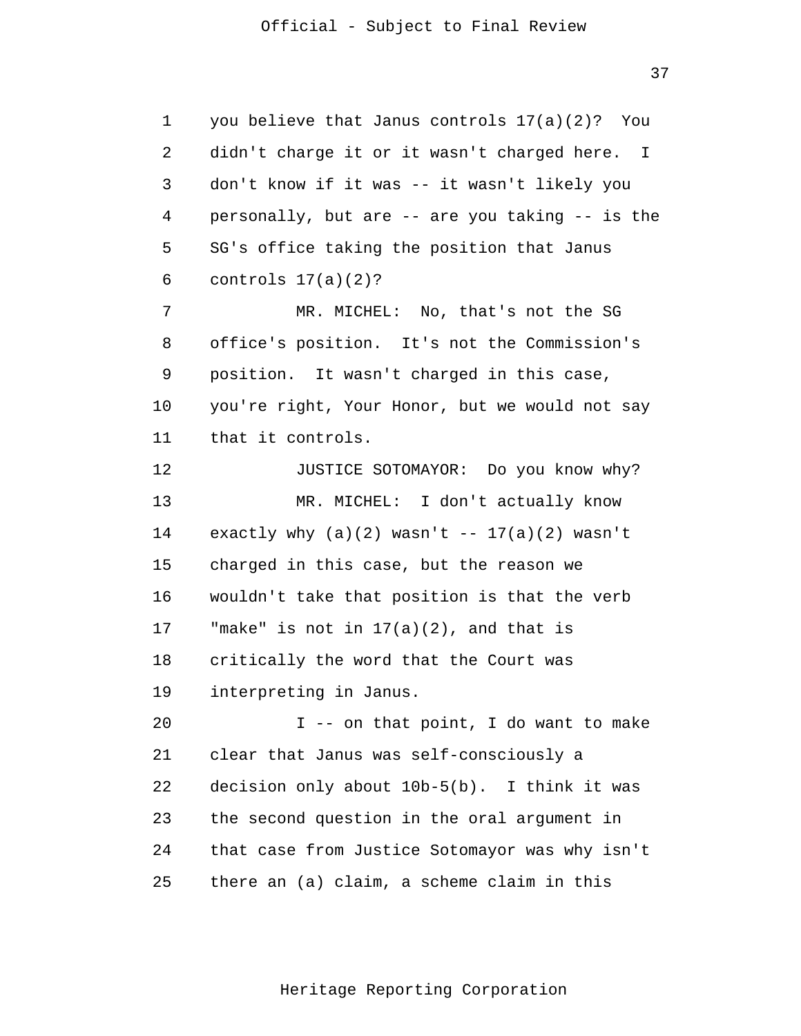you believe that Janus controls 17(a)(2)? You didn't charge it or it wasn't charged here. I don't know if it was -- it wasn't likely you personally, but are -- are you taking -- is the SG's office taking the position that Janus controls 17(a)(2)?

MR. MICHEL: No, that's not the SG office's position. It's not the Commission's position. It wasn't charged in this case, you're right, Your Honor, but we would not say that it controls.

JUSTICE SOTOMAYOR: Do you know why?

MR. MICHEL: I don't actually know exactly why (a)(2) wasn't -- 17(a)(2) wasn't charged in this case, but the reason we wouldn't take that position is that the verb "make" is not in 17(a)(2), and that is critically the word that the Court was interpreting in Janus.

I -- on that point, I do want to make clear that Janus was self-consciously a decision only about 10b-5(b). I think it was the second question in the oral argument in that case from Justice Sotomayor was why isn't there an (a) claim, a scheme claim in this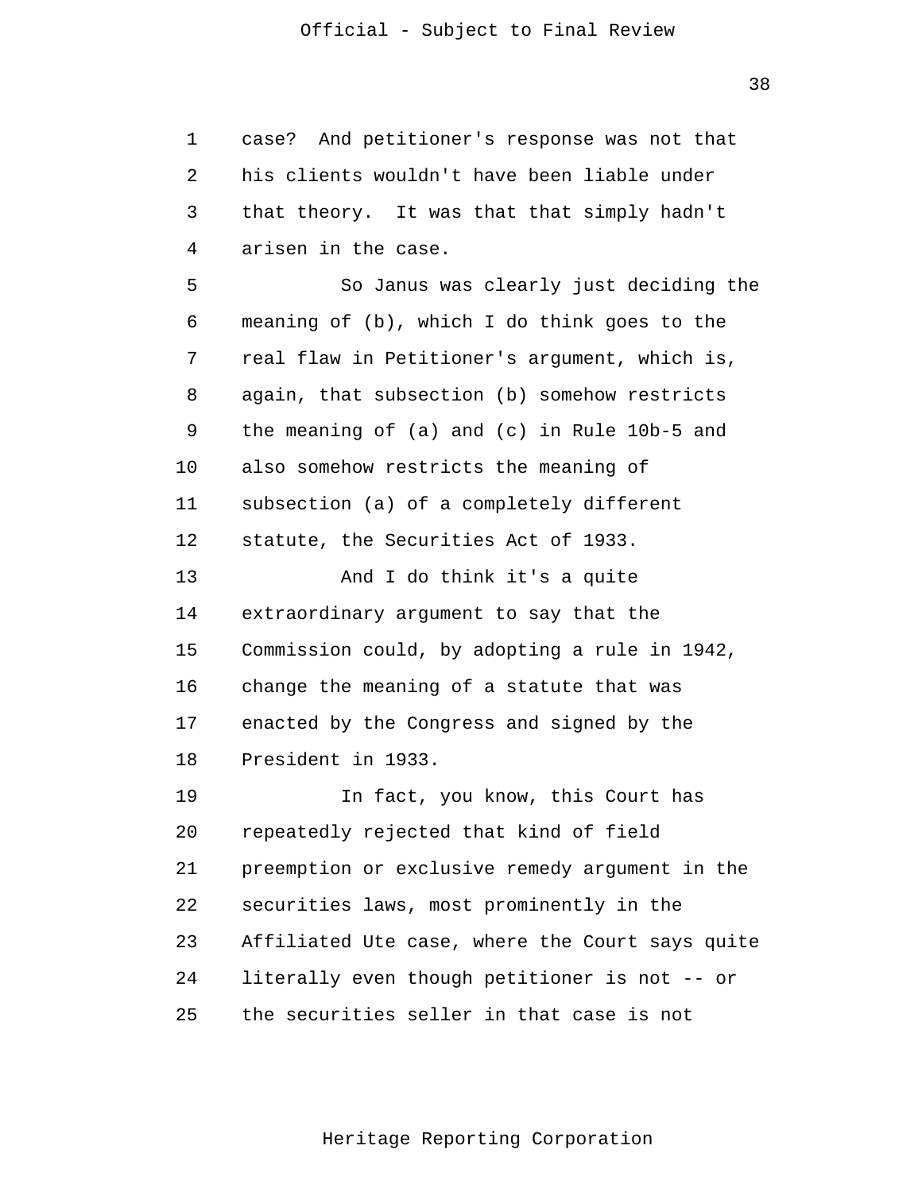case? And petitioner's response was not that his clients wouldn't have been liable under that theory. It was that that simply hadn't arisen in the case.

So Janus was clearly just deciding the meaning of (b), which I do think goes to the real flaw in Petitioner's argument, which is, again, that subsection (b) somehow restricts the meaning of (a) and (c) in Rule 10b-5 and also somehow restricts the meaning of subsection (a) of a completely different statute, the Securities Act of 1933.

And I do think it's a quite extraordinary argument to say that the Commission could, by adopting a rule in 1942, change the meaning of a statute that was enacted by the Congress and signed by the President in 1933.

In fact, you know, this Court has repeatedly rejected that kind of field preemption or exclusive remedy argument in the securities laws, most prominently in the Affiliated Ute case, where the Court says quite literally even though petitioner is not -- or the securities seller in that case is not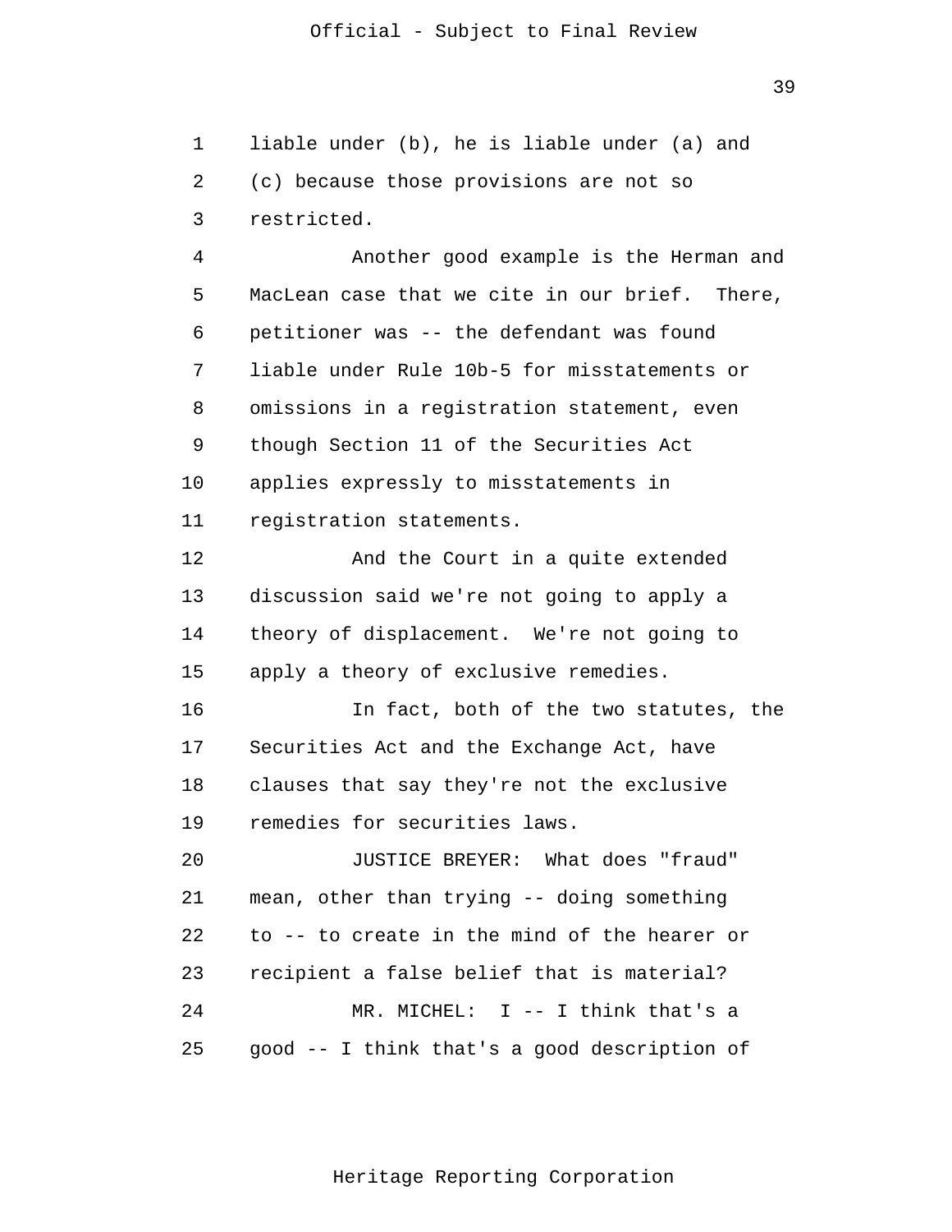liable under (b), he is liable under (a) and (c) because those provisions are not so restricted.

Another good example is the Herman and MacLean case that we cite in our brief. There, petitioner was -- the defendant was found liable under Rule 10b-5 for misstatements or omissions in a registration statement, even though Section 11 of the Securities Act applies expressly to misstatements in registration statements.

And the Court in a quite extended discussion said we're not going to apply a theory of displacement. We're not going to apply a theory of exclusive remedies.

In fact, both of the two statutes, the Securities Act and the Exchange Act, have clauses that say they're not the exclusive remedies for securities laws.

JUSTICE BREYER: What does "fraud" mean, other than trying -- doing something to -- to create in the mind of the hearer or recipient a false belief that is material?

MR. MICHEL: I -- I think that's a good -- I think that's a good description of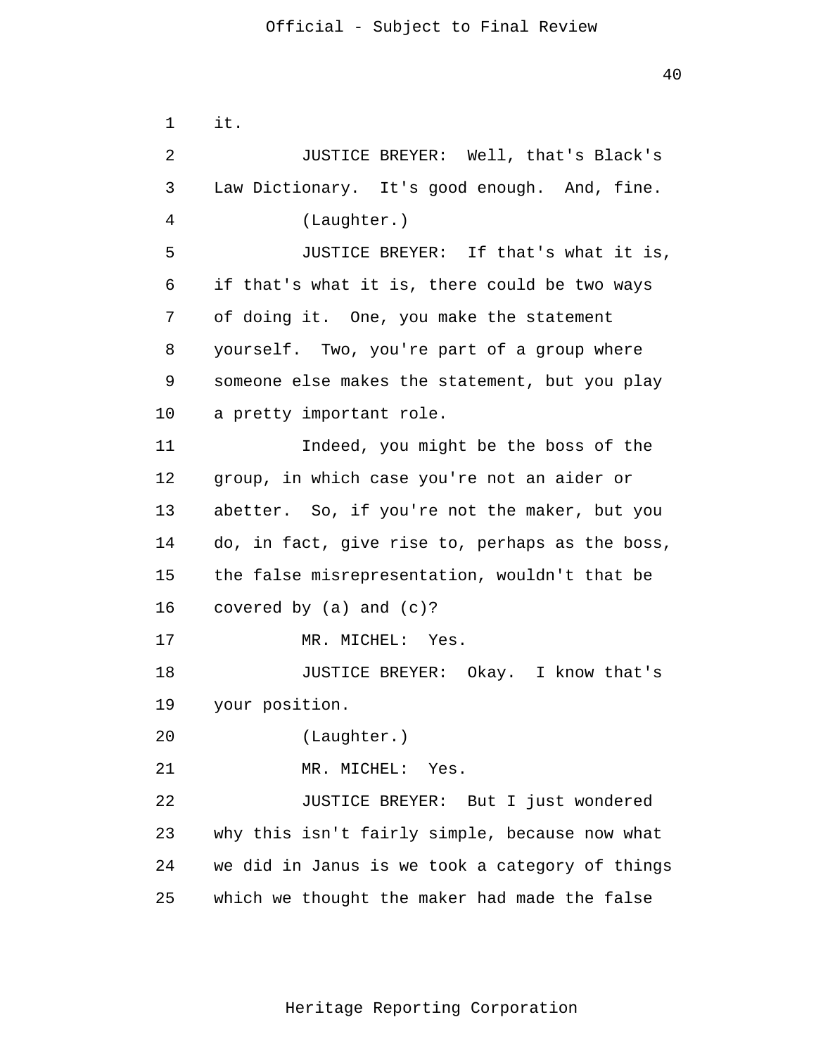it.

JUSTICE BREYER: Well, that's Black's Law Dictionary. It's good enough. And, fine.

(Laughter.)

JUSTICE BREYER: If that's what it is, if that's what it is, there could be two ways of doing it. One, you make the statement yourself. Two, you're part of a group where someone else makes the statement, but you play a pretty important role.

Indeed, you might be the boss of the group, in which case you're not an aider or abetter. So, if you're not the maker, but you do, in fact, give rise to, perhaps as the boss, the false misrepresentation, wouldn't that be covered by (a) and (c)?

MR. MICHEL: Yes.

JUSTICE BREYER: Okay. I know that's your position.

(Laughter.)

MR. MICHEL: Yes.

JUSTICE BREYER: But I just wondered why this isn't fairly simple, because now what we did in Janus is we took a category of things which we thought the maker had made the false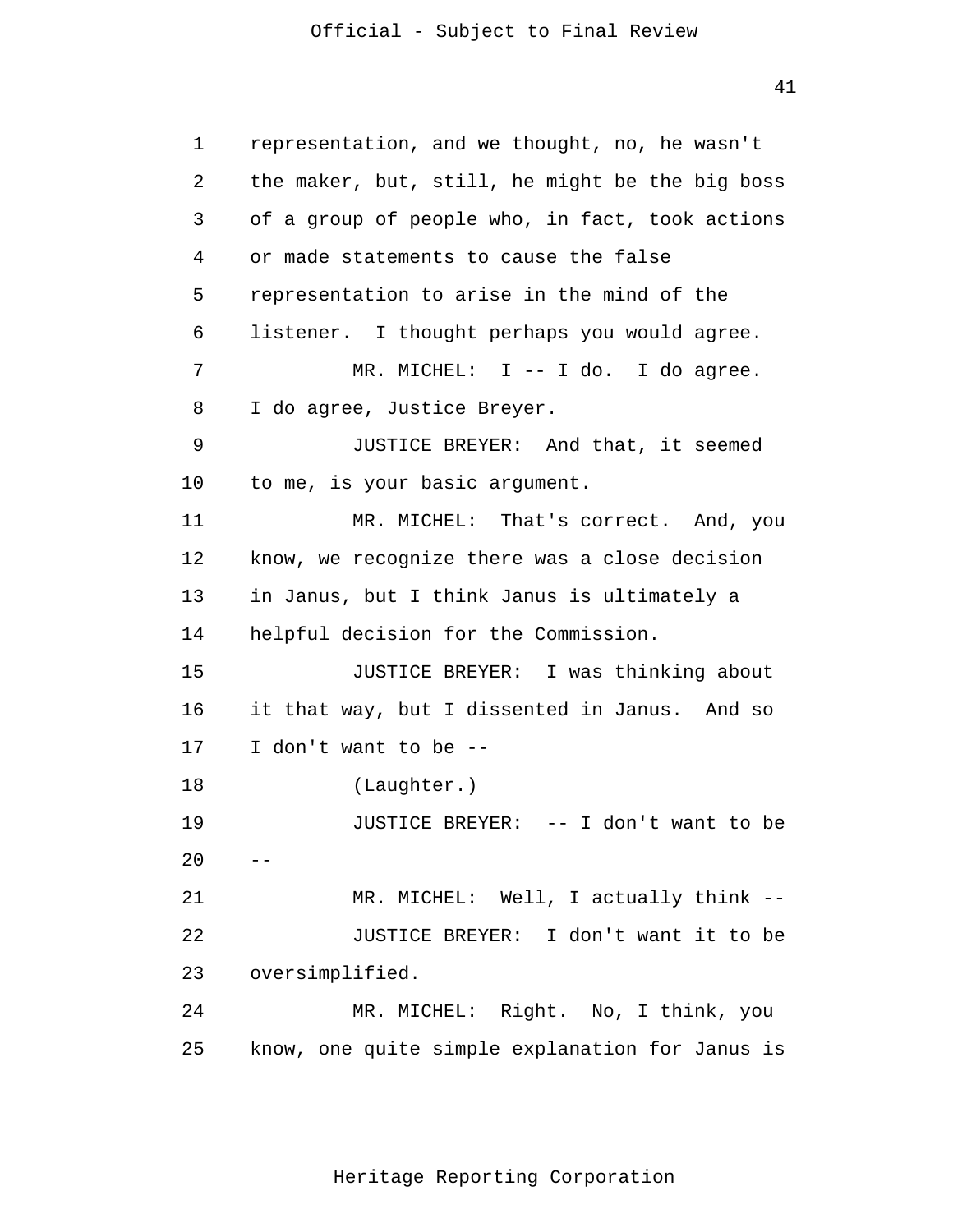representation, and we thought, no, he wasn't the maker, but, still, he might be the big boss of a group of people who, in fact, took actions or made statements to cause the false representation to arise in the mind of the listener. I thought perhaps you would agree.

MR. MICHEL: I -- I do. I do agree. I do agree, Justice Breyer.

JUSTICE BREYER: And that, it seemed to me, is your basic argument.

MR. MICHEL: That's correct. And, you know, we recognize there was a close decision in Janus, but I think Janus is ultimately a helpful decision for the Commission.

JUSTICE BREYER: I was thinking about it that way, but I dissented in Janus. And so I don't want to be --

(Laughter.)

JUSTICE BREYER: -- I don't want to be --

MR. MICHEL: Well, I actually think --

JUSTICE BREYER: I don't want it to be oversimplified.

MR. MICHEL: Right. No, I think, you know, one quite simple explanation for Janus is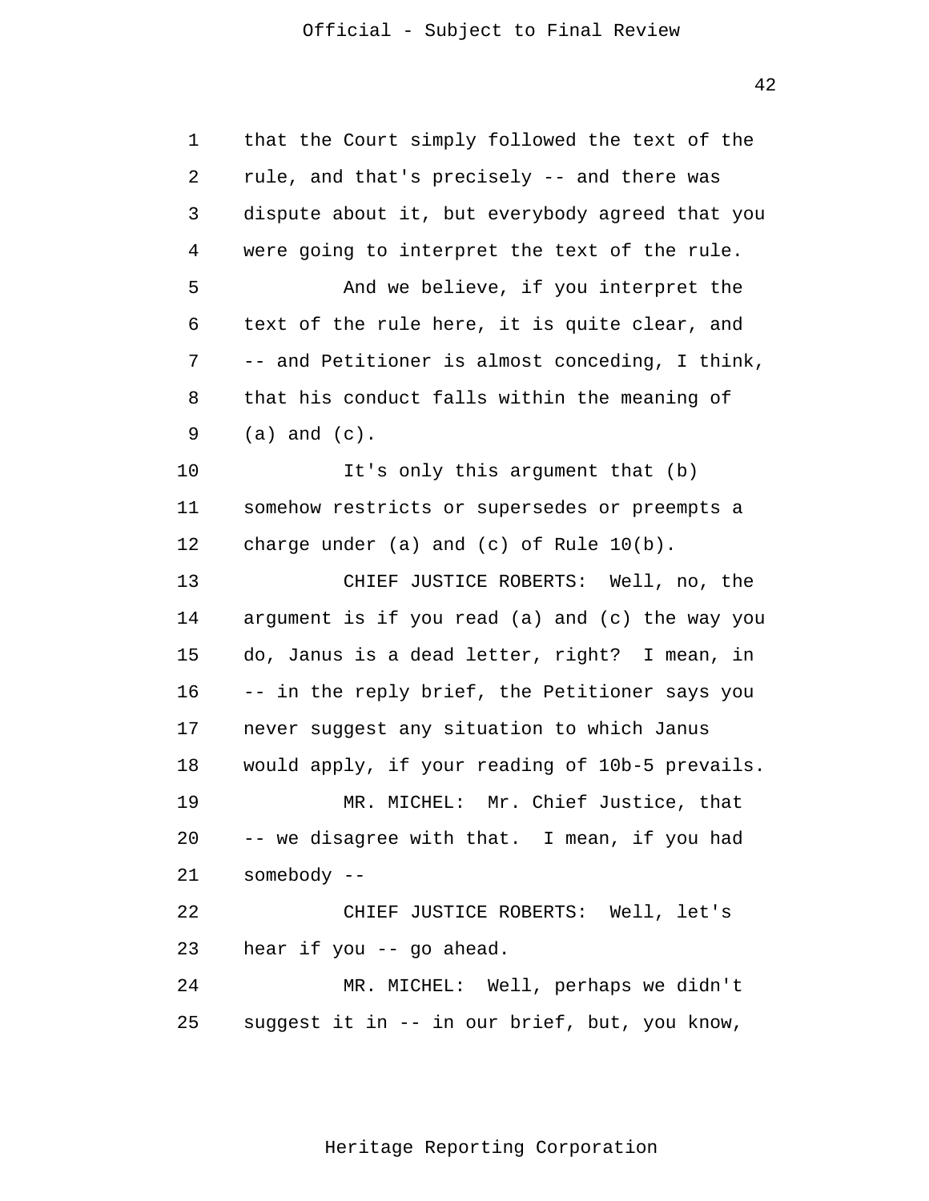that the Court simply followed the text of the rule, and that's precisely -- and there was dispute about it, but everybody agreed that you were going to interpret the text of the rule.

And we believe, if you interpret the text of the rule here, it is quite clear, and -- and Petitioner is almost conceding, I think, that his conduct falls within the meaning of (a) and (c).

It's only this argument that (b) somehow restricts or supersedes or preempts a charge under (a) and (c) of Rule 10(b).

CHIEF JUSTICE ROBERTS: Well, no, the argument is if you read (a) and (c) the way you do, Janus is a dead letter, right? I mean, in -- in the reply brief, the Petitioner says you never suggest any situation to which Janus would apply, if your reading of 10b-5 prevails.

MR. MICHEL: Mr. Chief Justice, that -- we disagree with that. I mean, if you had somebody --

CHIEF JUSTICE ROBERTS: Well, let's hear if you -- go ahead.

MR. MICHEL: Well, perhaps we didn't suggest it in -- in our brief, but, you know,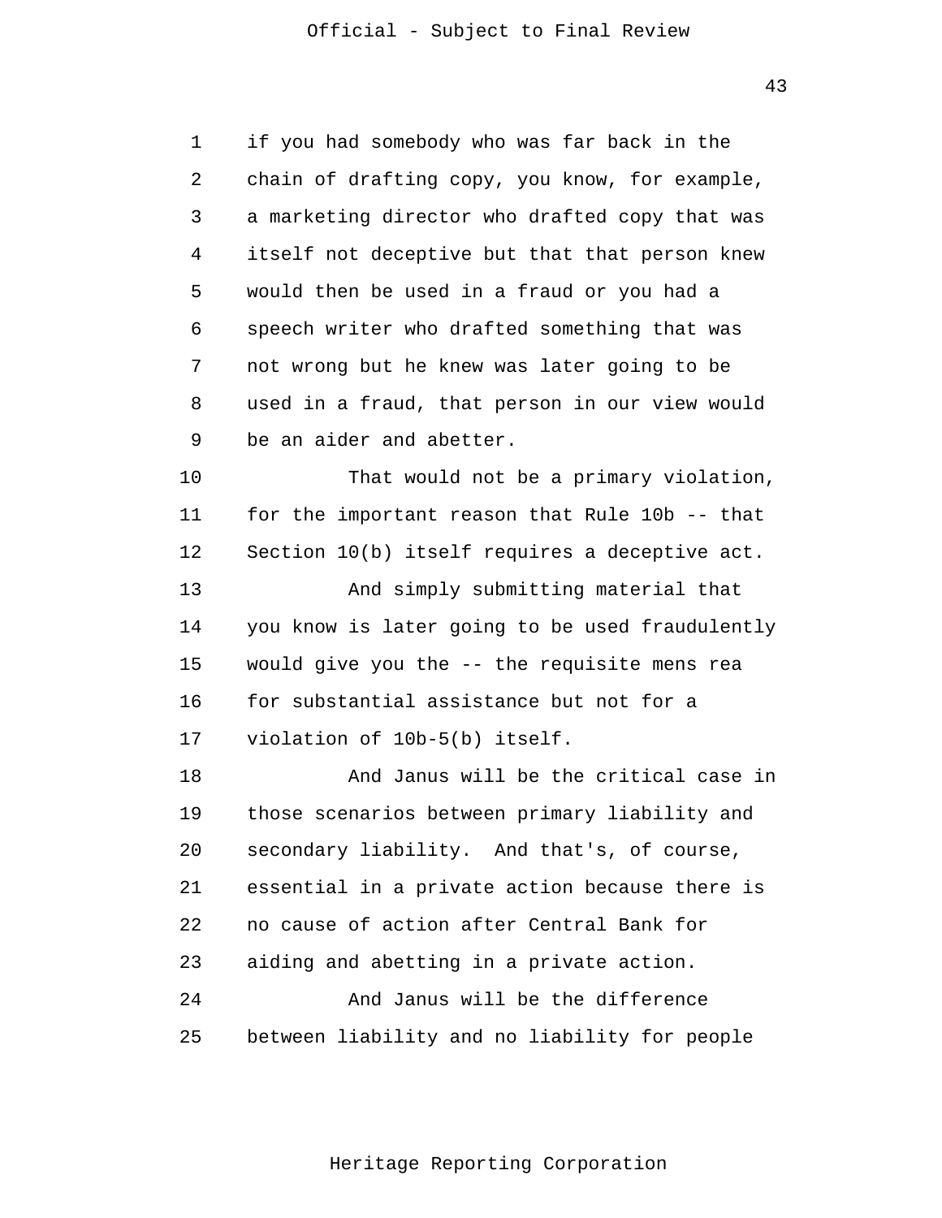if you had somebody who was far back in the chain of drafting copy, you know, for example, a marketing director who drafted copy that was itself not deceptive but that that person knew would then be used in a fraud or you had a speech writer who drafted something that was not wrong but he knew was later going to be used in a fraud, that person in our view would be an aider and abetter.

That would not be a primary violation, for the important reason that Rule 10b -- that Section 10(b) itself requires a deceptive act.

And simply submitting material that you know is later going to be used fraudulently would give you the -- the requisite mens rea for substantial assistance but not for a violation of 10b-5(b) itself.

And Janus will be the critical case in those scenarios between primary liability and secondary liability. And that's, of course, essential in a private action because there is no cause of action after Central Bank for aiding and abetting in a private action.

And Janus will be the difference between liability and no liability for people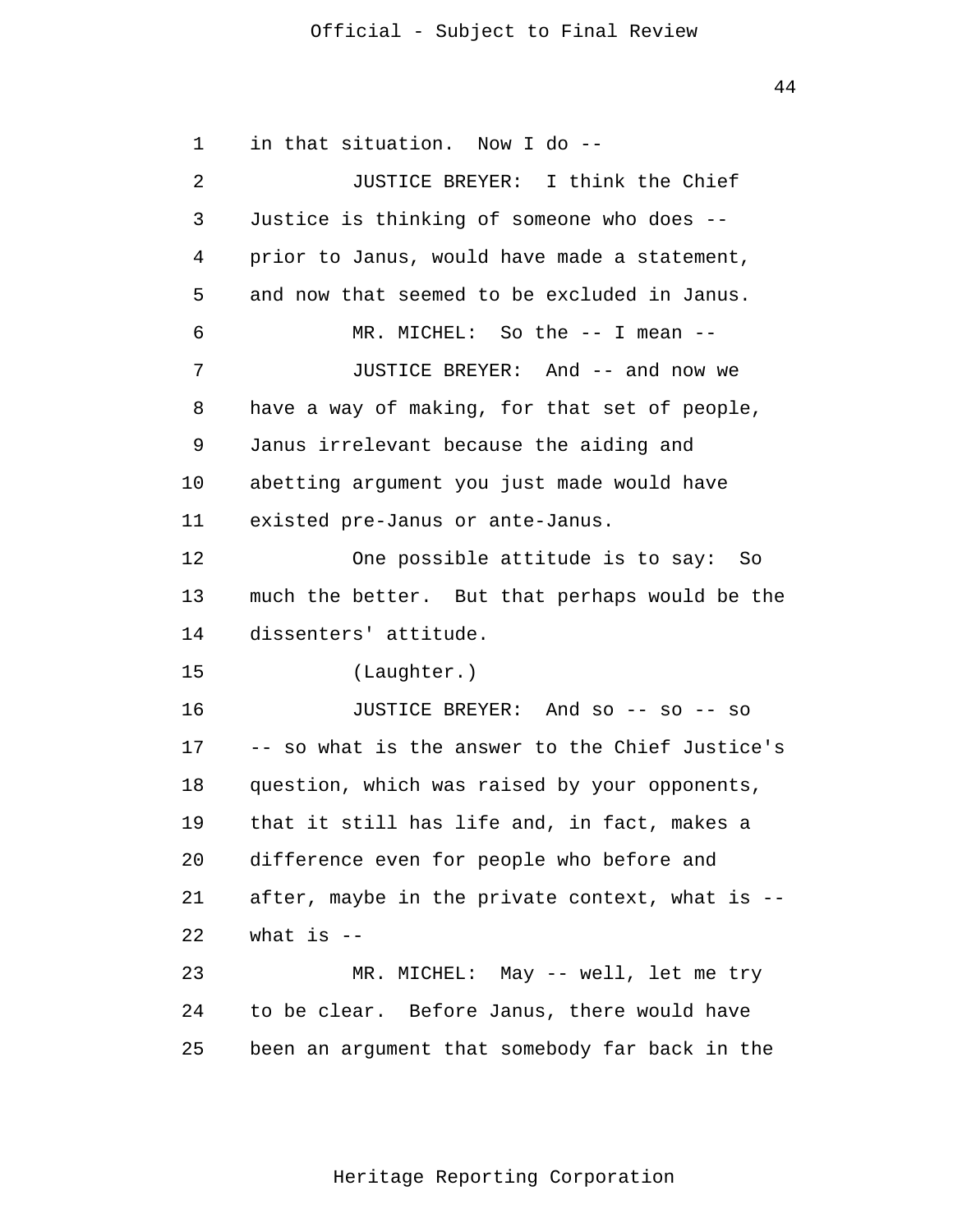in that situation. Now I do --

JUSTICE BREYER: I think the Chief Justice is thinking of someone who does -- prior to Janus, would have made a statement, and now that seemed to be excluded in Janus.

MR. MICHEL: So the -- I mean --

JUSTICE BREYER: And -- and now we have a way of making, for that set of people, Janus irrelevant because the aiding and abetting argument you just made would have existed pre-Janus or ante-Janus.

One possible attitude is to say: So much the better. But that perhaps would be the dissenters' attitude.

(Laughter.)

JUSTICE BREYER: And so -- so -- so -- so what is the answer to the Chief Justice's question, which was raised by your opponents, that it still has life and, in fact, makes a difference even for people who before and after, maybe in the private context, what is -- what is --

MR. MICHEL: May -- well, let me try to be clear. Before Janus, there would have been an argument that somebody far back in the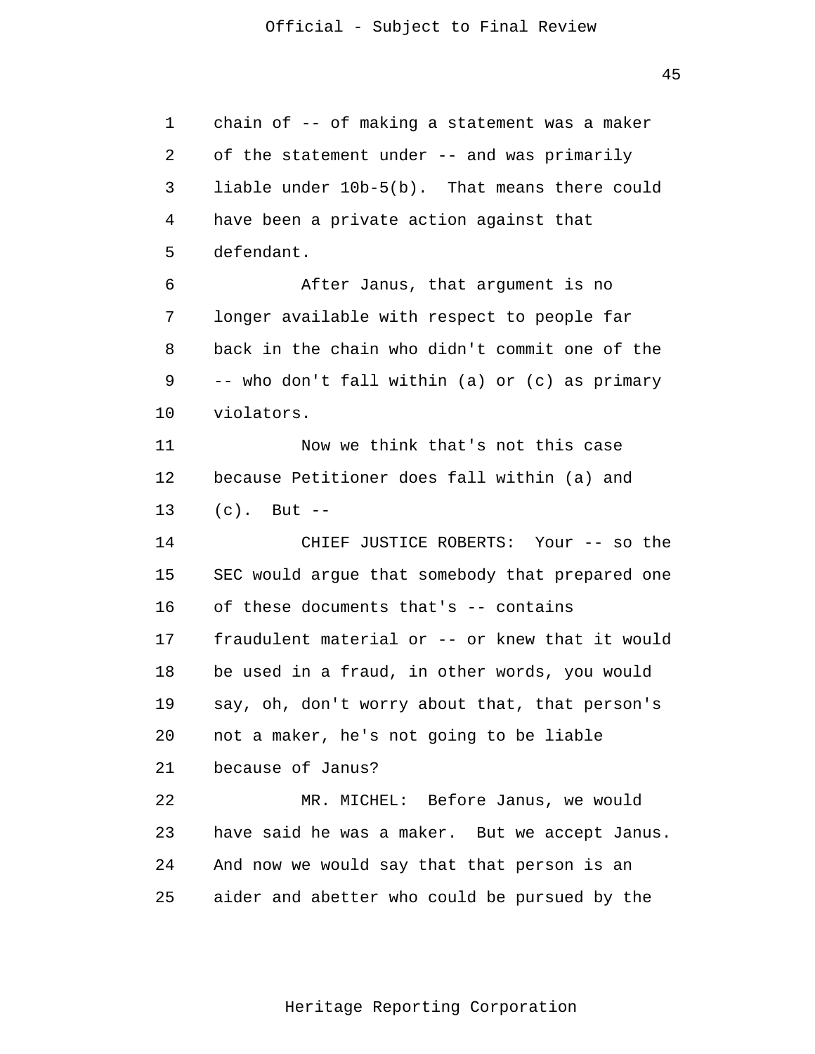chain of -- of making a statement was a maker of the statement under -- and was primarily liable under 10b-5(b). That means there could have been a private action against that defendant.

After Janus, that argument is no longer available with respect to people far back in the chain who didn't commit one of the -- who don't fall within (a) or (c) as primary violators.

Now we think that's not this case because Petitioner does fall within (a) and (c). But --

CHIEF JUSTICE ROBERTS: Your -- so the SEC would argue that somebody that prepared one of these documents that's -- contains fraudulent material or -- or knew that it would be used in a fraud, in other words, you would say, oh, don't worry about that, that person's not a maker, he's not going to be liable because of Janus?

MR. MICHEL: Before Janus, we would have said he was a maker. But we accept Janus. And now we would say that that person is an aider and abetter who could be pursued by the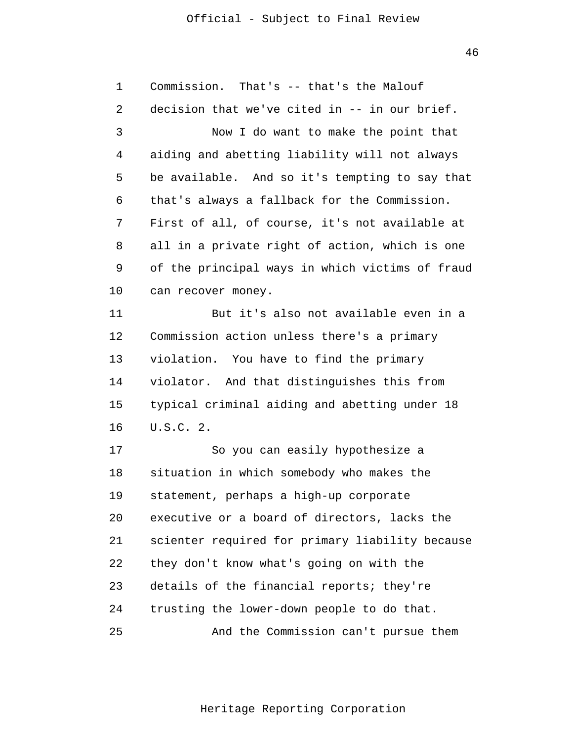Commission. That's -- that's the Malouf decision that we've cited in -- in our brief.

Now I do want to make the point that aiding and abetting liability will not always be available. And so it's tempting to say that that's always a fallback for the Commission. First of all, of course, it's not available at all in a private right of action, which is one of the principal ways in which victims of fraud can recover money.

But it's also not available even in a Commission action unless there's a primary violation. You have to find the primary violator. And that distinguishes this from typical criminal aiding and abetting under 18 U.S.C. 2.

So you can easily hypothesize a situation in which somebody who makes the statement, perhaps a high-up corporate executive or a board of directors, lacks the scienter required for primary liability because they don't know what's going on with the details of the financial reports; they're trusting the lower-down people to do that.

And the Commission can't pursue them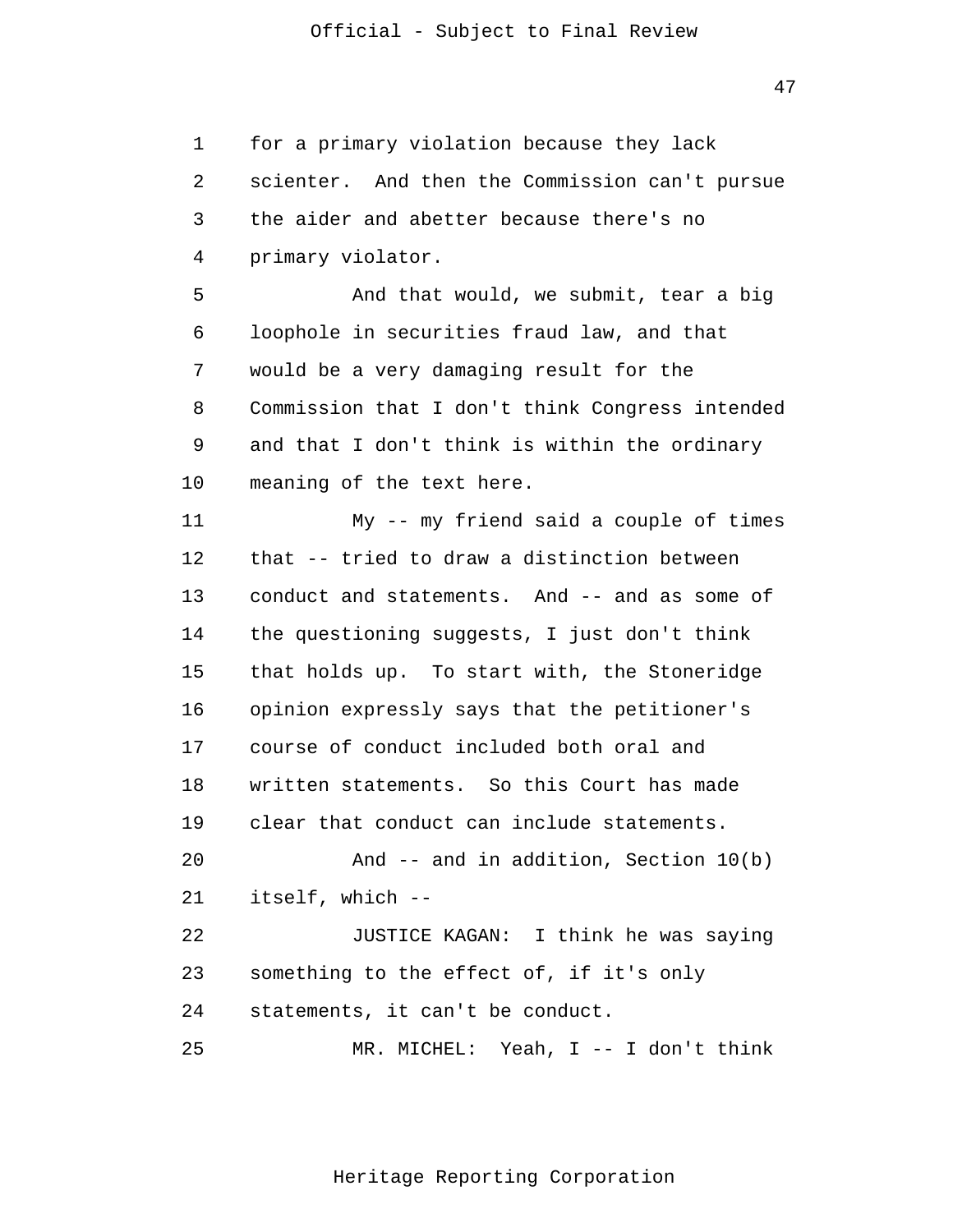for a primary violation because they lack scienter. And then the Commission can't pursue the aider and abetter because there's no primary violator.

And that would, we submit, tear a big loophole in securities fraud law, and that would be a very damaging result for the Commission that I don't think Congress intended and that I don't think is within the ordinary meaning of the text here.

My -- my friend said a couple of times that -- tried to draw a distinction between conduct and statements. And -- and as some of the questioning suggests, I just don't think that holds up. To start with, the Stoneridge opinion expressly says that the petitioner's course of conduct included both oral and written statements. So this Court has made clear that conduct can include statements.

And -- and in addition, Section 10(b) itself, which --

JUSTICE KAGAN: I think he was saying something to the effect of, if it's only statements, it can't be conduct.

MR. MICHEL: Yeah, I -- I don't think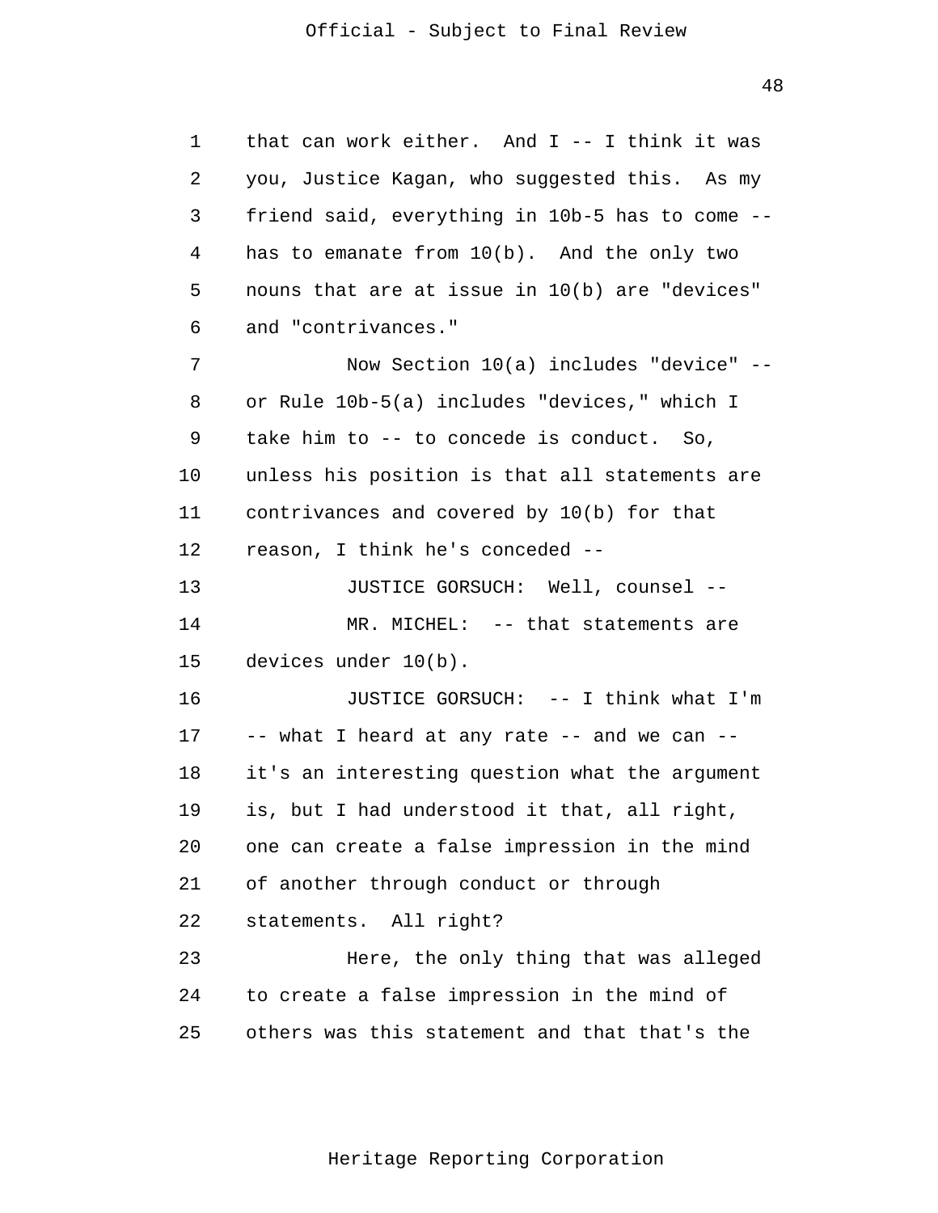that can work either. And I -- I think it was you, Justice Kagan, who suggested this. As my friend said, everything in 10b-5 has to come -- has to emanate from 10(b). And the only two nouns that are at issue in 10(b) are "devices" and "contrivances."

Now Section 10(a) includes "device" -- or Rule 10b-5(a) includes "devices," which I take him to -- to concede is conduct. So, unless his position is that all statements are contrivances and covered by 10(b) for that reason, I think he's conceded --

JUSTICE GORSUCH: Well, counsel --

MR. MICHEL: -- that statements are devices under 10(b).

JUSTICE GORSUCH: -- I think what I'm -- what I heard at any rate -- and we can -- it's an interesting question what the argument is, but I had understood it that, all right, one can create a false impression in the mind of another through conduct or through statements. All right?

Here, the only thing that was alleged to create a false impression in the mind of others was this statement and that that's the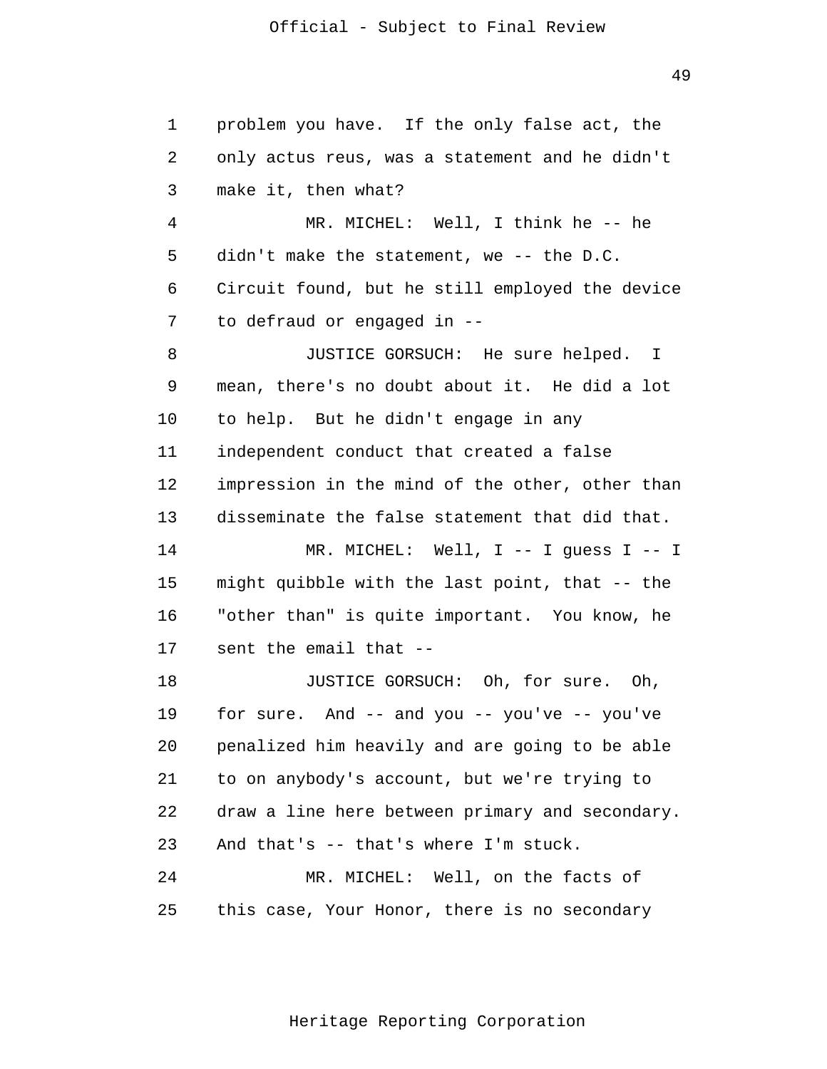problem you have. If the only false act, the only actus reus, was a statement and he didn't make it, then what?

MR. MICHEL: Well, I think he -- he didn't make the statement, we -- the D.C. Circuit found, but he still employed the device to defraud or engaged in --

JUSTICE GORSUCH: He sure helped. I mean, there's no doubt about it. He did a lot to help. But he didn't engage in any independent conduct that created a false impression in the mind of the other, other than disseminate the false statement that did that.

MR. MICHEL: Well, I -- I guess I -- I might quibble with the last point, that -- the "other than" is quite important. You know, he sent the email that --

JUSTICE GORSUCH: Oh, for sure. Oh, for sure. And -- and you -- you've -- you've penalized him heavily and are going to be able to on anybody's account, but we're trying to draw a line here between primary and secondary. And that's -- that's where I'm stuck.

MR. MICHEL: Well, on the facts of this case, Your Honor, there is no secondary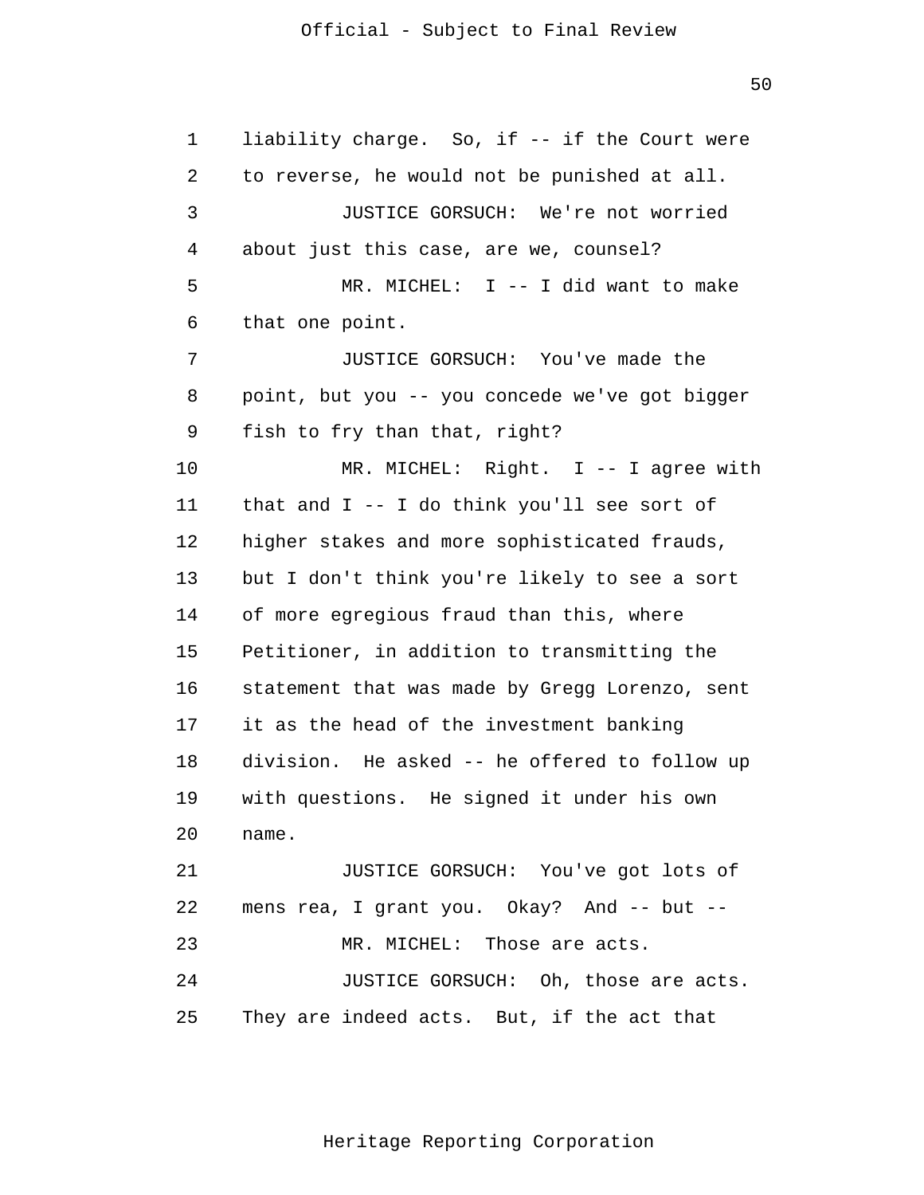liability charge. So, if -- if the Court were to reverse, he would not be punished at all.

JUSTICE GORSUCH: We're not worried about just this case, are we, counsel?

MR. MICHEL: I -- I did want to make that one point.

JUSTICE GORSUCH: You've made the point, but you -- you concede we've got bigger fish to fry than that, right?

MR. MICHEL: Right. I -- I agree with that and I -- I do think you'll see sort of higher stakes and more sophisticated frauds, but I don't think you're likely to see a sort of more egregious fraud than this, where Petitioner, in addition to transmitting the statement that was made by Gregg Lorenzo, sent it as the head of the investment banking division. He asked -- he offered to follow up with questions. He signed it under his own name.

JUSTICE GORSUCH: You've got lots of mens rea, I grant you. Okay? And -- but --

MR. MICHEL: Those are acts.

JUSTICE GORSUCH: Oh, those are acts. They are indeed acts. But, if the act that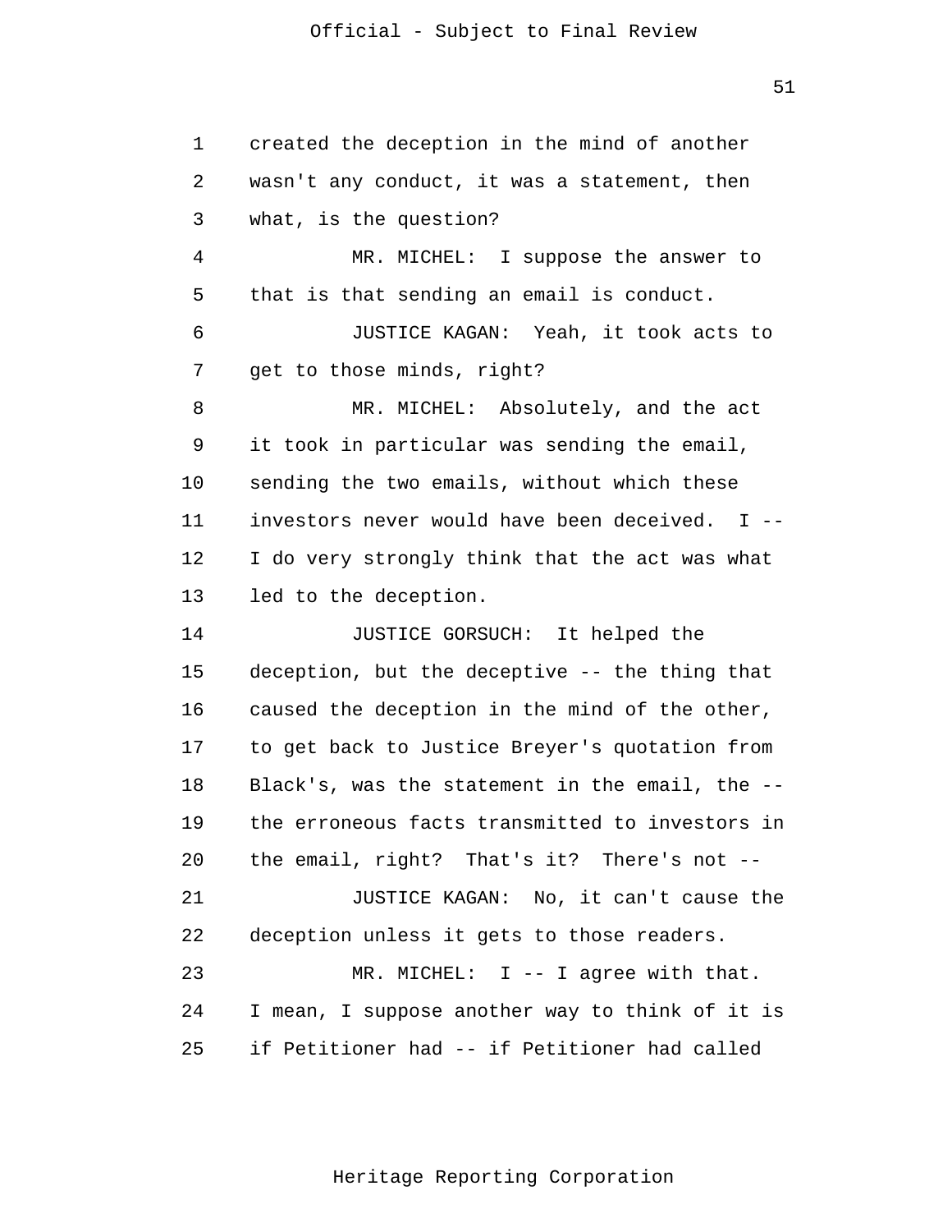created the deception in the mind of another wasn't any conduct, it was a statement, then what, is the question?

MR. MICHEL: I suppose the answer to that is that sending an email is conduct.

JUSTICE KAGAN: Yeah, it took acts to get to those minds, right?

MR. MICHEL: Absolutely, and the act it took in particular was sending the email, sending the two emails, without which these investors never would have been deceived. I -- I do very strongly think that the act was what led to the deception.

JUSTICE GORSUCH: It helped the deception, but the deceptive -- the thing that caused the deception in the mind of the other, to get back to Justice Breyer's quotation from Black's, was the statement in the email, the -- the erroneous facts transmitted to investors in the email, right? That's it? There's not --

JUSTICE KAGAN: No, it can't cause the deception unless it gets to those readers.

MR. MICHEL: I -- I agree with that. I mean, I suppose another way to think of it is if Petitioner had -- if Petitioner had called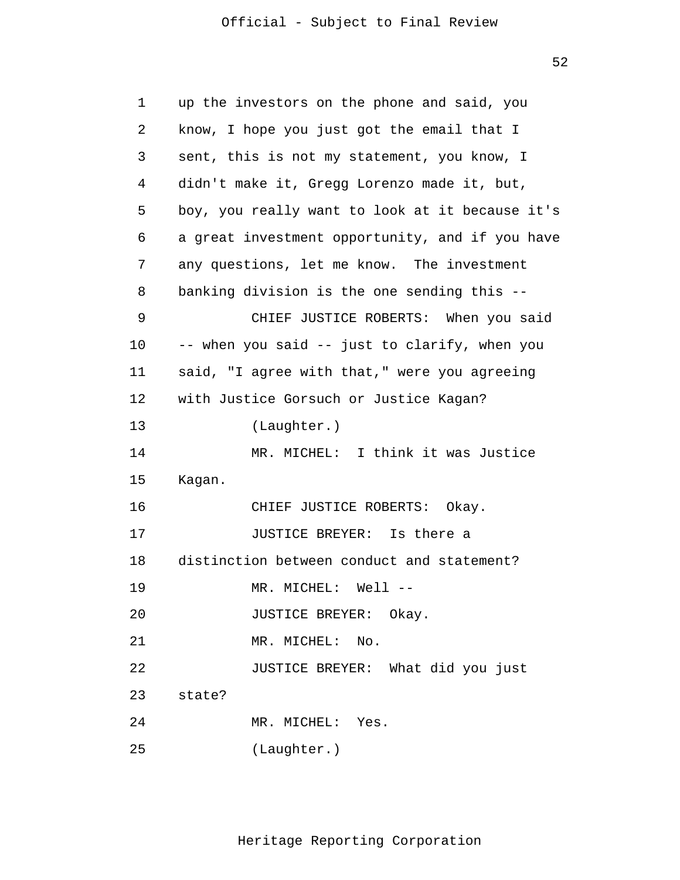up the investors on the phone and said, you know, I hope you just got the email that I sent, this is not my statement, you know, I didn't make it, Gregg Lorenzo made it, but, boy, you really want to look at it because it's a great investment opportunity, and if you have any questions, let me know. The investment banking division is the one sending this --

CHIEF JUSTICE ROBERTS: When you said -- when you said -- just to clarify, when you said, "I agree with that," were you agreeing with Justice Gorsuch or Justice Kagan?

(Laughter.)

MR. MICHEL: I think it was Justice Kagan.

CHIEF JUSTICE ROBERTS: Okay.

JUSTICE BREYER: Is there a distinction between conduct and statement?

MR. MICHEL: Well --

JUSTICE BREYER: Okay.

MR. MICHEL: No.

JUSTICE BREYER: What did you just state?

MR. MICHEL: Yes.

(Laughter.)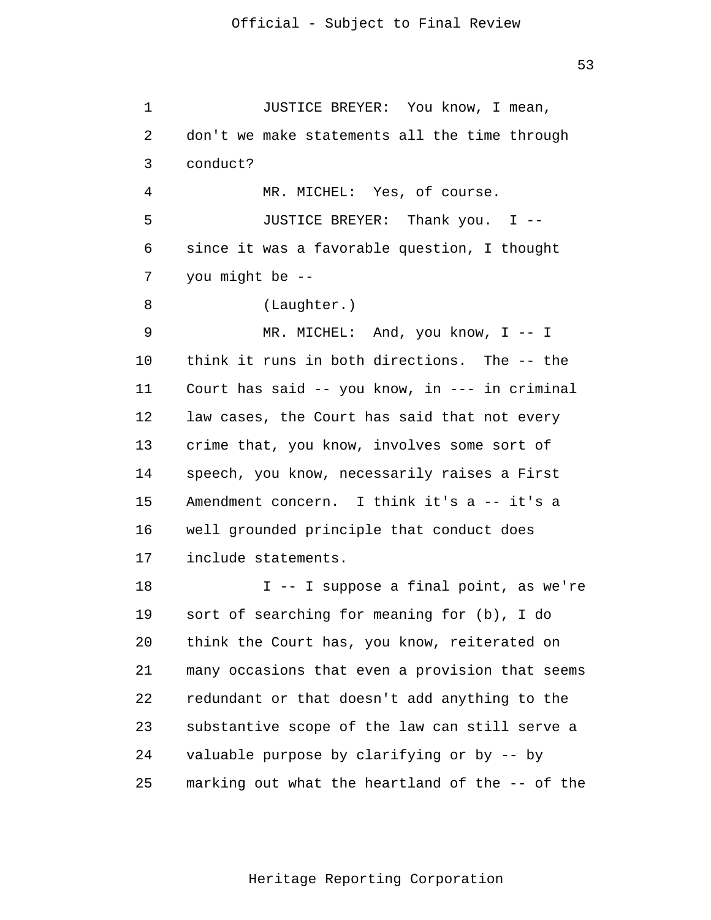JUSTICE BREYER: You know, I mean, don't we make statements all the time through conduct?

MR. MICHEL: Yes, of course.

JUSTICE BREYER: Thank you. I -- since it was a favorable question, I thought you might be --

(Laughter.)

MR. MICHEL: And, you know, I -- I think it runs in both directions. The -- the Court has said -- you know, in --- in criminal law cases, the Court has said that not every crime that, you know, involves some sort of speech, you know, necessarily raises a First Amendment concern. I think it's a -- it's a well grounded principle that conduct does include statements.

I -- I suppose a final point, as we're sort of searching for meaning for (b), I do think the Court has, you know, reiterated on many occasions that even a provision that seems redundant or that doesn't add anything to the substantive scope of the law can still serve a valuable purpose by clarifying or by -- by marking out what the heartland of the -- of the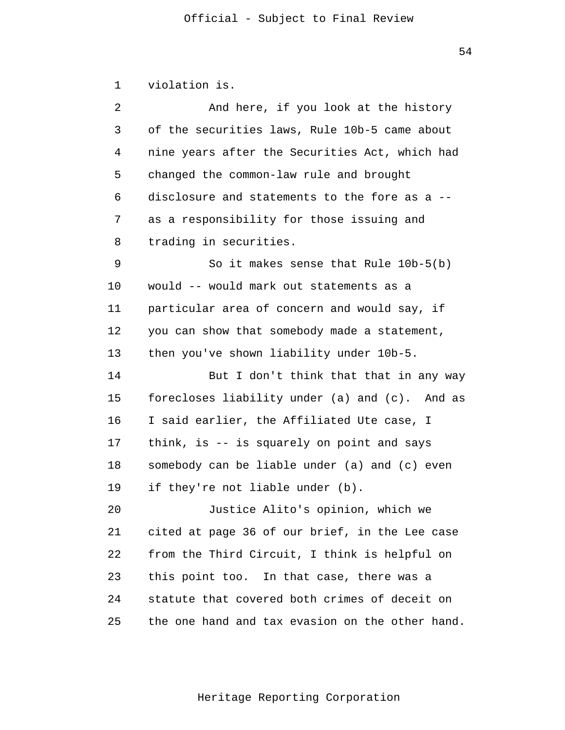violation is.

And here, if you look at the history of the securities laws, Rule 10b-5 came about nine years after the Securities Act, which had changed the common-law rule and brought disclosure and statements to the fore as a -- as a responsibility for those issuing and trading in securities.

So it makes sense that Rule 10b-5(b) would -- would mark out statements as a particular area of concern and would say, if you can show that somebody made a statement, then you've shown liability under 10b-5.

But I don't think that that in any way forecloses liability under (a) and (c). And as I said earlier, the Affiliated Ute case, I think, is -- is squarely on point and says somebody can be liable under (a) and (c) even if they're not liable under (b).

Justice Alito's opinion, which we cited at page 36 of our brief, in the Lee case from the Third Circuit, I think is helpful on this point too. In that case, there was a statute that covered both crimes of deceit on the one hand and tax evasion on the other hand.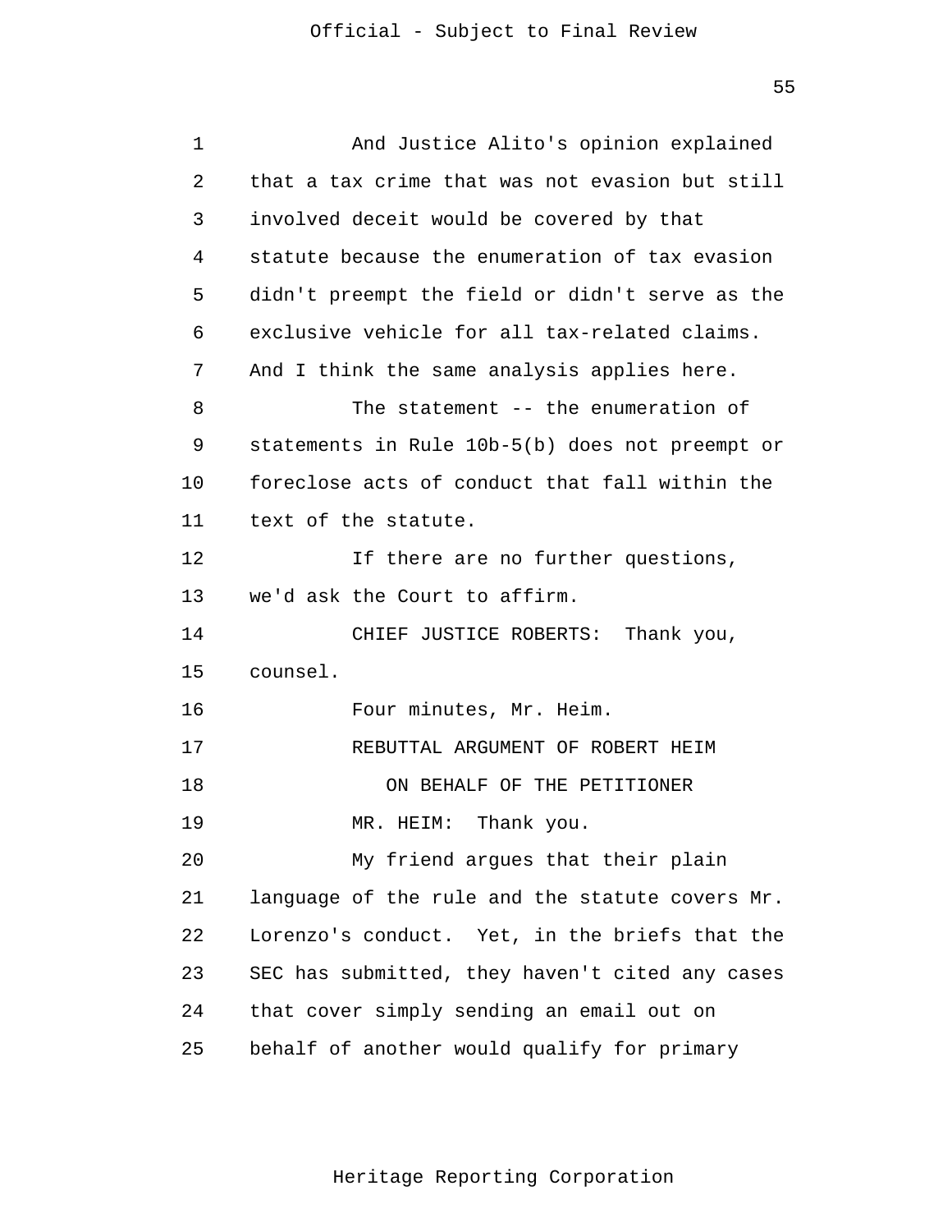And Justice Alito's opinion explained that a tax crime that was not evasion but still involved deceit would be covered by that statute because the enumeration of tax evasion didn't preempt the field or didn't serve as the exclusive vehicle for all tax-related claims. And I think the same analysis applies here.

The statement -- the enumeration of statements in Rule 10b-5(b) does not preempt or foreclose acts of conduct that fall within the text of the statute.

If there are no further questions, we'd ask the Court to affirm.

CHIEF JUSTICE ROBERTS: Thank you, counsel.

Four minutes, Mr. Heim.

REBUTTAL ARGUMENT OF ROBERT HEIM

ON BEHALF OF THE PETITIONER

MR. HEIM: Thank you.

My friend argues that their plain language of the rule and the statute covers Mr. Lorenzo's conduct. Yet, in the briefs that the SEC has submitted, they haven't cited any cases that cover simply sending an email out on behalf of another would qualify for primary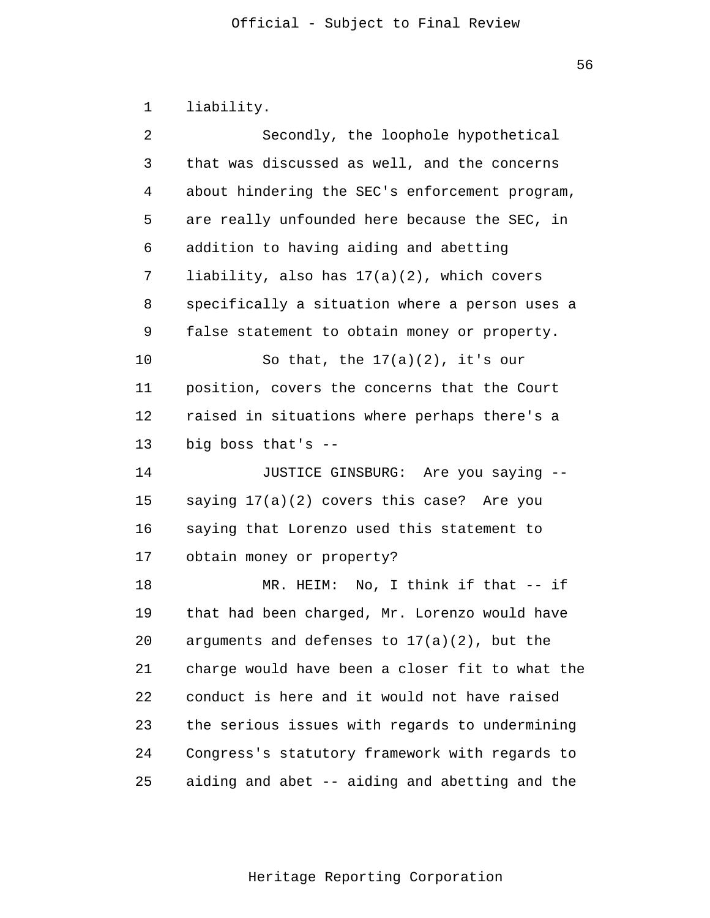liability.

Secondly, the loophole hypothetical that was discussed as well, and the concerns about hindering the SEC's enforcement program, are really unfounded here because the SEC, in addition to having aiding and abetting liability, also has 17(a)(2), which covers specifically a situation where a person uses a false statement to obtain money or property.

So that, the 17(a)(2), it's our position, covers the concerns that the Court raised in situations where perhaps there's a big boss that's --

JUSTICE GINSBURG: Are you saying -- saying 17(a)(2) covers this case? Are you saying that Lorenzo used this statement to obtain money or property?

MR. HEIM: No, I think if that -- if that had been charged, Mr. Lorenzo would have arguments and defenses to 17(a)(2), but the charge would have been a closer fit to what the conduct is here and it would not have raised the serious issues with regards to undermining Congress's statutory framework with regards to aiding and abet -- aiding and abetting and the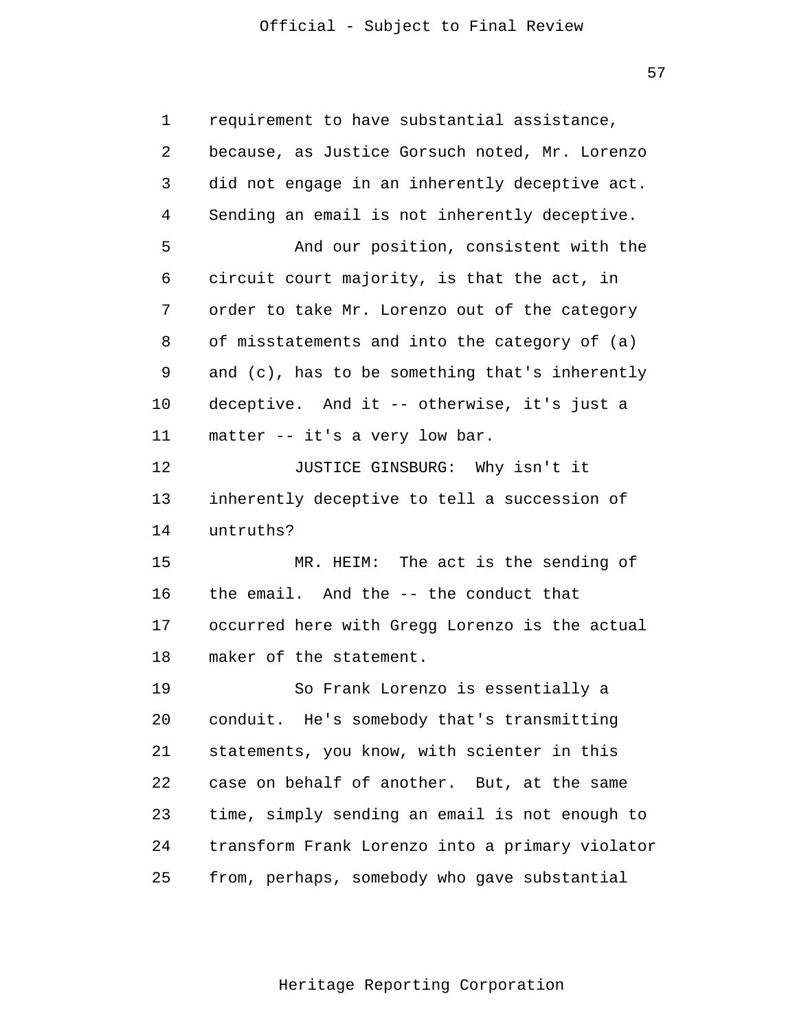requirement to have substantial assistance, because, as Justice Gorsuch noted, Mr. Lorenzo did not engage in an inherently deceptive act. Sending an email is not inherently deceptive.

And our position, consistent with the circuit court majority, is that the act, in order to take Mr. Lorenzo out of the category of misstatements and into the category of (a) and (c), has to be something that's inherently deceptive. And it -- otherwise, it's just a matter -- it's a very low bar.

JUSTICE GINSBURG: Why isn't it inherently deceptive to tell a succession of untruths?

MR. HEIM: The act is the sending of the email. And the -- the conduct that occurred here with Gregg Lorenzo is the actual maker of the statement.

So Frank Lorenzo is essentially a conduit. He's somebody that's transmitting statements, you know, with scienter in this case on behalf of another. But, at the same time, simply sending an email is not enough to transform Frank Lorenzo into a primary violator from, perhaps, somebody who gave substantial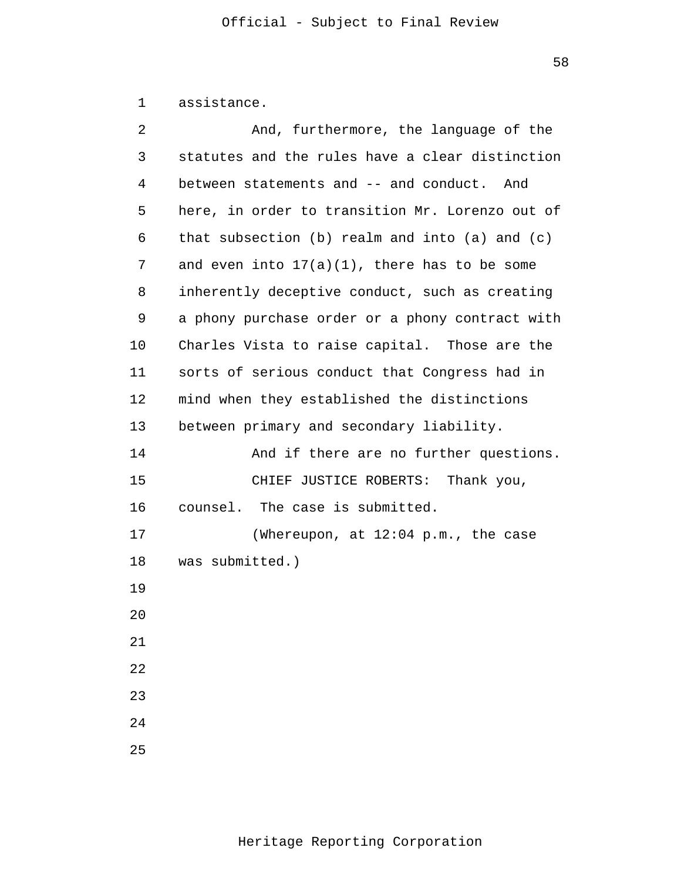assistance.

And, furthermore, the language of the statutes and the rules have a clear distinction between statements and -- and conduct. And here, in order to transition Mr. Lorenzo out of that subsection (b) realm and into (a) and (c) and even into 17(a)(1), there has to be some inherently deceptive conduct, such as creating a phony purchase order or a phony contract with Charles Vista to raise capital. Those are the sorts of serious conduct that Congress had in mind when they established the distinctions between primary and secondary liability.

And if there are no further questions.

CHIEF JUSTICE ROBERTS: Thank you, counsel. The case is submitted.

(Whereupon, at 12:04 p.m., the case was submitted.)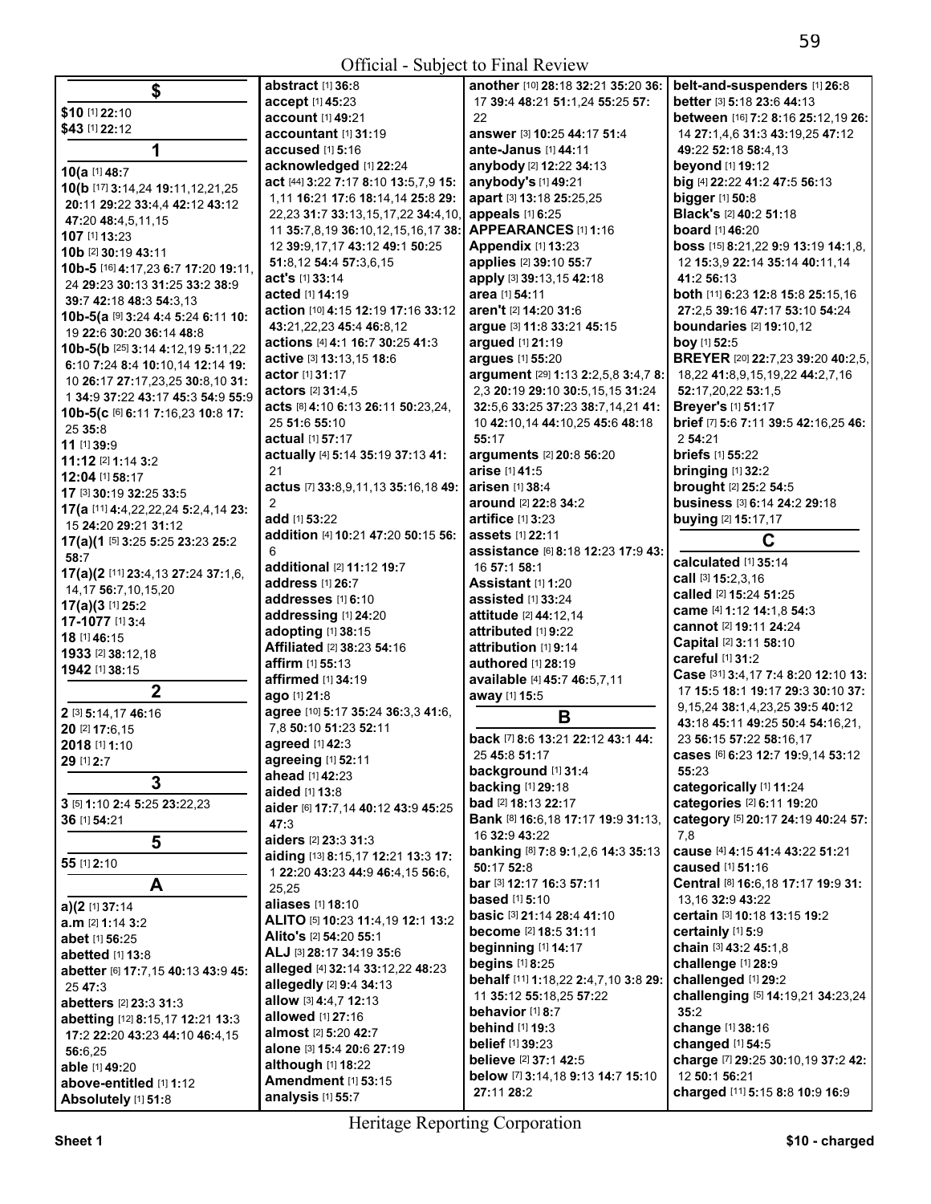**$**

**$10** [1] **22:**10
**$43** [1] **22:**12

**1**

**10(a** [1] **48:**7
**10(b** [17] **3:**14,24 **19:**11,12,21,25 **20:**11 **29:**22 **33:**4,4 **42:**12 **43:**12 **47:**20 **48:**4,5,11,15
**107** [1] **13:**23
**10b** [2] **30:**19 **43:**11
**10b-5** [16] **4:**17,23 **6:**7 **17:**20 **19:**11, 24 **29:**23 **30:**13 **31:**25 **33:**2 **38:**9 **39:**7 **42:**18 **48:**3 **54:**3,13
**10b-5(a** [9] **3:**24 **4:**4 **5:**24 **6:**11 **10:** 19 **22:**6 **30:**20 **36:**14 **48:**8
**10b-5(b** [25] **3:**14 **4:**12,19 **5:**11,22 **6:**10 **7:**24 **8:**4 **10:**10,14 **12:**14 **19:** 10 **26:**17 **27:**17,23,25 **30:**8,10 **31:** 1 **34:**9 **37:**22 **43:**17 **45:**3 **54:**9 **55:**9
**10b-5(c** [6] **6:**11 **7:**16,23 **10:**8 **17:** 25 **35:**8
**11** [1] **39:**9
**11:12** [2] **1:**14 **3:**2
**12:04** [1] **58:**17
**17** [3] **30:**19 **32:**25 **33:**5
**17(a** [11] **4:**4,22,22,24 **5:**2,4,14 **23:** 15 **24:**20 **29:**21 **31:**12
**17(a)(1** [5] **3:**25 **5:**25 **23:**23 **25:**2 **58:**7
**17(a)(2** [11] **23:**4,13 **27:**24 **37:**1,6, 14,17 **56:**7,10,15,20
**17(a)(3** [1] **25:**2
**17-1077** [1] **3:**4
**18** [1] **46:**15
**1933** [2] **38:**12,18
**1942** [1] **38:**15

**2**

**2** [3] **5:**14,17 **46:**16
**20** [2] **17:**6,15
**2018** [1] **1:**10
**29** [1] **2:**7

**3**

**3** [5] **1:**10 **2:**4 **5:**25 **23:**22,23
**36** [1] **54:**21

**5**

**55** [1] **2:**10

**A**

**a)(2** [1] **37:**14
**a.m** [2] **1:**14 **3:**2
**abet** [1] **56:**25
**abetted** [1] **13:**8
**abetter** [6] **17:**7,15 **40:**13 **43:**9 **45:** 25 **47:**3
**abetters** [2] **23:**3 **31:**3
**abetting** [12] **8:**15,17 **12:**21 **13:**3 **17:**2 **22:**20 **43:**23 **44:**10 **46:**4,15 **56:**6,25
**able** [1] **49:**20
**above-entitled** [1] **1:**12
**Absolutely** [1] **51:**8
**abstract** [1] **36:**8
**accept** [1] **45:**23
**account** [1] **49:**21
**accountant** [1] **31:**19
**accused** [1] **5:**16
**acknowledged** [1] **22:**24
**act** [44] **3:**22 **7:**17 **8:**10 **13:**5,7,9 **15:** 1,11 **16:**21 **17:**6 **18:**14,14 **25:**8 **29:** 22,23 **31:**7 **33:**13,15,17,22 **34:**4,10, 11 **35:**7,8,19 **36:**10,12,15,16,17 **38:** 12 **39:**9,17,17 **43:**12 **49:**1 **50:**25 **51:**8,12 **54:**4 **57:**3,6,15
**act's** [1] **33:**14
**acted** [1] **14:**19
**action** [10] **4:**15 **12:**19 **17:**16 **33:**12 **43:**21,22,23 **45:**4 **46:**8,12
**actions** [4] **4:**1 **16:**7 **30:**25 **41:**3
**active** [3] **13:**13,15 **18:**6
**actor** [1] **31:**17
**actors** [2] **31:**4,5
**acts** [8] **4:**10 **6:**13 **26:**11 **50:**23,24, 25 **51:**6 **55:**10
**actual** [1] **57:**17
**actually** [4] **5:**14 **35:**19 **37:**13 **41:** 21
**actus** [7] **33:**8,9,11,13 **35:**16,18 **49:** 2
**add** [1] **53:**22
**addition** [4] **10:**21 **47:**20 **50:**15 **56:** 6
**additional** [2] **11:**12 **19:**7
**address** [1] **26:**7
**addresses** [1] **6:**10
**addressing** [1] **24:**20
**adopting** [1] **38:**15
**Affiliated** [2] **38:**23 **54:**16
**affirm** [1] **55:**13
**affirmed** [1] **34:**19
**ago** [1] **21:**8
**agree** [10] **5:**17 **35:**24 **36:**3,3 **41:**6, 7,8 **50:**10 **51:**23 **52:**11
**agreed** [1] **42:**3
**agreeing** [1] **52:**11
**ahead** [1] **42:**23
**aided** [1] **13:**8
**aider** [6] **17:**7,14 **40:**12 **43:**9 **45:**25 **47:**3
**aiders** [2] **23:**3 **31:**3
**aiding** [13] **8:**15,17 **12:**21 **13:**3 **17:** 1 **22:**20 **43:**23 **44:**9 **46:**4,15 **56:**6, 25,25
**aliases** [1] **18:**10
**ALITO** [5] **10:**23 **11:**4,19 **12:**1 **13:**2
**Alito's** [2] **54:**20 **55:**1
**ALJ** [3] **28:**17 **34:**19 **35:**6
**alleged** [4] **32:**14 **33:**12,22 **48:**23
**allegedly** [2] **9:**4 **34:**13
**allow** [3] **4:**4,7 **12:**13
**allowed** [1] **27:**16
**almost** [2] **5:**20 **42:**7
**alone** [3] **15:**4 **20:**6 **27:**19
**although** [1] **18:**22
**Amendment** [1] **53:**15
**analysis** [1] **55:**7
**another** [10] **28:**18 **32:**21 **35:**20 **36:** 17 **39:**4 **48:**21 **51:**1,24 **55:**25 **57:** 22
**answer** [3] **10:**25 **44:**17 **51:**4
**ante-Janus** [1] **44:**11
**anybody** [2] **12:**22 **34:**13
**anybody's** [1] **49:**21
**apart** [3] **13:**18 **25:**25,25
**appeals** [1] **6:**25
**APPEARANCES** [1] **1:**16
**Appendix** [1] **13:**23
**applies** [2] **39:**10 **55:**7
**apply** [3] **39:**13,15 **42:**18
**area** [1] **54:**11
**aren't** [2] **14:**20 **31:**6
**argue** [3] **11:**8 **33:**21 **45:**15
**argued** [1] **21:**19
**argues** [1] **55:**20
**argument** [29] **1:**13 **2:**2,5,8 **3:**4,7 **8:** 2,3 **20:**19 **29:**10 **30:**5,15,15 **31:**24 **32:**5,6 **33:**25 **37:**23 **38:**7,14,21 **41:** 10 **42:**10,14 **44:**10,25 **45:**6 **48:**18 **55:**17
**arguments** [2] **20:**8 **56:**20
**arise** [1] **41:**5
**arisen** [1] **38:**4
**around** [2] **22:**8 **34:**2
**artifice** [1] **3:**23
**assets** [1] **22:**11
**assistance** [6] **8:**18 **12:**23 **17:**9 **43:** 16 **57:**1 **58:**1
**Assistant** [1] **1:**20
**assisted** [1] **33:**24
**attitude** [2] **44:**12,14
**attributed** [1] **9:**22
**attribution** [1] **9:**14
**authored** [1] **28:**19
**available** [4] **45:**7 **46:**5,7,11
**away** [1] **15:**5

**B**

**back** [7] **8:**6 **13:**21 **22:**12 **43:**1 **44:** 25 **45:**8 **51:**17
**background** [1] **31:**4
**backing** [1] **29:**18
**bad** [2] **18:**13 **22:**17
**Bank** [8] **16:**6,18 **17:**17 **19:**9 **31:**13, 16 **32:**9 **43:**22
**banking** [8] **7:**8 **9:**1,2,6 **14:**3 **35:**13 **50:**17 **52:**8
**bar** [3] **12:**17 **16:**3 **57:**11
**based** [1] **5:**10
**basic** [3] **21:**14 **28:**4 **41:**10
**become** [2] **18:**5 **31:**11
**beginning** [1] **14:**17
**begins** [1] **8:**25
**behalf** [11] **1:**18,22 **2:**4,7,10 **3:**8 **29:** 11 **35:**12 **55:**18,25 **57:**22
**behavior** [1] **8:**7
**behind** [1] **19:**3
**belief** [1] **39:**23
**believe** [2] **37:**1 **42:**5
**below** [7] **3:**14,18 **9:**13 **14:**7 **15:**10 **27:**11 **28:**2
**belt-and-suspenders** [1] **26:**8
**better** [3] **5:**18 **23:**6 **44:**13
**between** [16] **7:**2 **8:**16 **25:**12,19 **26:** 14 **27:**1,4,6 **31:**3 **43:**19,25 **47:**12 **49:**22 **52:**18 **58:**4,13
**beyond** [1] **19:**12
**big** [4] **22:**22 **41:**2 **47:**5 **56:**13
**bigger** [1] **50:**8
**Black's** [2] **40:**2 **51:**18
**board** [1] **46:**20
**boss** [15] **8:**21,22 **9:**3 **13:**19 **14:**1,8, 12 **15:**3,9 **22:**14 **35:**14 **40:**11,14 **41:**2 **56:**13
**both** [11] **6:**23 **12:**8 **15:**8 **25:**15,16 **27:**2,5 **39:**16 **47:**17 **53:**10 **54:**24
**boundaries** [2] **19:**10,12
**boy** [1] **52:**5
**BREYER** [20] **22:**7,23 **39:**20 **40:**2,5, 18,22 **41:**8,9,15,19,21 **44:**2,7,16 **52:**17,20,22 **53:**1,5
**Breyer's** [1] **51:**17
**brief** [7] **5:**6 **7:**11 **39:**5 **42:**16,25 **46:** 2 **54:**21
**briefs** [1] **55:**22
**bringing** [1] **32:**2
**brought** [2] **25:**2 **54:**5
**business** [3] **6:**14 **24:**2 **29:**18
**buying** [2] **15:**17,17

**C**

**calculated** [1] **35:**14
**call** [3] **15:**2,3,16
**called** [2] **15:**24 **51:**25
**came** [4] **1:**12 **14:**1,8 **54:**3
**cannot** [2] **19:**11 **24:**24
**Capital** [2] **3:**11 **58:**10
**careful** [1] **31:**2
**Case** [31] **3:**4,17 **7:**4 **8:**20 **12:**10 **13:** 17 **15:**3 **18:**1 **19:**17 **29:**3 **30:**10 **37:** 9,15,24 **38:**1,4,23,25 **39:**5 **40:**12 **43:**18 **45:**11 **49:**25 **50:**4 **54:**16,21, 23 **56:**15 **57:**22 **58:**16,17
**cases** [6] **6:**23 **12:**7 **19:**9,14 **53:**12 **55:**23
**categorically** [1] **11:**24
**categories** [2] **6:**11 **19:**20
**category** [5] **20:**17 **24:**19 **40:**24 **57:** 7,8
**cause** [4] **4:**15 **41:**4 **43:**22 **51:**21
**caused** [1] **51:**16
**Central** [8] **16:**6,18 **17:**17 **19:**9 **31:** 13,16 **32:**9 **43:**22
**certain** [3] **10:**18 **13:**15 **19:**2
**certainly** [1] **5:**9
**chain** [3] **43:**2 **45:**1,8
**challenge** [1] **28:**9
**challenged** [1] **29:**2
**challenging** [5] **14:**19,21 **34:**23,24 **35:**2
**change** [1] **38:**16
**changed** [1] **54:**5
**charge** [7] **29:**25 **30:**10,19 **37:**2 **42:** 12 **50:**1 **56:**21
**charged** [11] **5:**15 **8:**8 **10:**9 **16:**9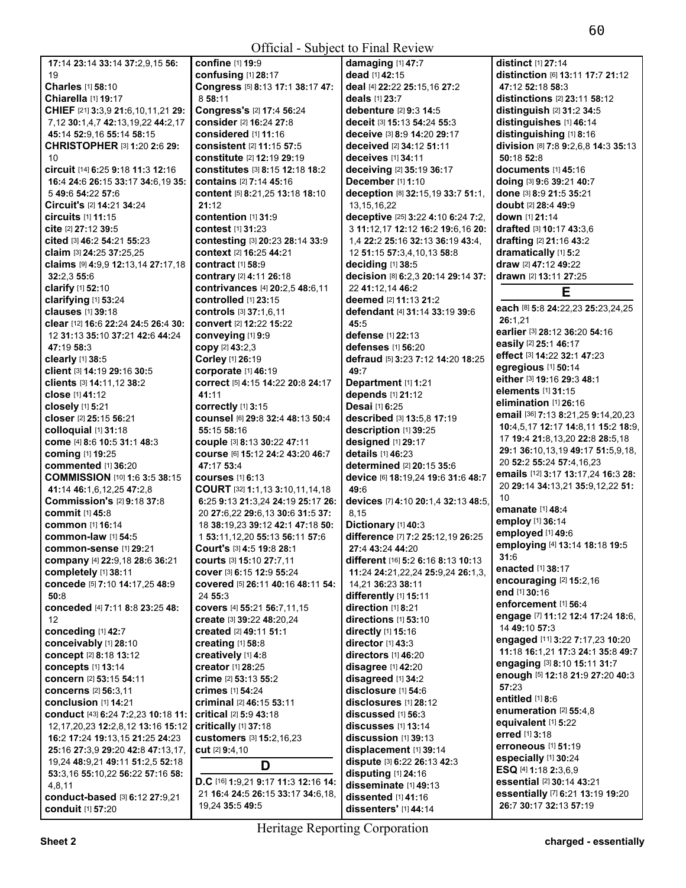**17:**14 **23:**14 **33:**14 **37:**2,9,15 **56:** 19
**Charles** [1] **58:**10
**Chiarella** [1] **19:**17
**CHIEF** [21] **3:**3,9 **21:**6,10,11,21 **29:** 7,12 **30:**1,4,7 **42:**13,19,22 **44:**2,17 **45:**14 **52:**9,16 **55:**14 **58:**15
**CHRISTOPHER** [3] **1:**20 **2:**6 **29:** 10
**circuit** [14] **6:**25 **9:**18 **11:**3 **12:**16 **16:**4 **24:**6 **26:**15 **33:**17 **34:**6,19 **35:** 5 **49:**6 **54:**22 **57:**6
**Circuit's** [2] **14:**21 **34:**24
**circuits** [1] **11:**15
**cite** [2] **27:**12 **39:**5
**cited** [3] **46:**2 **54:**21 **55:**23
**claim** [3] **24:**25 **37:**25,25
**claims** [9] **4:**9,9 **12:**13,14 **27:**17,18 **32:**2,3 **55:**6
**clarify** [1] **52:**10
**clarifying** [1] **53:**24
**clauses** [1] **39:**18
**clear** [12] **16:**6 **22:**24 **24:**5 **26:**4 **30:** 12 **31:**13 **35:**10 **37:**21 **42:**6 **44:**24 **47:**19 **58:**3
**clearly** [1] **38:**5
**client** [3] **14:**19 **29:**16 **30:**5
**clients** [3] **14:**11,12 **38:**2
**close** [1] **41:**12
**closely** [1] **5:**21
**closer** [2] **25:**15 **56:**21
**colloquial** [1] **31:**18
**come** [4] **8:**6 **10:**5 **31:**1 **48:**3
**coming** [1] **19:**25
**commented** [1] **36:**20
**COMMISSION** [10] **1:**6 **3:**5 **38:**15 **41:**14 **46:**1,6,12,25 **47:**2,8
**Commission's** [2] **9:**18 **37:**8
**commit** [1] **45:**8
**common** [1] **16:**14
**common-law** [1] **54:**5
**common-sense** [1] **29:**21
**company** [4] **22:**9,18 **28:**6 **36:**21
**completely** [1] **38:**11
**concede** [5] **7:**10 **14:**17,25 **48:**9 **50:**8
**conceded** [4] **7:**11 **8:**8 **23:**25 **48:** 12
**conceding** [1] **42:**7
**conceivably** [1] **28:**10
**concept** [2] **8:**18 **13:**12
**concepts** [1] **13:**14
**concern** [2] **53:**15 **54:**11
**concerns** [2] **56:**3,11
**conclusion** [1] **14:**21
**conduct** [43] **6:**24 **7:**2,23 **10:**18 **11:** 12,17,20,23 **12:**2,8,12 **13:**16 **15:**12 **16:**2 **17:**24 **19:**13,15 **21:**25 **24:**23 **25:**16 **27:**3,9 **29:**20 **42:**8 **47:**13,17, 19,24 **48:**9,21 **49:**11 **51:**2,5 **52:**18 **53:**3,16 **55:**10,22 **56:**22 **57:**16 **58:** 4,8,11
**conduct-based** [3] **6:**12 **27:**9,21
**conduit** [1] **57:**20
**confine** [1] **19:**9
**confusing** [1] **28:**17
**Congress** [5] **8:**13 **17:**1 **38:**17 **47:** 8 **58:**11
**Congress's** [2] **17:**4 **56:**24
**consider** [2] **16:**24 **27:**8
**considered** [1] **11:**16
**consistent** [2] **11:**15 **57:**5
**constitute** [2] **12:**19 **29:**19
**constitutes** [3] **8:**15 **12:**18 **18:**2
**contains** [2] **7:**14 **45:**16
**content** [5] **8:**21,25 **13:**18 **18:**10 **21:**12
**contention** [1] **31:**9
**contest** [1] **31:**23
**contesting** [3] **20:**23 **28:**14 **33:**9
**context** [2] **16:**25 **44:**21
**contract** [1] **58:**9
**contrary** [2] **4:**11 **26:**18
**contrivances** [4] **20:**2,5 **48:**6,11
**controlled** [1] **23:**15
**controls** [3] **37:**1,6,11
**convert** [2] **12:**22 **15:**22
**conveying** [1] **9:**9
**copy** [2] **43:**2,3
**Corley** [1] **26:**19
**corporate** [1] **46:**19
**correct** [5] **4:**15 **14:**22 **20:**8 **24:**17 **41:**11
**correctly** [1] **3:**15
**counsel** [6] **29:**8 **32:**4 **48:**13 **50:**4 **55:**15 **58:**16
**couple** [3] **8:**13 **30:**22 **47:**11
**course** [6] **15:**12 **24:**2 **43:**20 **46:**7 **47:**17 **53:**4
**courses** [1] **6:**13
**COURT** [32] **1:**1,13 **3:**10,11,14,18 **6:**25 **9:**13 **21:**3,24 **24:**19 **25:**17 **26:** 20 **27:**6,22 **29:**6,13 **30:**6 **31:**5 **37:** 18 **38:**19,23 **39:**12 **42:**1 **47:**18 **50:** 1 **53:**11,12,20 **55:**13 **56:**11 **57:**6
**Court's** [3] **4:**5 **19:**8 **28:**1
**courts** [3] **15:**10 **27:**7,11
**cover** [3] **6:**15 **12:**9 **55:**24
**covered** [5] **26:**11 **40:**16 **48:**11 **54:** 24 **55:**3
**covers** [4] **55:**21 **56:**7,11,15
**create** [3] **39:**22 **48:**20,24
**created** [2] **49:**11 **51:**1
**creating** [1] **58:**8
**creatively** [1] **4:**8
**creator** [1] **28:**25
**crime** [2] **53:**13 **55:**2
**crimes** [1] **54:**24
**criminal** [2] **46:**15 **53:**11
**critical** [2] **5:**9 **43:**18
**critically** [1] **37:**18
**customers** [3] **15:**2,16,23
**cut** [2] **9:**4,10

## D

**D.C** [16] **1:**9,21 **9:**17 **11:**3 **12:**16 **14:** 21 **16:**4 **24:**5 **26:**15 **33:**17 **34:**6,18, 19,24 **35:**5 **49:**5
**damaging** [1] **47:**7
**dead** [1] **42:**15
**deal** [4] **22:**22 **25:**15,16 **27:**2
**deals** [1] **23:**7
**debenture** [2] **9:**3 **14:**5
**deceit** [3] **15:**13 **54:**24 **55:**3
**deceive** [3] **8:**9 **14:**20 **29:**17
**deceived** [2] **34:**12 **51:**11
**deceives** [1] **34:**11
**deceiving** [2] **35:**19 **36:**17
**December** [1] **1:**10
**deception** [8] **32:**15,19 **33:**7 **51:**1, 13,15,16,22
**deceptive** [25] **3:**22 **4:**10 **6:**24 **7:**2, 3 **11:**12,17 **12:**12 **16:**2 **19:**6,16 **20:** 1,4 **22:**2 **25:**16 **32:**13 **36:**19 **43:**4, 12 **51:**15 **57:**3,4,10,13 **58:**8
**deciding** [1] **38:**5
**decision** [8] **6:**2,3 **20:**14 **29:**14 **37:** 22 **41:**12,14 **46:**2
**deemed** [2] **11:**13 **21:**2
**defendant** [4] **31:**14 **33:**19 **39:**6 **45:**5
**defense** [1] **22:**13
**defenses** [1] **56:**20
**defraud** [5] **3:**23 **7:**12 **14:**20 **18:**25 **49:**7
**Department** [1] **1:**21
**depends** [1] **21:**12
**Desai** [1] **6:**25
**described** [3] **13:**5,8 **17:**19
**description** [1] **39:**25
**designed** [1] **29:**17
**details** [1] **46:**23
**determined** [2] **20:**15 **35:**6
**device** [6] **18:**19,24 **19:**6 **31:**6 **48:**7 **49:**6
**devices** [7] **4:**10 **20:**1,4 **32:**13 **48:**5, 8,15
**Dictionary** [1] **40:**3
**difference** [7] **7:**2 **25:**12,19 **26:**25 **27:**4 **43:**24 **44:**20
**different** [16] **5:**2 **6:**16 **8:**13 **10:**13 **11:**24 **24:**21,22,24 **25:**9,24 **26:**1,3, 14,21 **36:**23 **38:**11
**differently** [1] **15:**11
**direction** [1] **8:**21
**directions** [1] **53:**10
**directly** [1] **15:**16
**director** [1] **43:**3
**directors** [1] **46:**20
**disagree** [1] **42:**20
**disagreed** [1] **34:**2
**disclosure** [1] **54:**6
**disclosures** [1] **28:**12
**discussed** [1] **56:**3
**discusses** [1] **13:**14
**discussion** [1] **39:**13
**displacement** [1] **39:**14
**dispute** [3] **6:**22 **26:**13 **42:**3
**disputing** [1] **24:**16
**disseminate** [1] **49:**13
**dissented** [1] **41:**16
**dissenters'** [1] **44:**14
**distinct** [1] **27:**14
**distinction** [6] **13:**11 **17:**7 **21:**12 **47:**12 **52:**18 **58:**3
**distinctions** [2] **23:**11 **58:**12
**distinguish** [2] **31:**2 **34:**5
**distinguishes** [1] **46:**14
**distinguishing** [1] **8:**16
**division** [8] **7:**8 **9:**2,6,8 **14:**3 **35:**13 **50:**18 **52:**8
**documents** [1] **45:**16
**doing** [3] **9:**6 **39:**21 **40:**7
**done** [3] **8:**9 **21:**5 **35:**21
**doubt** [2] **28:**4 **49:**9
**down** [1] **21:**14
**drafted** [3] **10:**17 **43:**3,6
**drafting** [2] **21:**16 **43:**2
**dramatically** [1] **5:**2
**draw** [2] **47:**12 **49:**22
**drawn** [2] **13:**11 **27:**25

## E

**each** [8] **5:**8 **24:**22,23 **25:**23,24,25 **26:**1,21
**earlier** [3] **28:**12 **36:**20 **54:**16
**easily** [2] **25:**1 **46:**17
**effect** [3] **14:**22 **32:**1 **47:**23
**egregious** [1] **50:**14
**either** [3] **19:**16 **29:**3 **48:**1
**elements** [1] **31:**15
**elimination** [1] **26:**16
**email** [36] **7:**13 **8:**21,25 **9:**14,20,23 **10:**4,5,17 **12:**17 **14:**8,11 **15:**2 **18:**9, 17 **19:**4 **21:**8,13,20 **22:**8 **28:**5,18 **29:**1 **36:**10,13,19 **49:**17 **51:**5,9,18, 20 **52:**2 **55:**24 **57:**4,16,23
**emails** [12] **3:**17 **13:**17,24 **16:**3 **28:** 20 **29:**14 **34:**13,21 **35:**9,12,22 **51:** 10
**emanate** [1] **48:**4
**employ** [1] **36:**14
**employed** [1] **49:**6
**employing** [4] **13:**14 **18:**18 **19:**5 **31:**6
**enacted** [1] **38:**17
**encouraging** [2] **15:**2,16
**end** [1] **30:**16
**enforcement** [1] **56:**4
**engage** [7] **11:**12 **12:**4 **17:**24 **18:**6, 14 **49:**10 **57:**3
**engaged** [11] **3:**22 **7:**17,23 **10:**20 **11:**18 **16:**1,21 **17:**3 **24:**1 **35:**8 **49:**7
**engaging** [3] **8:**10 **15:**11 **31:**7
**enough** [5] **12:**18 **21:**9 **27:**20 **40:**3 **57:**23
**entitled** [1] **8:**6
**enumeration** [2] **55:**4,8
**equivalent** [1] **5:**22
**erred** [1] **3:**18
**erroneous** [1] **51:**19
**especially** [1] **30:**24
**ESQ** [4] **1:**18 **2:**3,6,9
**essential** [2] **30:**14 **43:**21
**essentially** [7] **6:**21 **13:**19 **19:**20 **26:**7 **30:**17 **32:**13 **57:**19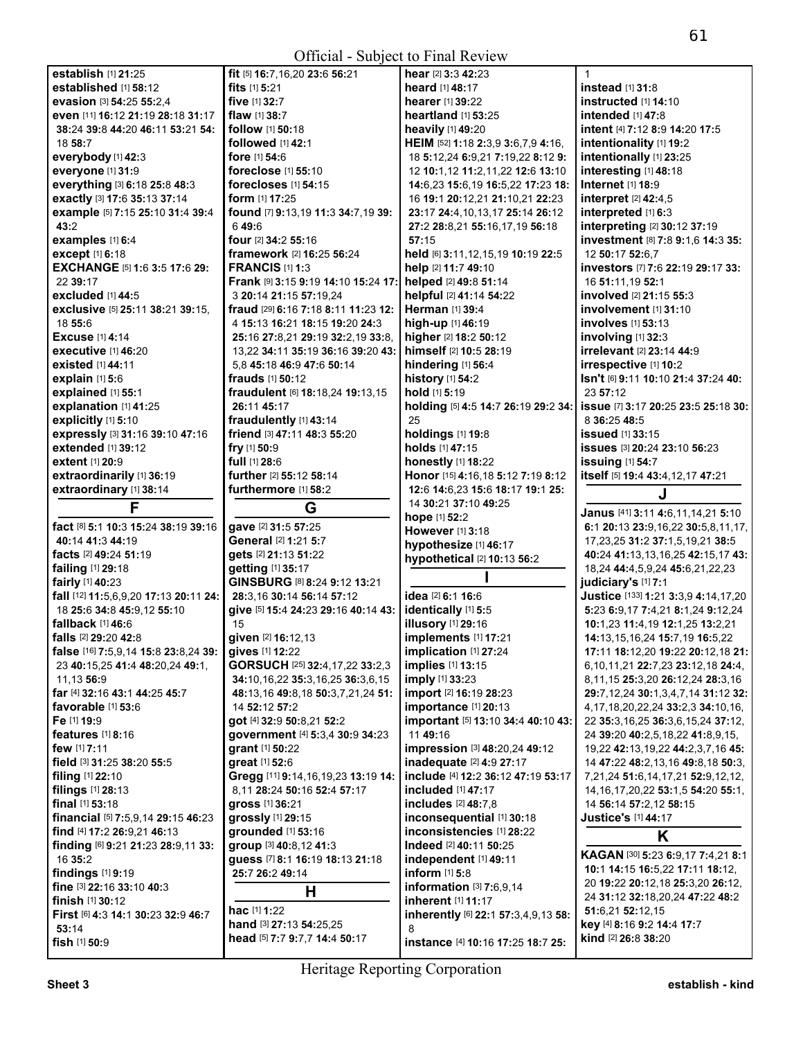**establish** [1] **21:**25
**established** [1] **58:**12
**evasion** [3] **54:**25 **55:**2,4
**even** [11] **16:**12 **21:**19 **28:**18 **31:**17 **38:**24 **39:**8 **44:**20 **46:**11 **53:**21 **54:**18 **58:**7
**everybody** [1] **42:**3
**everyone** [1] **31:**9
**everything** [3] **6:**18 **25:**8 **48:**3
**exactly** [3] **17:**6 **35:**13 **37:**14
**example** [5] **7:**15 **25:**10 **31:**4 **39:**4 **43:**2
**examples** [1] **6:**4
**except** [1] **6:**18
**EXCHANGE** [5] **1:**6 **3:**5 **17:**6 **29:**22 **39:**17
**excluded** [1] **44:**5
**exclusive** [5] **25:**11 **38:**21 **39:**15,18 **55:**6
**Excuse** [1] **4:**14
**executive** [1] **46:**20
**existed** [1] **44:**11
**explain** [1] **5:**6
**explained** [1] **55:**1
**explanation** [1] **41:**25
**explicitly** [1] **5:**10
**expressly** [3] **31:**16 **39:**10 **47:**16
**extended** [1] **39:**12
**extent** [1] **20:**9
**extraordinarily** [1] **36:**19
**extraordinary** [1] **38:**14

## F

**fact** [8] **5:**1 **10:**3 **15:**24 **38:**19 **39:**16 **40:**14 **41:**3 **44:**19
**facts** [2] **49:**24 **51:**19
**failing** [1] **29:**18
**fairly** [1] **40:**23
**fall** [12] **11:**5,6,9,20 **17:**13 **20:**11 **24:**18 **25:**6 **34:**8 **45:**9,12 **55:**10
**fallback** [1] **46:**6
**falls** [2] **29:**20 **42:**8
**false** [16] **7:**5,9,14 **15:**8 **23:**8,24 **39:**23 **40:**15,25 **41:**4 **48:**20,24 **49:**1,11,13 **56:**9
**far** [4] **32:**16 **43:**1 **44:**25 **45:**7
**favorable** [1] **53:**6
**Fe** [1] **19:**9
**features** [1] **8:**16
**few** [1] **7:**11
**field** [3] **31:**25 **38:**20 **55:**5
**filing** [1] **22:**10
**filings** [1] **28:**13
**final** [1] **53:**18
**financial** [5] **7:**5,9,14 **29:**15 **46:**23
**find** [4] **17:**2 **26:**9,21 **46:**13
**finding** [6] **9:**21 **21:**23 **28:**9,11 **33:**16 **35:**2
**findings** [1] **9:**19
**fine** [3] **22:**16 **33:**10 **40:**3
**finish** [1] **30:**12
**First** [6] **4:**3 **14:**1 **30:**23 **32:**9 **46:**7 **53:**14
**fish** [1] **50:**9
**fit** [5] **16:**7,16,20 **23:**6 **56:**21
**fits** [1] **5:**21
**five** [1] **32:**7
**flaw** [1] **38:**7
**follow** [1] **50:**18
**followed** [1] **42:**1
**fore** [1] **54:**6
**foreclose** [1] **55:**10
**forecloses** [1] **54:**15
**form** [1] **17:**25
**found** [7] **9:**13,19 **11:**3 **34:**7,19 **39:**6 **49:**6
**four** [2] **34:**2 **55:**16
**framework** [2] **16:**25 **56:**24
**FRANCIS** [1] **1:**3
**Frank** [9] **3:**15 **9:**19 **14:**10 **15:**24 **17:**3 **20:**14 **21:**15 **57:**19,24
**fraud** [29] **6:**16 **7:**18 **8:**11 **11:**23 **12:**4 **15:**13 **16:**21 **18:**15 **19:**20 **24:**3 **25:**16 **27:**8,21 **29:**19 **32:**2,19 **33:**8,13,22 **34:**11 **35:**19 **36:**16 **39:**20 **43:**5,8 **45:**18 **46:**9 **47:**6 **50:**14
**frauds** [1] **50:**12
**fraudulent** [6] **18:**18,24 **19:**13,15 **26:**11 **45:**17
**fraudulently** [1] **43:**14
**friend** [3] **47:**11 **48:**3 **55:**20
**fry** [1] **50:**9
**full** [1] **28:**6
**further** [2] **55:**12 **58:**14
**furthermore** [1] **58:**2

## G

**gave** [2] **31:**5 **57:**25
**General** [2] **1:**21 **5:**7
**gets** [2] **21:**13 **51:**22
**getting** [1] **35:**17
**GINSBURG** [8] **8:**24 **9:**12 **13:**21 **28:**3,16 **30:**14 **56:**14 **57:**12
**give** [5] **15:**4 **24:**23 **29:**16 **40:**14 **43:**15
**given** [2] **16:**12,13
**gives** [1] **12:**22
**GORSUCH** [25] **32:**4,17,22 **33:**2,3 **34:**10,16,22 **35:**3,16,25 **36:**3,6,15 **48:**13,16 **49:**8,18 **50:**3,7,21,24 **51:**14 **52:**12 **57:**2
**got** [4] **32:**9 **50:**8,21 **52:**2
**government** [4] **5:**3,4 **30:**9 **34:**23
**grant** [1] **50:**22
**great** [1] **52:**6
**Gregg** [11] **9:**14,16,19,23 **13:**19 **14:**8,11 **28:**24 **50:**16 **52:**4 **57:**17
**gross** [1] **36:**21
**grossly** [1] **29:**15
**grounded** [1] **53:**16
**group** [3] **40:**8,12 **41:**3
**guess** [7] **8:**1 **16:**19 **18:**13 **21:**18 **25:**7 **26:**2 **49:**14

## H

**hac** [1] **1:**22
**hand** [3] **27:**13 **54:**25,25
**head** [5] **7:**7 **9:**7,7 **14:**4 **50:**17
**hear** [2] **3:**3 **42:**23
**heard** [1] **48:**17
**hearer** [1] **39:**22
**heartland** [1] **53:**25
**heavily** [1] **49:**20
**HEIM** [52] **1:**18 **2:**3,9 **3:**6,7,9 **4:**16,18 **5:**12,24 **6:**9,21 **7:**19,22 **8:**12 **9:**12 **10:**1,12 **11:**2,11,22 **12:**6 **13:**10 **14:**6,23 **15:**6,19 **16:**5,22 **17:**23 **18:**16 **19:**1 **20:**12,21 **21:**10,21 **22:**23 **23:**17 **24:**4,10,13,17 **25:**14 **26:**12 **27:**2 **28:**8,21 **55:**16,17,19 **56:**18 **57:**15
**held** [6] **3:**11,12,15,19 **10:**19 **22:**5
**help** [2] **11:**7 **49:**10
**helped** [2] **49:**8 **51:**14
**helpful** [2] **41:**14 **54:**22
**Herman** [1] **39:**4
**high-up** [1] **46:**19
**higher** [2] **18:**2 **50:**12
**himself** [2] **10:**5 **28:**19
**hindering** [1] **56:**4
**history** [1] **54:**2
**hold** [1] **5:**19
**holding** [5] **4:**5 **14:**7 **26:**19 **29:**2 **34:**25
**holdings** [1] **19:**8
**holds** [1] **47:**15
**honestly** [1] **18:**22
**Honor** [15] **4:**16,18 **5:**12 **7:**19 **8:**12 **12:**6 **14:**6,23 **15:**6 **18:**17 **19:**1 **25:**14 **30:**21 **37:**10 **49:**25
**hope** [1] **52:**2
**However** [1] **3:**18
**hypothesize** [1] **46:**17
**hypothetical** [2] **10:**13 **56:**2

## I

**idea** [2] **6:**1 **16:**6
**identically** [1] **5:**5
**illusory** [1] **29:**16
**implements** [1] **17:**21
**implication** [1] **27:**24
**implies** [1] **13:**15
**imply** [1] **33:**23
**import** [2] **16:**19 **28:**23
**importance** [1] **20:**13
**important** [5] **13:**10 **34:**4 **40:**10 **43:**11 **49:**16
**impression** [3] **48:**20,24 **49:**12
**inadequate** [2] **4:**9 **27:**17
**include** [4] **12:**2 **36:**12 **47:**19 **53:**17
**included** [1] **47:**17
**includes** [2] **48:**7,8
**inconsequential** [1] **30:**18
**inconsistencies** [1] **28:**22
**Indeed** [2] **40:**11 **50:**25
**independent** [1] **49:**11
**inform** [1] **5:**8
**information** [3] **7:**6,9,14
**inherent** [1] **11:**17
**inherently** [6] **22:**1 **57:**3,4,9,13 **58:**8
**instance** [4] **10:**16 **17:**25 **18:**7 **25:**1
**instead** [1] **31:**8
**instructed** [1] **14:**10
**intended** [1] **47:**8
**intent** [4] **7:**12 **8:**9 **14:**20 **17:**5
**intentionality** [1] **19:**2
**intentionally** [1] **23:**25
**interesting** [1] **48:**18
**Internet** [1] **18:**9
**interpret** [2] **42:**4,5
**interpreted** [1] **6:**3
**interpreting** [2] **30:**12 **37:**19
**investment** [8] **7:**8 **9:**1,6 **14:**3 **35:**12 **50:**17 **52:**6,7
**investors** [7] **7:**6 **22:**19 **29:**17 **33:**16 **51:**11,19 **52:**1
**involved** [2] **21:**15 **55:**3
**involvement** [1] **31:**10
**involves** [1] **53:**13
**involving** [1] **32:**3
**irrelevant** [2] **23:**14 **44:**9
**irrespective** [1] **10:**2
**Isn't** [6] **9:**11 **10:**10 **21:**4 **37:**24 **40:**23 **57:**12
**issue** [7] **3:**17 **20:**25 **23:**5 **25:**18 **30:**8 **36:**25 **48:**5
**issued** [1] **33:**15
**issues** [3] **20:**24 **23:**10 **56:**23
**issuing** [1] **54:**7
**itself** [5] **19:**4 **43:**4,12,17 **47:**21

## J

**Janus** [41] **3:**11 **4:**6,11,14,21 **5:**10 **6:**1 **20:**13 **23:**9,16,22 **30:**5,8,11,17,23,25 **31:**2 **37:**1,5,19,21 **38:**5 **40:**24 **41:**13,13,16,25 **42:**15,17 **43:**18,24 **44:**4,5,9,24 **45:**6,21,22,23
**judiciary's** [1] **7:**1
**Justice** [133] **1:**21 **3:**3,9 **4:**14,17,20 **5:**23 **6:**9,17 **7:**4,21 **8:**1,24 **9:**12,24 **10:**1,23 **11:**4,19 **12:**1,25 **13:**2,21 **14:**13,15,16,24 **15:**7,19 **16:**5,22 **17:**11 **18:**12,20 **19:**22 **20:**12,18 **21:**6,10,11,21 **22:**7,23 **23:**12,18 **24:**4,8,11,15 **25:**3,20 **26:**12,24 **28:**3,16 **29:**7,12,24 **30:**1,3,4,7,14 **31:**12 **32:**4,17,18,20,22,24 **33:**2,3 **34:**10,16,22 **35:**3,16,25 **36:**3,6,15,24 **37:**12,24 **39:**20 **40:**2,5,18,22 **41:**8,9,15,19,22 **42:**13,19,22 **44:**2,3,7,16 **45:**14 **47:**22 **48:**2,13,16 **49:**8,18 **50:**3,7,21,24 **51:**6,14,17,21 **52:**9,12,12,14,16,17,20,22 **53:**1,5 **54:**20 **55:**1,14 **56:**14 **57:**2,12 **58:**15
**Justice's** [1] **44:**17

## K

**KAGAN** [30] **5:**23 **6:**9,17 **7:**4,21 **8:**1 **10:**1 **14:**15 **16:**5,22 **17:**11 **18:**12,20 **19:**22 **20:**12,18 **25:**3,20 **26:**12,24 **31:**12 **32:**18,20,24 **47:**22 **48:**2 **51:**6,21 **52:**12,15
**key** [4] **8:**16 **9:**2 **14:**4 **17:**7
**kind** [2] **26:**8 **38:**20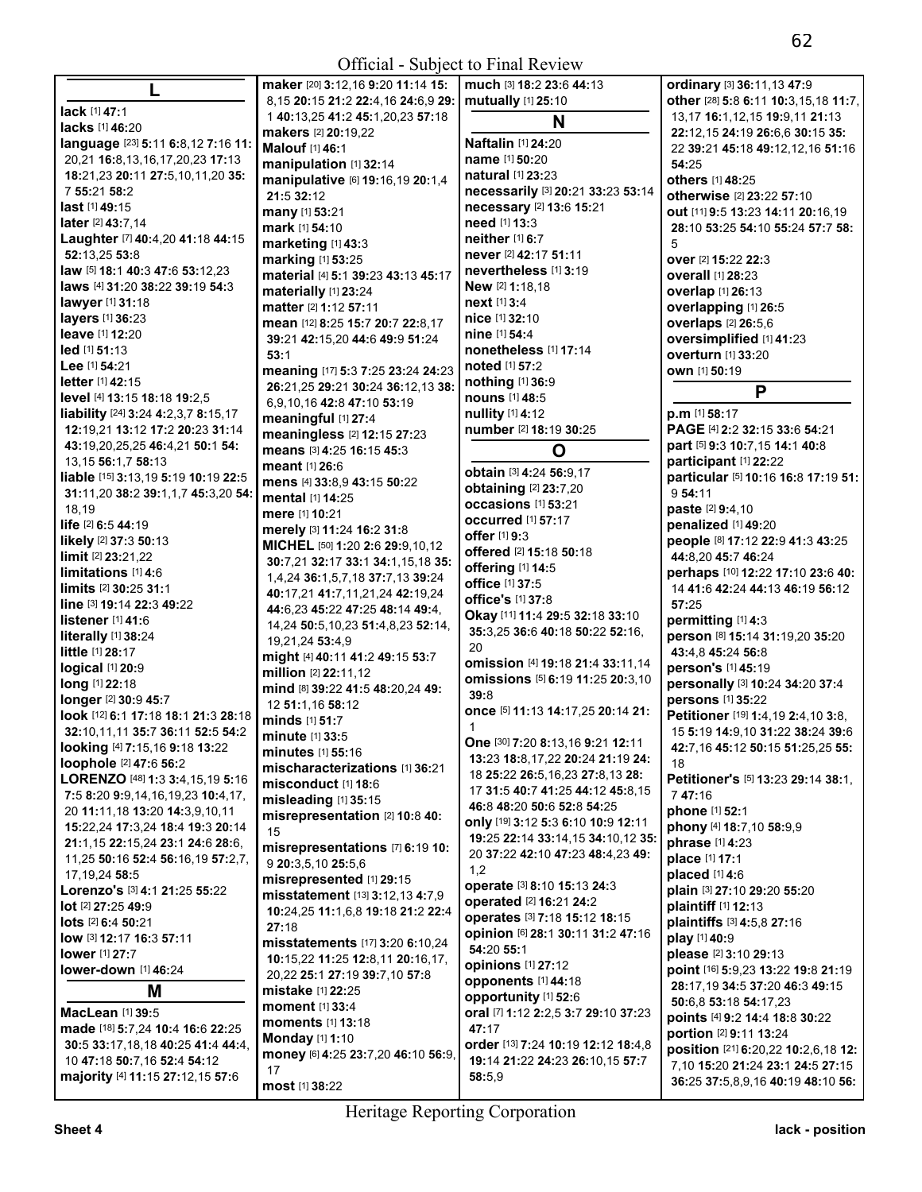## L

**lack** [1] **47:**1
**lacks** [1] **46:**20
**language** [23] **5:**11 **6:**8,12 **7:**16 **11:** 20,21 **16:**8,13,16,17,20,23 **17:**13 **18:**21,23 **20:**11 **27:**5,10,11,20 **35:** 7 **55:**21 **58:**2
**last** [1] **49:**15
**later** [2] **43:**7,14
**Laughter** [7] **40:**4,20 **41:**18 **44:**15 **52:**13,25 **53:**8
**law** [5] **18:**1 **40:**3 **47:**6 **53:**12,23
**laws** [4] **31:**20 **38:**22 **39:**19 **54:**3
**lawyer** [1] **31:**18
**layers** [1] **36:**23
**leave** [1] **12:**20
**led** [1] **51:**13
**Lee** [1] **54:**21
**letter** [1] **42:**15
**level** [4] **13:**15 **18:**18 **19:**2,5
**liability** [24] **3:**24 **4:**2,3,7 **8:**15,17 **12:**19,21 **13:**12 **17:**2 **20:**23 **31:**14 **43:**19,20,25,25 **46:**4,21 **50:**1 **54:** 13,15 **56:**1,7 **58:**13
**liable** [15] **3:**13,19 **5:**19 **10:**19 **22:**5 **31:**11,20 **38:**2 **39:**1,1,7 **45:**3,20 **54:** 18,19
**life** [2] **6:**5 **44:**19
**likely** [2] **37:**3 **50:**13
**limit** [2] **23:**21,22
**limitations** [1] **4:**6
**limits** [2] **30:**25 **31:**1
**line** [3] **19:**14 **22:**3 **49:**22
**listener** [1] **41:**6
**literally** [1] **38:**24
**little** [1] **28:**17
**logical** [1] **20:**9
**long** [1] **22:**18
**longer** [2] **30:**9 **45:**7
**look** [12] **6:**1 **17:**18 **18:**1 **21:**3 **28:**18 **32:**10,11,11 **35:**7 **36:**11 **52:**5 **54:**2
**looking** [4] **7:**15,16 **9:**18 **13:**22
**loophole** [2] **47:**6 **56:**2
**LORENZO** [48] **1:**3 **3:**4,15,19 **5:**16 **7:**5 **8:**20 **9:**9,14,16,19,23 **10:**4,17, 20 **11:**11,18 **13:**20 **14:**3,9,10,11 **15:**22,24 **17:**3,24 **18:**4 **19:**3 **20:**14 **21:**1,15 **22:**15,24 **23:**1 **24:**6 **28:**6, 11,25 **50:**16 **52:**4 **56:**16,19 **57:**2,7, 17,19,24 **58:**5
**Lorenzo's** [3] **4:**1 **21:**25 **55:**22
**lot** [2] **27:**25 **49:**9
**lots** [2] **6:**4 **50:**21
**low** [3] **12:**17 **16:**3 **57:**11
**lower** [1] **27:**7
**lower-down** [1] **46:**24

## M

**MacLean** [1] **39:**5
**made** [18] **5:**7,24 **10:**4 **16:**6 **22:**25 **30:**5 **33:**17,18,18 **40:**25 **41:**4 **44:**4, 10 **47:**18 **50:**7,16 **52:**4 **54:**12
**majority** [4] **11:**15 **27:**12,15 **57:**6
**maker** [20] **3:**12,16 **9:**20 **11:**14 **15:** 8,15 **20:**15 **21:**2 **22:**4,16 **24:**6,9 **29:** 1 **40:**13,25 **41:**2 **45:**1,20,23 **57:**18
**makers** [2] **20:**19,22
**Malouf** [1] **46:**1
**manipulation** [1] **32:**14
**manipulative** [6] **19:**16,19 **20:**1,4 **21:**5 **32:**12
**many** [1] **53:**21
**mark** [1] **54:**10
**marketing** [1] **43:**3
**marking** [1] **53:**25
**material** [4] **5:**1 **39:**23 **43:**13 **45:**17
**materially** [1] **23:**24
**matter** [2] **1:**12 **57:**11
**mean** [12] **8:**25 **15:**7 **20:**7 **22:**8,17 **39:**21 **42:**15,20 **44:**6 **49:**9 **51:**24 **53:**1
**meaning** [17] **5:**3 **7:**25 **23:**24 **24:**23 **26:**21,25 **29:**21 **30:**24 **36:**12,13 **38:** 6,9,10,16 **42:**8 **47:**10 **53:**19
**meaningful** [1] **27:**4
**meaningless** [2] **12:**15 **27:**23
**means** [3] **4:**25 **16:**15 **45:**3
**meant** [1] **26:**6
**mens** [4] **33:**8,9 **43:**15 **50:**22
**mental** [1] **14:**25
**mere** [1] **10:**21
**merely** [3] **11:**24 **16:**2 **31:**8
**MICHEL** [50] **1:**20 **2:**6 **29:**9,10,12 **30:**7,21 **32:**17 **33:**1 **34:**1,15,18 **35:** 1,4,24 **36:**1,5,7,18 **37:**7,13 **39:**24 **40:**17,21 **41:**7,11,21,24 **42:**19,24 **44:**6,23 **45:**22 **47:**25 **48:**14 **49:**4, 14,24 **50:**5,10,23 **51:**4,8,23 **52:**14, 19,21,24 **53:**4,9
**might** [4] **40:**11 **41:**2 **49:**15 **53:**7
**million** [2] **22:**11,12
**mind** [8] **39:**22 **41:**5 **48:**20,24 **49:** 12 **51:**1,16 **58:**12
**minds** [1] **51:**7
**minute** [1] **33:**5
**minutes** [1] **55:**16
**mischaracterizations** [1] **36:**21
**misconduct** [1] **18:**6
**misleading** [1] **35:**15
**misrepresentation** [2] **10:**8 **40:** 15
**misrepresentations** [7] **6:**19 **10:** 9 **20:**3,5,10 **25:**5,6
**misrepresented** [1] **29:**15
**misstatement** [13] **3:**12,13 **4:**7,9 **10:**24,25 **11:**1,6,8 **19:**18 **21:**2 **22:**4 **27:**18
**misstatements** [17] **3:**20 **6:**10,24 **10:**15,22 **11:**25 **12:**8,11 **20:**16,17, 20,22 **25:**1 **27:**19 **39:**7,10 **57:**8
**mistake** [1] **22:**25
**moment** [1] **33:**4
**moments** [1] **13:**18
**Monday** [1] **1:**10
**money** [6] **4:**25 **23:**7,20 **46:**10 **56:**9, 17
**most** [1] **38:**22
**much** [3] **18:**2 **23:**6 **44:**13
**mutually** [1] **25:**10

## N

**Naftalin** [1] **24:**20
**name** [1] **50:**20
**natural** [1] **23:**23
**necessarily** [3] **20:**21 **33:**23 **53:**14
**necessary** [2] **13:**6 **15:**21
**need** [1] **13:**3
**neither** [1] **6:**7
**never** [2] **42:**17 **51:**11
**nevertheless** [1] **3:**19
**New** [2] **1:**18,18
**next** [1] **3:**4
**nice** [1] **32:**10
**nine** [1] **54:**4
**nonetheless** [1] **17:**14
**noted** [1] **57:**2
**nothing** [1] **36:**9
**nouns** [1] **48:**5
**nullity** [1] **4:**12
**number** [2] **18:**19 **30:**25

## O

**obtain** [3] **4:**24 **56:**9,17
**obtaining** [2] **23:**7,20
**occasions** [1] **53:**21
**occurred** [1] **57:**17
**offer** [1] **9:**3
**offered** [2] **15:**18 **50:**18
**offering** [1] **14:**5
**office** [1] **37:**5
**office's** [1] **37:**8
**Okay** [11] **11:**4 **29:**5 **32:**18 **33:**10 **35:**3,25 **36:**6 **40:**18 **50:**22 **52:**16, 20
**omission** [4] **19:**18 **21:**4 **33:**11,14
**omissions** [5] **6:**19 **11:**25 **20:**3,10 **39:**8
**once** [5] **11:**13 **14:**17,25 **20:**14 **21:** 1
**One** [30] **7:**20 **8:**13,16 **9:**21 **12:**11 **13:**23 **18:**8,17,22 **20:**24 **21:**19 **24:** 18 **25:**22 **26:**5,16,23 **27:**8,13 **28:** 17 **31:**5 **40:**7 **41:**25 **44:**12 **45:**8,15 **46:**8 **48:**20 **50:**6 **52:**8 **54:**25
**only** [19] **3:**12 **5:**3 **6:**10 **10:**9 **12:**11 **19:**25 **22:**14 **33:**14,15 **34:**10,12 **35:** 20 **37:**22 **42:**10 **47:**23 **48:**4,23 **49:** 1,2
**operate** [3] **8:**10 **15:**13 **24:**3
**operated** [2] **16:**21 **24:**2
**operates** [3] **7:**18 **15:**12 **18:**15
**opinion** [6] **28:**1 **30:**11 **31:**2 **47:**16 **54:**20 **55:**1
**opinions** [1] **27:**12
**opponents** [1] **44:**18
**opportunity** [1] **52:**6
**oral** [7] **1:**12 **2:**2,5 **3:**7 **29:**10 **37:**23 **47:**17
**order** [13] **7:**24 **10:**19 **12:**12 **18:**4,8 **19:**14 **21:**22 **24:**23 **26:**10,15 **57:**7 **58:**5,9
**ordinary** [3] **36:**11,13 **47:**9
**other** [28] **5:**8 **6:**11 **10:**3,15,18 **11:**7, 13,17 **16:**1,12,15 **19:**9,11 **21:**13 **22:**12,15 **24:**19 **26:**6,6 **30:**15 **35:** 22 **39:**21 **45:**18 **49:**12,12,16 **51:**16 **54:**25
**others** [1] **48:**25
**otherwise** [2] **23:**22 **57:**10
**out** [11] **9:**5 **13:**23 **14:**11 **20:**16,19 **28:**10 **53:**25 **54:**10 **55:**24 **57:**7 **58:** 5
**over** [2] **15:**22 **22:**3
**overall** [1] **28:**23
**overlap** [1] **26:**13
**overlapping** [1] **26:**5
**overlaps** [2] **26:**5,6
**oversimplified** [1] **41:**23
**overturn** [1] **33:**20
**own** [1] **50:**19

## P

**p.m** [1] **58:**17
**PAGE** [4] **2:**2 **32:**15 **33:**6 **54:**21
**part** [5] **9:**3 **10:**7,15 **14:**1 **40:**8
**participant** [1] **22:**22
**particular** [5] **10:**16 **16:**8 **17:**19 **51:** 9 **54:**11
**paste** [2] **9:**4,10
**penalized** [1] **49:**20
**people** [8] **17:**12 **22:**9 **41:**3 **43:**25 **44:**8,20 **45:**7 **46:**24
**perhaps** [10] **12:**22 **17:**10 **23:**6 **40:** 14 **41:**6 **42:**24 **44:**13 **46:**19 **56:**12 **57:**25
**permitting** [1] **4:**3
**person** [8] **15:**14 **31:**19,20 **35:**20 **43:**4,8 **45:**24 **56:**8
**person's** [1] **45:**19
**personally** [3] **10:**24 **34:**20 **37:**4
**persons** [1] **35:**22
**Petitioner** [19] **1:**4,19 **2:**4,10 **3:**8, 15 **5:**19 **14:**9,10 **31:**22 **38:**24 **39:**6 **42:**7,16 **45:**12 **50:**15 **51:**25,25 **55:** 18
**Petitioner's** [5] **13:**23 **29:**14 **38:**1, 7 **47:**16
**phone** [1] **52:**1
**phony** [4] **18:**7,10 **58:**9,9
**phrase** [1] **4:**23
**place** [1] **17:**1
**placed** [1] **4:**6
**plain** [3] **27:**10 **29:**20 **55:**20
**plaintiff** [1] **12:**13
**plaintiffs** [3] **4:**5,8 **27:**16
**play** [1] **40:**9
**please** [2] **3:**10 **29:**13
**point** [16] **5:**9,23 **13:**22 **19:**8 **21:**19 **28:**17,19 **34:**5 **37:**20 **46:**3 **49:**15 **50:**6,8 **53:**18 **54:**17,23
**points** [4] **9:**2 **14:**4 **18:**8 **30:**22
**portion** [2] **9:**11 **13:**24
**position** [21] **6:**20,22 **10:**2,6,18 **12:** 7,10 **15:**20 **21:**24 **23:**1 **24:**5 **27:**15 **36:**25 **37:**5,8,9,16 **40:**19 **48:**10 **56:**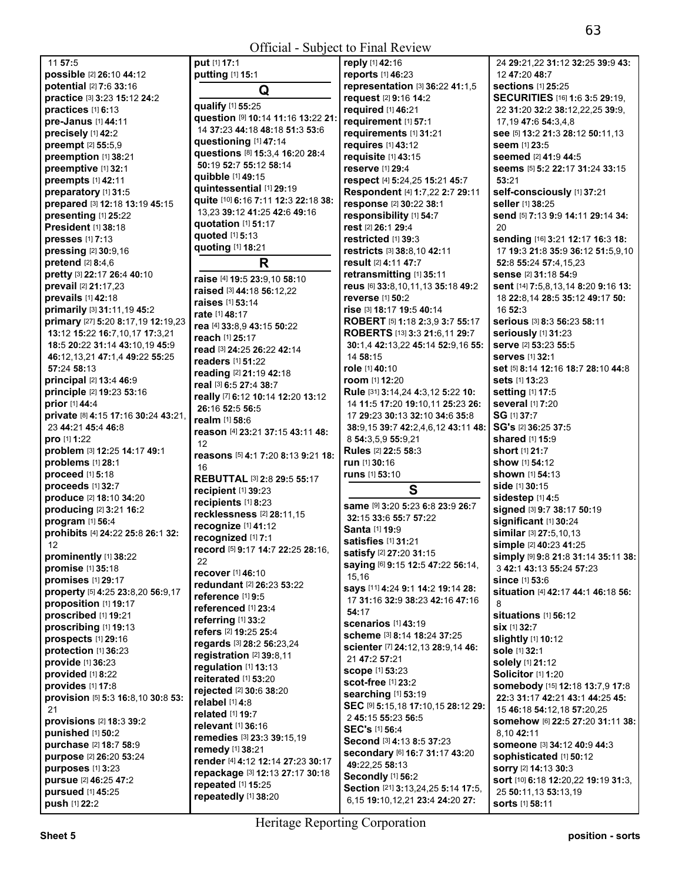11 **57:**5
**possible** [2] **26:**10 **44:**12
**potential** [2] **7:**6 **33:**16
**practice** [3] **3:**23 **15:**12 **24:**2
**practices** [1] **6:**13
**pre-Janus** [1] **44:**11
**precisely** [1] **42:**2
**preempt** [2] **55:**5,9
**preemption** [1] **38:**21
**preemptive** [1] **32:**1
**preempts** [1] **42:**11
**preparatory** [1] **31:**5
**prepared** [3] **12:**18 **13:**19 **45:**15
**presenting** [1] **25:**22
**President** [1] **38:**18
**presses** [1] **7:**13
**pressing** [2] **30:**9,16
**pretend** [2] **8:**4,6
**pretty** [3] **22:**17 **26:**4 **40:**10
**prevail** [2] **21:**17,23
**prevails** [1] **42:**18
**primarily** [3] **31:**11,19 **45:**2
**primary** [27] **5:**20 **8:**17,19 **12:**19,23 **13:**12 **15:**22 **16:**7,10,17 **17:**3,21 **18:**5 **20:**22 **31:**14 **43:**10,19 **45:**9 **46:**12,13,21 **47:**1,4 **49:**22 **55:**25 **57:**24 **58:**13
**principal** [2] **13:**4 **46:**9
**principle** [2] **19:**23 **53:**16
**prior** [1] **44:**4
**private** [8] **4:**15 **17:**16 **30:**24 **43:**21,23 **44:**21 **45:**4 **46:**8
**pro** [1] **1:**22
**problem** [3] **12:**25 **14:**17 **49:**1
**problems** [1] **28:**1
**proceed** [1] **5:**18
**proceeds** [1] **32:**7
**produce** [2] **18:**10 **34:**20
**producing** [2] **3:**21 **16:**2
**program** [1] **56:**4
**prohibits** [4] **24:**22 **25:**8 **26:**1 **32:**12
**prominently** [1] **38:**22
**promise** [1] **35:**18
**promises** [1] **29:**17
**property** [5] **4:**25 **23:**8,20 **56:**9,17
**proposition** [1] **19:**17
**proscribed** [1] **19:**21
**proscribing** [1] **19:**13
**prospects** [1] **29:**16
**protection** [1] **36:**23
**provide** [1] **36:**23
**provided** [1] **8:**22
**provides** [1] **17:**8
**provision** [5] **5:**3 **16:**8,10 **30:**8 **53:**21
**provisions** [2] **18:**3 **39:**2
**punished** [1] **50:**2
**purchase** [2] **18:**7 **58:**9
**purpose** [2] **26:**20 **53:**24
**purposes** [1] **3:**23
**pursue** [2] **46:**25 **47:**2
**pursued** [1] **45:**25
**push** [1] **22:**2
**put** [1] **17:**1
**putting** [1] **15:**1

## Q

**qualify** [1] **55:**25
**question** [9] **10:**14 **11:**16 **13:**22 **21:**14 **37:**23 **44:**18 **48:**18 **51:**3 **53:**6
**questioning** [1] **47:**14
**questions** [8] **15:**3,4 **16:**20 **28:**4 **50:**19 **52:**7 **55:**12 **58:**14
**quibble** [1] **49:**15
**quintessential** [1] **29:**19
**quite** [10] **6:**16 **7:**11 **12:**3 **22:**18 **38:**13,23 **39:**12 **41:**25 **42:**6 **49:**16
**quotation** [1] **51:**17
**quoted** [1] **5:**13
**quoting** [1] **18:**21

## R

**raise** [4] **19:**5 **23:**9,10 **58:**10
**raised** [3] **44:**18 **56:**12,22
**raises** [1] **53:**14
**rate** [1] **48:**17
**rea** [4] **33:**8,9 **43:**15 **50:**22
**reach** [1] **25:**17
**read** [3] **24:**25 **26:**22 **42:**14
**readers** [1] **51:**22
**reading** [2] **21:**19 **42:**18
**real** [3] **6:**5 **27:**4 **38:**7
**really** [7] **6:**12 **10:**14 **12:**20 **13:**12 **26:**16 **52:**5 **56:**5
**realm** [1] **58:**6
**reason** [4] **23:**21 **37:**15 **43:**11 **48:**12
**reasons** [5] **4:**1 **7:**20 **8:**13 **9:**21 **18:**16
**REBUTTAL** [3] **2:**8 **29:**5 **55:**17
**recipient** [1] **39:**23
**recipients** [1] **8:**23
**recklessness** [2] **28:**11,15
**recognize** [1] **41:**12
**recognized** [1] **7:**1
**record** [5] **9:**17 **14:**7 **22:**25 **28:**16,22
**recover** [1] **46:**10
**redundant** [2] **26:**23 **53:**22
**reference** [1] **9:**5
**referenced** [1] **23:**4
**referring** [1] **33:**2
**refers** [2] **19:**25 **25:**4
**regards** [3] **28:**2 **56:**23,24
**registration** [2] **39:**8,11
**regulation** [1] **13:**13
**reiterated** [1] **53:**20
**rejected** [2] **30:**6 **38:**20
**relabel** [1] **4:**8
**related** [1] **19:**7
**relevant** [1] **36:**16
**remedies** [3] **23:**3 **39:**15,19
**remedy** [1] **38:**21
**render** [4] **4:**12 **12:**14 **27:**23 **30:**17
**repackage** [3] **12:**13 **27:**17 **30:**18
**repeated** [1] **15:**25
**repeatedly** [1] **38:**20
**reply** [1] **42:**16
**reports** [1] **46:**23
**representation** [3] **36:**22 **41:**1,5
**request** [2] **9:**16 **14:**2
**required** [1] **46:**21
**requirement** [1] **57:**1
**requirements** [1] **31:**21
**requires** [1] **43:**12
**requisite** [1] **43:**15
**reserve** [1] **29:**4
**respect** [4] **5:**24,25 **15:**21 **45:**7
**Respondent** [4] **1:**7,22 **2:**7 **29:**11
**response** [2] **30:**22 **38:**1
**responsibility** [1] **54:**7
**rest** [2] **26:**1 **29:**4
**restricted** [1] **39:**3
**restricts** [3] **38:**8,10 **42:**11
**result** [2] **4:**11 **47:**7
**retransmitting** [1] **35:**11
**reus** [6] **33:**8,10,11,13 **35:**18 **49:**2
**reverse** [1] **50:**2
**rise** [3] **18:**17 **19:**5 **40:**14
**ROBERT** [5] **1:**18 **2:**3,9 **3:**7 **55:**17
**ROBERTS** [13] **3:**3 **21:**6,11 **29:**7 **30:**1,4 **42:**13,22 **45:**14 **52:**9,16 **55:**14 **58:**15
**role** [1] **40:**10
**room** [1] **12:**20
**Rule** [31] **3:**14,24 **4:**3,12 **5:**22 **10:**14 **11:**5 **17:**20 **19:**10,11 **25:**23 **26:**17 **29:**23 **30:**13 **32:**10 **34:**6 **35:**8 **38:**9,15 **39:**7 **42:**2,4,6,12 **43:**11 **48:**8 **54:**3,5,9 **55:**9,21
**Rules** [2] **22:**5 **58:**3
**run** [1] **30:**16
**runs** [1] **53:**10

## S

**same** [9] **3:**20 **5:**23 **6:**8 **23:**9 **26:**7 **32:**15 **33:**6 **55:**7 **57:**22
**Santa** [1] **19:**9
**satisfies** [1] **31:**21
**satisfy** [2] **27:**20 **31:**15
**saying** [6] **9:**15 **12:**5 **47:**22 **56:**14,15,16
**says** [11] **4:**24 **9:**1 **14:**2 **19:**14 **28:**17 **31:**16 **32:**9 **38:**23 **42:**16 **47:**16 **54:**17
**scenarios** [1] **43:**19
**scheme** [3] **8:**14 **18:**24 **37:**25
**scienter** [7] **24:**12,13 **28:**9,14 **46:**21 **47:**2 **57:**21
**scope** [1] **53:**23
**scot-free** [1] **23:**2
**searching** [1] **53:**19
**SEC** [9] **5:**15,18 **17:**10,15 **28:**12 **29:**2 **45:**15 **55:**23 **56:**5
**SEC's** [1] **56:**4
**Second** [3] **4:**13 **8:**5 **37:**23
**secondary** [6] **16:**7 **31:**17 **43:**20 **49:**22,25 **58:**13
**Secondly** [1] **56:**2
**Section** [21] **3:**13,24,25 **5:**14 **17:**5,6,15 **19:**10,12,21 **23:**4 **24:**20 **27:**24 **29:**21,22 **31:**12 **32:**25 **39:**9 **43:**12 **47:**20 **48:**7
**sections** [1] **25:**25
**SECURITIES** [16] **1:**6 **3:**5 **29:**19,22 **31:**20 **32:**2 **38:**12,22,25 **39:**9,17,19 **47:**6 **54:**3,4,8
**see** [5] **13:**2 **21:**3 **28:**12 **50:**11,13
**seem** [1] **23:**5
**seemed** [2] **41:**9 **44:**5
**seems** [5] **5:**2 **22:**17 **31:**24 **33:**15 **53:**21
**self-consciously** [1] **37:**21
**seller** [1] **38:**25
**send** [5] **7:**13 **9:**9 **14:**11 **29:**14 **34:**20
**sending** [16] **3:**21 **12:**17 **16:**3 **18:**17 **19:**3 **21:**8 **35:**9 **36:**15 **51:**5,9,10 **52:**8 **55:**24 **57:**4,15,23
**sense** [2] **31:**18 **54:**9
**sent** [14] **7:**5,8,13,14 **8:**20 **9:**16 **13:**18 **22:**8,14 **28:**5 **35:**12 **49:**17 **50:**16 **52:**3
**serious** [3] **8:**3 **56:**23 **58:**11
**seriously** [1] **31:**23
**serve** [2] **53:**23 **55:**5
**serves** [1] **32:**1
**set** [5] **8:**14 **12:**16 **18:**7 **28:**10 **44:**8
**sets** [1] **13:**23
**setting** [1] **17:**5
**several** [1] **7:**20
**SG** [1] **37:**7
**SG's** [2] **36:**25 **37:**5
**shared** [1] **15:**9
**short** [1] **21:**7
**show** [1] **54:**12
**shown** [1] **54:**13
**side** [1] **30:**15
**sidestep** [1] **4:**5
**signed** [3] **9:**7 **38:**17 **50:**19
**significant** [1] **30:**24
**similar** [3] **27:**5,10,13
**simple** [2] **40:**23 **41:**25
**simply** [9] **9:**8 **21:**8 **31:**14 **35:**11 **38:**3 **42:**1 **43:**13 **55:**24 **57:**23
**since** [1] **53:**6
**situation** [4] **42:**17 **44:**1 **46:**18 **56:**8
**situations** [1] **56:**12
**six** [1] **32:**7
**slightly** [1] **10:**12
**sole** [1] **32:**1
**solely** [1] **21:**12
**Solicitor** [1] **1:**20
**somebody** [15] **12:**18 **13:**7,9 **17:**8 **22:**3 **31:**17 **42:**21 **43:**1 **44:**25 **45:**15 **46:**18 **54:**12,18 **57:**20,25
**somehow** [6] **22:**5 **27:**20 **31:**11 **38:**8,10 **42:**11
**someone** [3] **34:**12 **40:**9 **44:**3
**sophisticated** [1] **50:**12
**sorry** [2] **14:**13 **30:**3
**sort** [10] **6:**18 **12:**20,22 **19:**19 **31:**3,25 **50:**11,13 **53:**13,19
**sorts** [1] **58:**11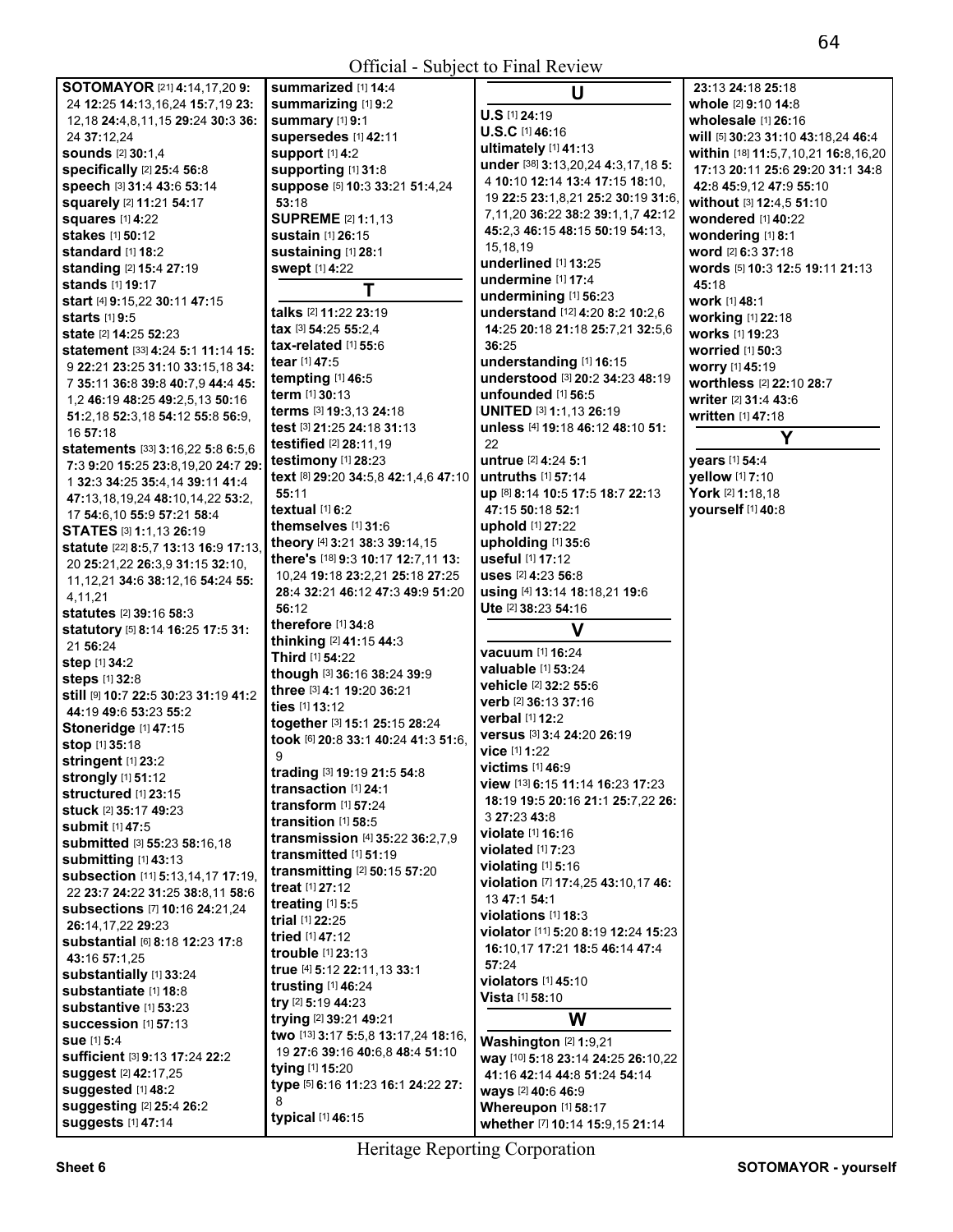**SOTOMAYOR** [21] **4:**14,17,20 **9:** 24 **12:**25 **14:**13,16,24 **15:**7,19 **23:** 12,18 **24:**4,8,11,15 **29:**24 **30:**3 **36:** 24 **37:**12,24
**sounds** [2] **30:**1,4
**specifically** [2] **25:**4 **56:**8
**speech** [3] **31:**4 **43:**6 **53:**14
**squarely** [2] **11:**21 **54:**17
**squares** [1] **4:**22
**stakes** [1] **50:**12
**standard** [1] **18:**2
**standing** [2] **15:**4 **27:**19
**stands** [1] **19:**17
**start** [4] **9:**15,22 **30:**11 **47:**15
**starts** [1] **9:**5
**state** [2] **14:**25 **52:**23
**statement** [33] **4:**24 **5:**1 **11:**14 **15:** 9 **22:**21 **23:**25 **31:**10 **33:**15,18 **34:** 7 **35:**11 **36:**8 **39:**8 **40:**7,9 **44:**4 **45:** 1,2 **46:**19 **48:**25 **49:**2,5,13 **50:**16 **51:**2,18 **52:**3,18 **54:**12 **55:**8 **56:**9, 16 **57:**18
**statements** [33] **3:**16,22 **5:**8 **6:**5,6 **7:**3 **9:**20 **15:**25 **23:**8,19,20 **24:**7 **29:** 1 **32:**3 **34:**25 **35:**4,14 **39:**11 **41:**4 **47:**13,18,19,24 **48:**10,14,22 **53:**2, 17 **54:**6,10 **55:**9 **57:**21 **58:**4
**STATES** [3] **1:**1,13 **26:**19
**statute** [22] **8:**5,7 **13:**13 **16:**9 **17:**13, 20 **25:**21,22 **26:**3,9 **31:**15 **32:**10, 11,12,21 **34:**6 **38:**12,16 **54:**24 **55:** 4,11,21
**statutes** [2] **39:**16 **58:**3
**statutory** [5] **8:**14 **16:**25 **17:**5 **31:** 21 **56:**24
**step** [1] **34:**2
**steps** [1] **32:**8
**still** [9] **10:**7 **22:**5 **30:**23 **31:**19 **41:**2 **44:**19 **49:**6 **53:**23 **55:**2
**Stoneridge** [1] **47:**15
**stop** [1] **35:**18
**stringent** [1] **23:**2
**strongly** [1] **51:**12
**structured** [1] **23:**15
**stuck** [2] **35:**17 **49:**23
**submit** [1] **47:**5
**submitted** [3] **55:**23 **58:**16,18
**submitting** [1] **43:**13
**subsection** [11] **5:**13,14,17 **17:**19, 22 **23:**7 **24:**22 **31:**25 **38:**8,11 **58:**6
**subsections** [7] **10:**16 **24:**21,24 **26:**14,17,22 **29:**23
**substantial** [6] **8:**18 **12:**23 **17:**8 **43:**16 **57:**1,25
**substantially** [1] **33:**24
**substantiate** [1] **18:**8
**substantive** [1] **53:**23
**succession** [1] **57:**13
**sue** [1] **5:**4
**sufficient** [3] **9:**13 **17:**24 **22:**2
**suggest** [2] **42:**17,25
**suggested** [1] **48:**2
**suggesting** [2] **25:**4 **26:**2
**suggests** [1] **47:**14
**summarized** [1] **14:**4
**summarizing** [1] **9:**2
**summary** [1] **9:**1
**supersedes** [1] **42:**11
**support** [1] **4:**2
**supporting** [1] **31:**8
**suppose** [5] **10:**3 **33:**21 **51:**4,24 **53:**18
**SUPREME** [2] **1:**1,13
**sustain** [1] **26:**15
**sustaining** [1] **28:**1
**swept** [1] **4:**22

## T

**talks** [2] **11:**22 **23:**19
**tax** [3] **54:**25 **55:**2,4
**tax-related** [1] **55:**6
**tear** [1] **47:**5
**tempting** [1] **46:**5
**term** [1] **30:**13
**terms** [3] **19:**3,13 **24:**18
**test** [3] **21:**25 **24:**18 **31:**13
**testified** [2] **28:**11,19
**testimony** [1] **28:**23
**text** [8] **29:**20 **34:**5,8 **42:**1,4,6 **47:**10 **55:**11
**textual** [1] **6:**2
**themselves** [1] **31:**6
**theory** [4] **3:**21 **38:**3 **39:**14,15
**there's** [18] **9:**3 **10:**17 **12:**7,11 **13:** 10,24 **19:**18 **23:**2,21 **25:**18 **27:**25 **28:**4 **32:**21 **46:**12 **47:**3 **49:**9 **51:**20 **56:**12
**therefore** [1] **34:**8
**thinking** [2] **41:**15 **44:**3
**Third** [1] **54:**22
**though** [3] **36:**16 **38:**24 **39:**9
**three** [3] **4:**1 **19:**20 **36:**21
**ties** [1] **13:**12
**together** [3] **15:**1 **25:**15 **28:**24
**took** [6] **20:**8 **33:**1 **40:**24 **41:**3 **51:**6, 9
**trading** [3] **19:**19 **21:**5 **54:**8
**transaction** [1] **24:**1
**transform** [1] **57:**24
**transition** [1] **58:**5
**transmission** [4] **35:**22 **36:**2,7,9
**transmitted** [1] **51:**19
**transmitting** [2] **50:**15 **57:**20
**treat** [1] **27:**12
**treating** [1] **5:**5
**trial** [1] **22:**25
**tried** [1] **47:**12
**trouble** [1] **23:**13
**true** [4] **5:**12 **22:**11,13 **33:**1
**trusting** [1] **46:**24
**try** [2] **5:**19 **44:**23
**trying** [2] **39:**21 **49:**21
**two** [13] **3:**17 **5:**5,8 **13:**17,24 **18:**16, 19 **27:**6 **39:**16 **40:**6,8 **48:**4 **51:**10
**tying** [1] **15:**20
**type** [5] **6:**16 **11:**23 **16:**1 **24:**22 **27:** 8
**typical** [1] **46:**15

## U

**U.S** [1] **24:**19
**U.S.C** [1] **46:**16
**ultimately** [1] **41:**13
**under** [38] **3:**13,20,24 **4:**3,17,18 **5:** 4 **10:**10 **12:**14 **13:**4 **17:**15 **18:**10, 19 **22:**5 **23:**1,8,21 **25:**2 **30:**19 **31:**6, 7,11,20 **36:**22 **38:**2 **39:**1,1,7 **42:**12 **45:**2,3 **46:**15 **48:**15 **50:**19 **54:**13, 15,18,19
**underlined** [1] **13:**25
**undermine** [1] **17:**4
**undermining** [1] **56:**23
**understand** [12] **4:**20 **8:**2 **10:**2,6 **14:**25 **20:**18 **21:**18 **25:**7,21 **32:**5,6 **36:**25
**understanding** [1] **16:**15
**understood** [3] **20:**2 **34:**23 **48:**19
**unfounded** [1] **56:**5
**UNITED** [3] **1:**1,13 **26:**19
**unless** [4] **19:**18 **46:**12 **48:**10 **51:** 22
**untrue** [2] **4:**24 **5:**1
**untruths** [1] **57:**14
**up** [8] **8:**14 **10:**5 **17:**5 **18:**7 **22:**13 **47:**15 **50:**18 **52:**1
**uphold** [1] **27:**22
**upholding** [1] **35:**6
**useful** [1] **17:**12
**uses** [2] **4:**23 **56:**8
**using** [4] **13:**14 **18:**18,21 **19:**6
**Ute** [2] **38:**23 **54:**16

## V

**vacuum** [1] **16:**24
**valuable** [1] **53:**24
**vehicle** [2] **32:**2 **55:**6
**verb** [2] **36:**13 **37:**16
**verbal** [1] **12:**2
**versus** [3] **3:**4 **24:**20 **26:**19
**vice** [1] **1:**22
**victims** [1] **46:**9
**view** [13] **6:**15 **11:**14 **16:**23 **17:**23 **18:**19 **19:**5 **20:**16 **21:**1 **25:**7,22 **26:** 3 **27:**23 **43:**8
**violate** [1] **16:**16
**violated** [1] **7:**23
**violating** [1] **5:**16
**violation** [7] **17:**4,25 **43:**10,17 **46:** 13 **47:**1 **54:**1
**violations** [1] **18:**3
**violator** [11] **5:**20 **8:**19 **12:**24 **15:**23 **16:**10,17 **17:**21 **18:**5 **46:**14 **47:**4 **57:**24
**violators** [1] **45:**10
**Vista** [1] **58:**10

## W

**Washington** [2] **1:**9,21
**way** [10] **5:**18 **23:**14 **24:**25 **26:**10,22 **41:**16 **42:**14 **44:**8 **51:**24 **54:**14
**ways** [2] **40:**6 **46:**9
**Whereupon** [1] **58:**17
**whether** [7] **10:**14 **15:**9,15 **21:**14 **23:**13 **24:**18 **25:**18
**whole** [2] **9:**10 **14:**8
**wholesale** [1] **26:**16
**will** [5] **30:**23 **31:**10 **43:**18,24 **46:**4
**within** [18] **11:**5,7,10,21 **16:**8,16,20 **17:**13 **20:**11 **25:**6 **29:**20 **31:**1 **34:**8 **42:**8 **45:**9,12 **47:**9 **55:**10
**without** [3] **12:**4,5 **51:**10
**wondered** [1] **40:**22
**wondering** [1] **8:**1
**word** [2] **6:**3 **37:**18
**words** [5] **10:**3 **12:**5 **19:**11 **21:**13 **45:**18
**work** [1] **48:**1
**working** [1] **22:**18
**works** [1] **19:**23
**worried** [1] **50:**3
**worry** [1] **45:**19
**worthless** [2] **22:**10 **28:**7
**writer** [2] **31:**4 **43:**6
**written** [1] **47:**18

## Y

**years** [1] **54:**4
**yellow** [1] **7:**10
**York** [2] **1:**18,18
**yourself** [1] **40:**8